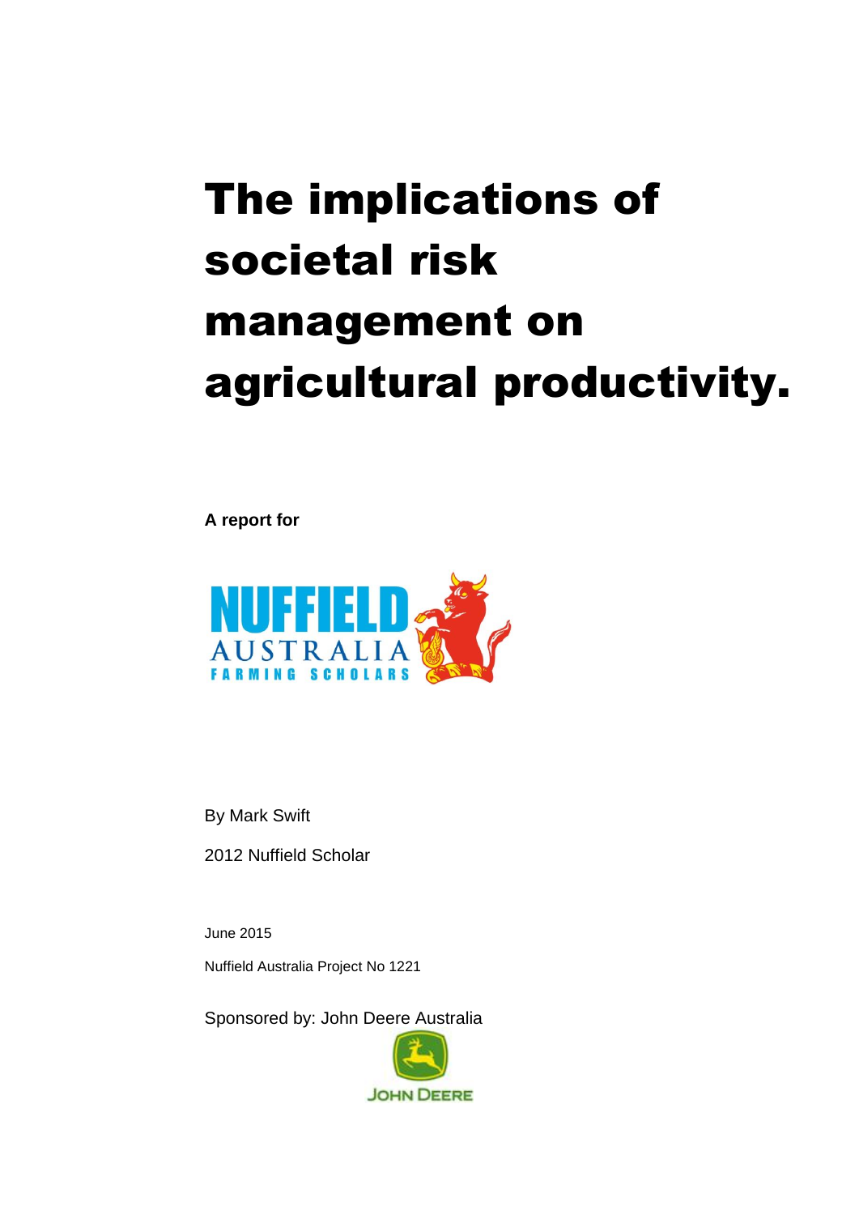# The implications of societal risk management on agricultural productivity.

**A report for**

NUFFIELD AUSTRALIA FARMING SCHOLARS

By Mark Swift

2012 Nuffield Scholar

June 2015

Nuffield Australia Project No 1221

Sponsored by: John Deere Australia

JOHN DEERE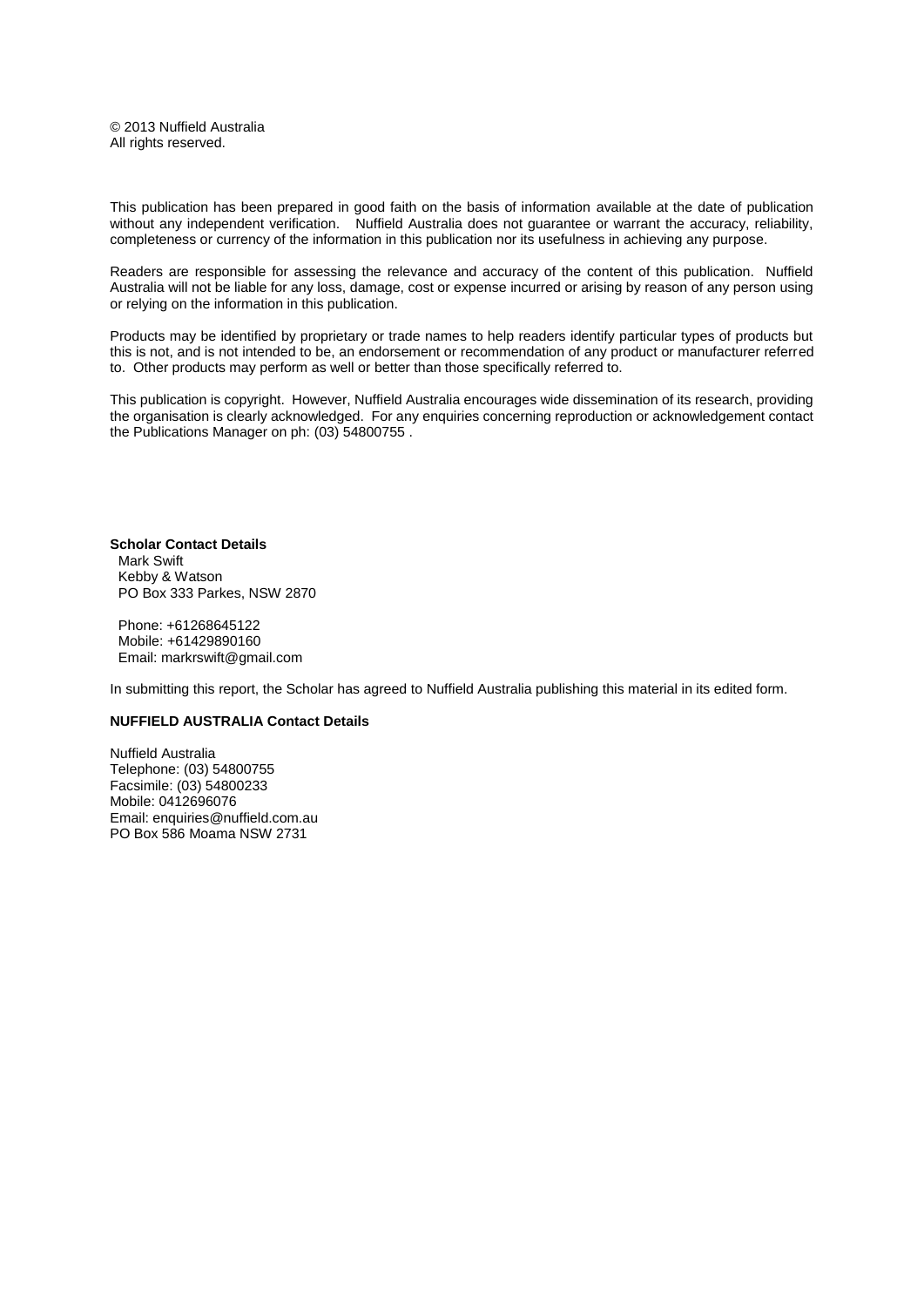© 2013 Nuffield Australia
All rights reserved.

This publication has been prepared in good faith on the basis of information available at the date of publication without any independent verification. Nuffield Australia does not guarantee or warrant the accuracy, reliability, completeness or currency of the information in this publication nor its usefulness in achieving any purpose.

Readers are responsible for assessing the relevance and accuracy of the content of this publication. Nuffield Australia will not be liable for any loss, damage, cost or expense incurred or arising by reason of any person using or relying on the information in this publication.

Products may be identified by proprietary or trade names to help readers identify particular types of products but this is not, and is not intended to be, an endorsement or recommendation of any product or manufacturer referred to. Other products may perform as well or better than those specifically referred to.

This publication is copyright. However, Nuffield Australia encourages wide dissemination of its research, providing the organisation is clearly acknowledged. For any enquiries concerning reproduction or acknowledgement contact the Publications Manager on ph: (03) 54800755 .

**Scholar Contact Details**
Mark Swift
Kebby & Watson
PO Box 333 Parkes, NSW 2870

Phone: +61268645122
Mobile: +61429890160
Email: markrswift@gmail.com

In submitting this report, the Scholar has agreed to Nuffield Australia publishing this material in its edited form.

**NUFFIELD AUSTRALIA Contact Details**

Nuffield Australia
Telephone: (03) 54800755
Facsimile: (03) 54800233
Mobile: 0412696076
Email: enquiries@nuffield.com.au
PO Box 586 Moama NSW 2731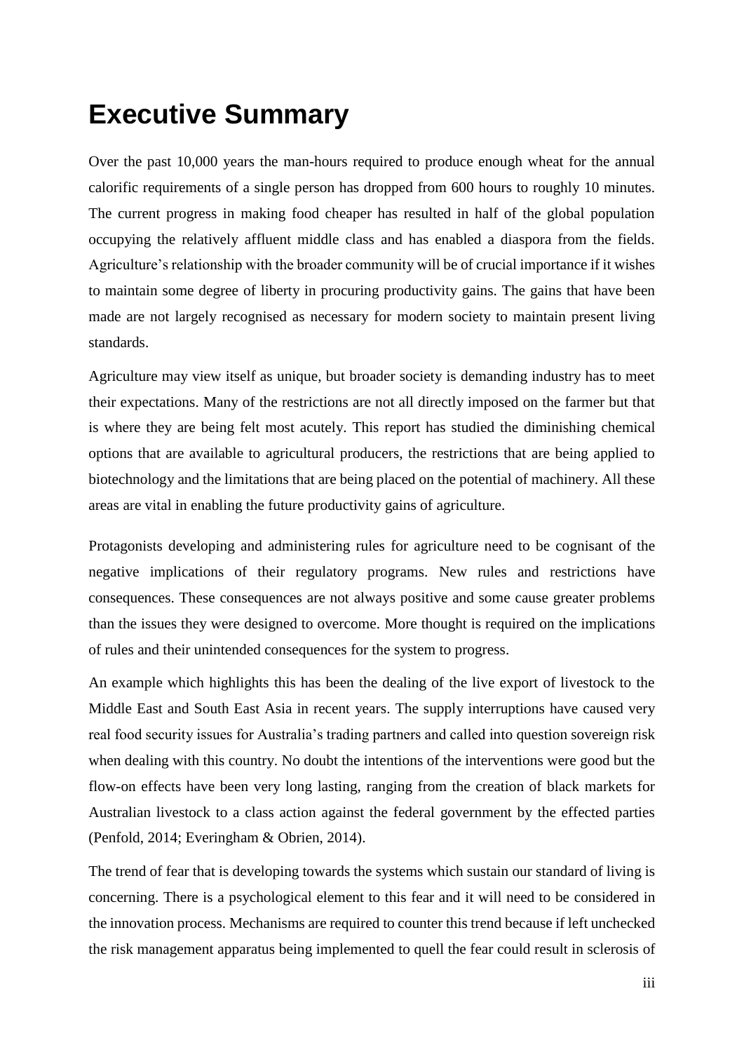# Executive Summary

Over the past 10,000 years the man-hours required to produce enough wheat for the annual calorific requirements of a single person has dropped from 600 hours to roughly 10 minutes. The current progress in making food cheaper has resulted in half of the global population occupying the relatively affluent middle class and has enabled a diaspora from the fields. Agriculture's relationship with the broader community will be of crucial importance if it wishes to maintain some degree of liberty in procuring productivity gains. The gains that have been made are not largely recognised as necessary for modern society to maintain present living standards.

Agriculture may view itself as unique, but broader society is demanding industry has to meet their expectations. Many of the restrictions are not all directly imposed on the farmer but that is where they are being felt most acutely. This report has studied the diminishing chemical options that are available to agricultural producers, the restrictions that are being applied to biotechnology and the limitations that are being placed on the potential of machinery. All these areas are vital in enabling the future productivity gains of agriculture.

Protagonists developing and administering rules for agriculture need to be cognisant of the negative implications of their regulatory programs. New rules and restrictions have consequences. These consequences are not always positive and some cause greater problems than the issues they were designed to overcome. More thought is required on the implications of rules and their unintended consequences for the system to progress.

An example which highlights this has been the dealing of the live export of livestock to the Middle East and South East Asia in recent years. The supply interruptions have caused very real food security issues for Australia's trading partners and called into question sovereign risk when dealing with this country. No doubt the intentions of the interventions were good but the flow-on effects have been very long lasting, ranging from the creation of black markets for Australian livestock to a class action against the federal government by the effected parties (Penfold, 2014; Everingham & Obrien, 2014).

The trend of fear that is developing towards the systems which sustain our standard of living is concerning. There is a psychological element to this fear and it will need to be considered in the innovation process. Mechanisms are required to counter this trend because if left unchecked the risk management apparatus being implemented to quell the fear could result in sclerosis of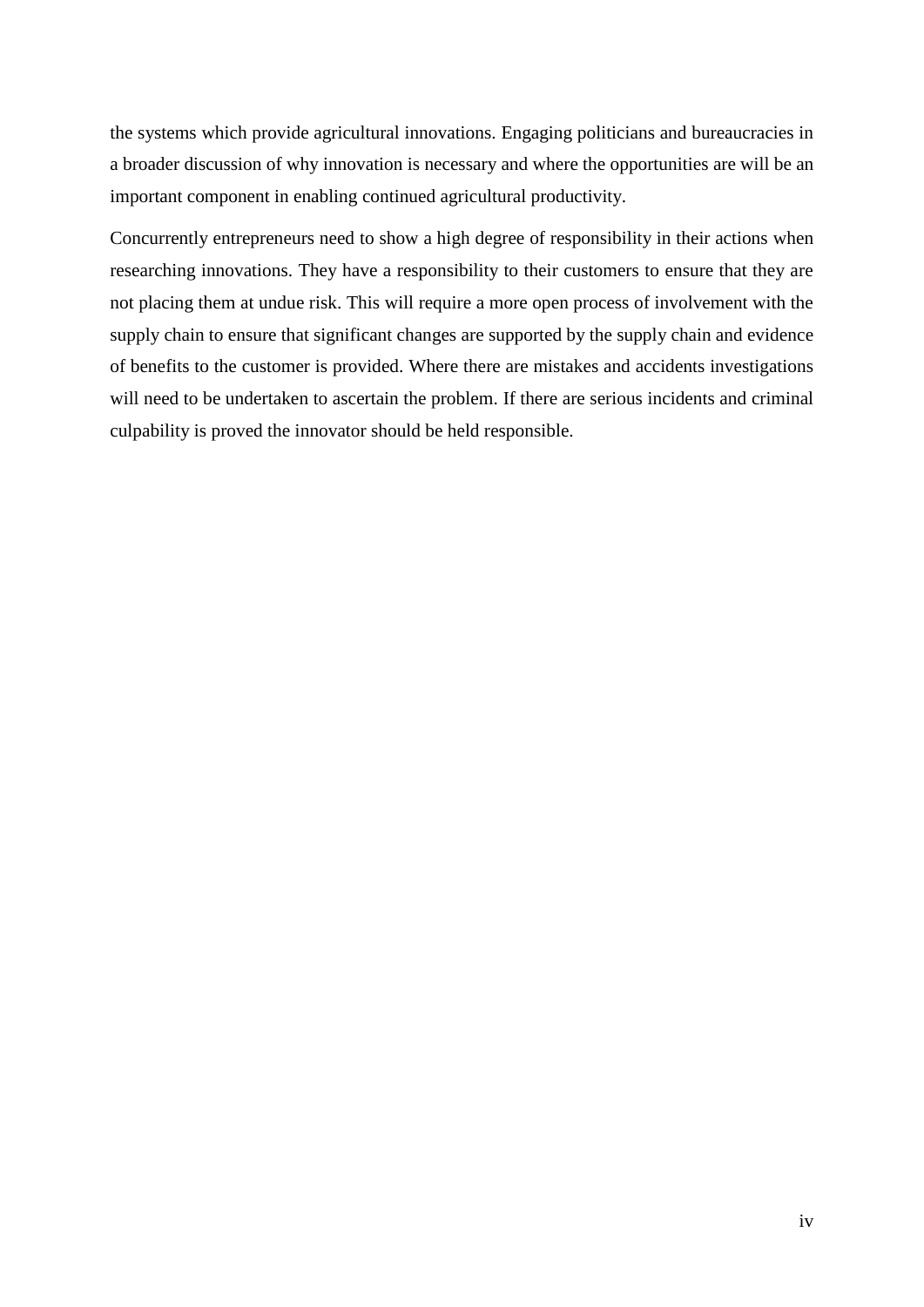the systems which provide agricultural innovations. Engaging politicians and bureaucracies in a broader discussion of why innovation is necessary and where the opportunities are will be an important component in enabling continued agricultural productivity.

Concurrently entrepreneurs need to show a high degree of responsibility in their actions when researching innovations. They have a responsibility to their customers to ensure that they are not placing them at undue risk. This will require a more open process of involvement with the supply chain to ensure that significant changes are supported by the supply chain and evidence of benefits to the customer is provided. Where there are mistakes and accidents investigations will need to be undertaken to ascertain the problem. If there are serious incidents and criminal culpability is proved the innovator should be held responsible.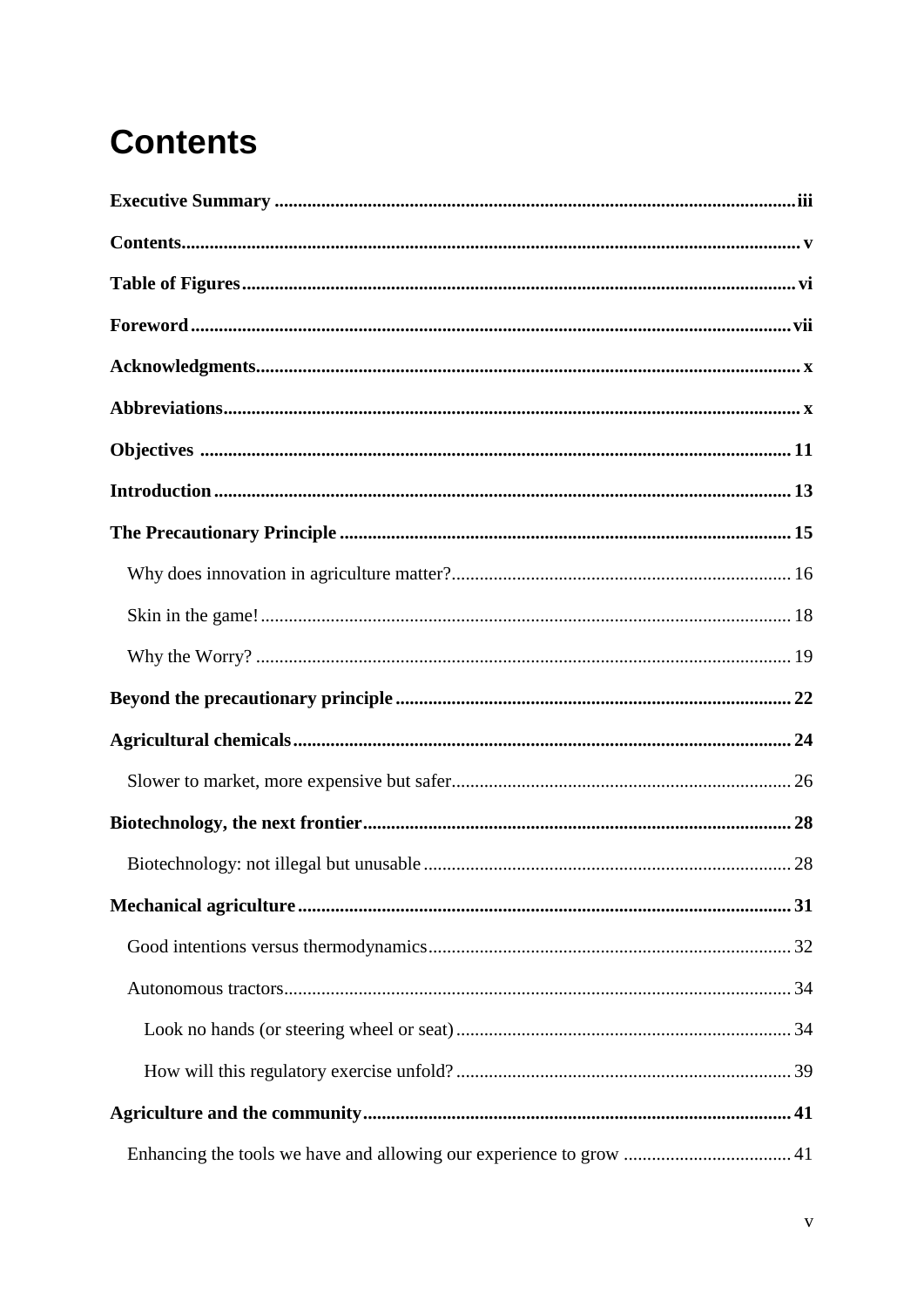# Contents

**Executive Summary** ........ iii

**Contents** ........ v

**Table of Figures** ........ vi

**Foreword** ........ vii

**Acknowledgments** ........ x

**Abbreviations** ........ x

**Objectives** ........ 11

**Introduction** ........ 13

**The Precautionary Principle** ........ 15

- Why does innovation in agriculture matter? ........ 16
- Skin in the game! ........ 18
- Why the Worry? ........ 19

**Beyond the precautionary principle** ........ 22

**Agricultural chemicals** ........ 24

- Slower to market, more expensive but safer ........ 26

**Biotechnology, the next frontier** ........ 28

- Biotechnology: not illegal but unusable ........ 28

**Mechanical agriculture** ........ 31

- Good intentions versus thermodynamics ........ 32
- Autonomous tractors ........ 34
  - Look no hands (or steering wheel or seat) ........ 34
  - How will this regulatory exercise unfold? ........ 39

**Agriculture and the community** ........ 41

- Enhancing the tools we have and allowing our experience to grow ........ 41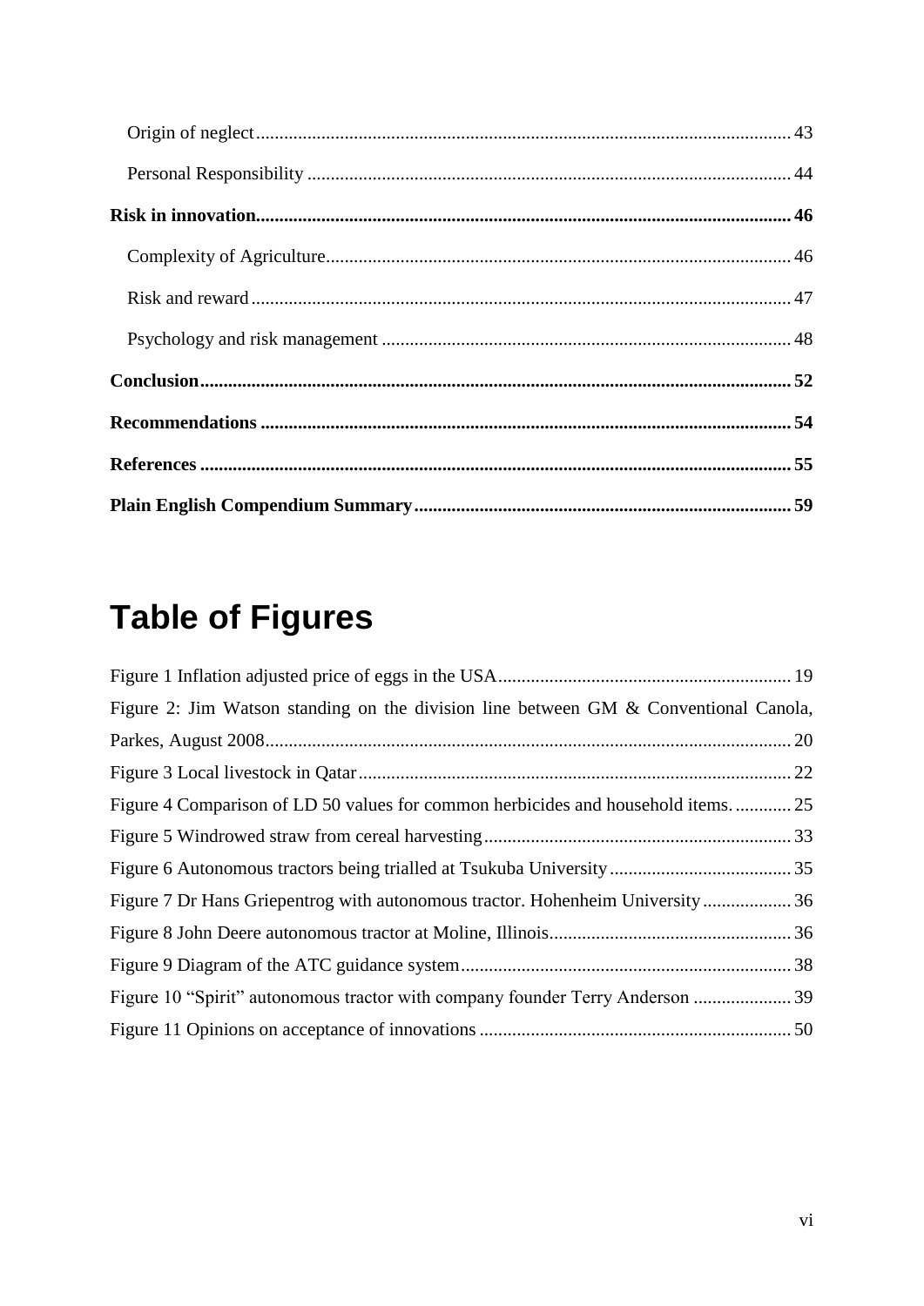Origin of neglect ........................................................................................................ 43

Personal Responsibility ............................................................................................... 44

**Risk in innovation.......................................................................................................... 46**

Complexity of Agriculture............................................................................................ 46

Risk and reward ........................................................................................................... 47

Psychology and risk management ............................................................................... 48

**Conclusion..................................................................................................................... 52**

**Recommendations ......................................................................................................... 54**

**References ..................................................................................................................... 55**

**Plain English Compendium Summary ......................................................................... 59**

# Table of Figures

Figure 1 Inflation adjusted price of eggs in the USA.............................................................. 19

Figure 2: Jim Watson standing on the division line between GM & Conventional Canola, Parkes, August 2008............................................................................................................... 20

Figure 3 Local livestock in Qatar............................................................................................ 22

Figure 4 Comparison of LD 50 values for common herbicides and household items. ............ 25

Figure 5 Windrowed straw from cereal harvesting................................................................. 33

Figure 6 Autonomous tractors being trialled at Tsukuba University...................................... 35

Figure 7 Dr Hans Griepentrog with autonomous tractor. Hohenheim University .................. 36

Figure 8 John Deere autonomous tractor at Moline, Illinois................................................... 36

Figure 9 Diagram of the ATC guidance system...................................................................... 38

Figure 10 “Spirit” autonomous tractor with company founder Terry Anderson .................... 39

Figure 11 Opinions on acceptance of innovations .................................................................. 50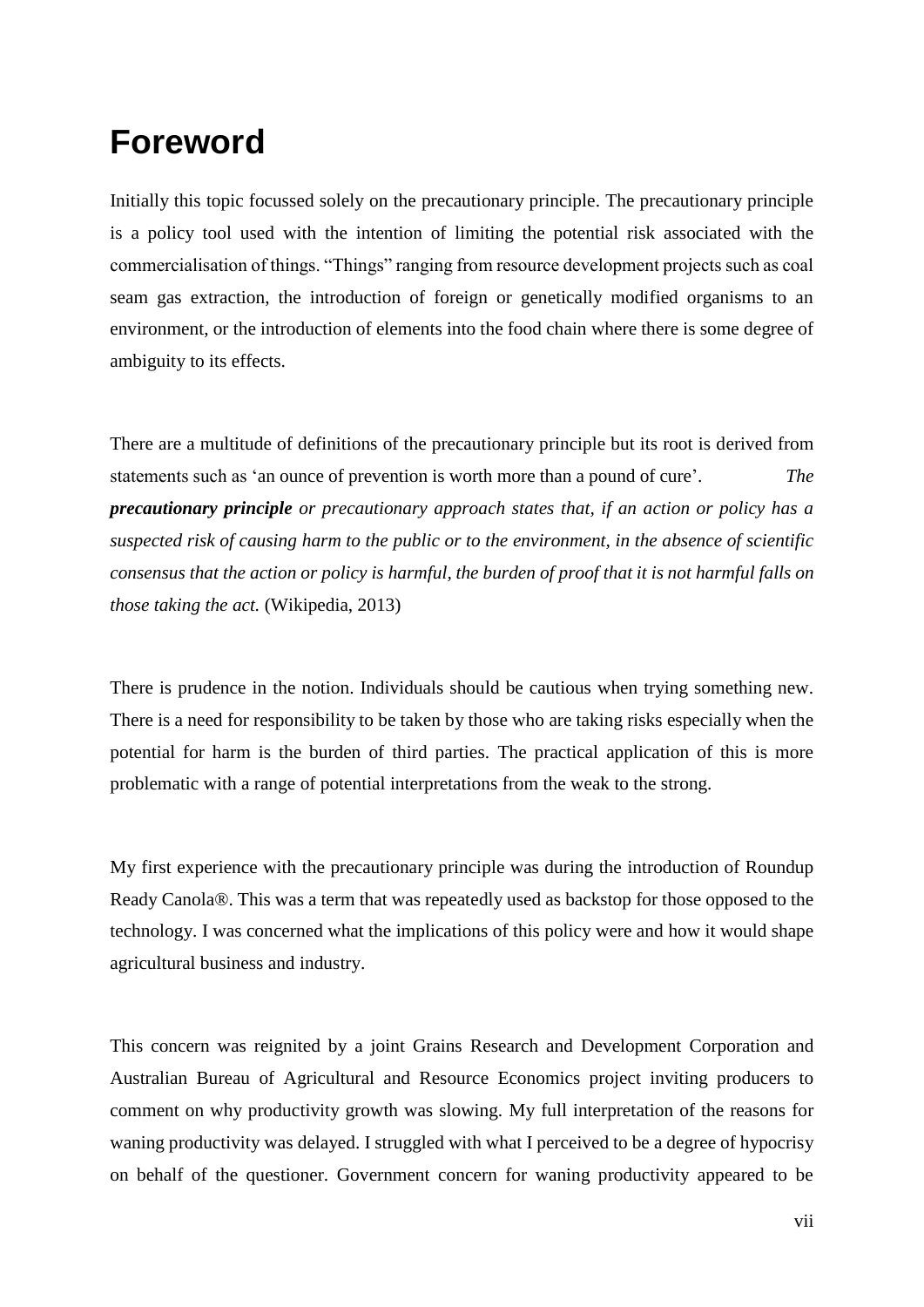# Foreword

Initially this topic focussed solely on the precautionary principle. The precautionary principle is a policy tool used with the intention of limiting the potential risk associated with the commercialisation of things. "Things" ranging from resource development projects such as coal seam gas extraction, the introduction of foreign or genetically modified organisms to an environment, or the introduction of elements into the food chain where there is some degree of ambiguity to its effects.

There are a multitude of definitions of the precautionary principle but its root is derived from statements such as 'an ounce of prevention is worth more than a pound of cure'. *The **precautionary principle** or precautionary approach states that, if an action or policy has a suspected risk of causing harm to the public or to the environment, in the absence of scientific consensus that the action or policy is harmful, the burden of proof that it is not harmful falls on those taking the act.* (Wikipedia, 2013)

There is prudence in the notion. Individuals should be cautious when trying something new. There is a need for responsibility to be taken by those who are taking risks especially when the potential for harm is the burden of third parties. The practical application of this is more problematic with a range of potential interpretations from the weak to the strong.

My first experience with the precautionary principle was during the introduction of Roundup Ready Canola®. This was a term that was repeatedly used as backstop for those opposed to the technology. I was concerned what the implications of this policy were and how it would shape agricultural business and industry.

This concern was reignited by a joint Grains Research and Development Corporation and Australian Bureau of Agricultural and Resource Economics project inviting producers to comment on why productivity growth was slowing. My full interpretation of the reasons for waning productivity was delayed. I struggled with what I perceived to be a degree of hypocrisy on behalf of the questioner. Government concern for waning productivity appeared to be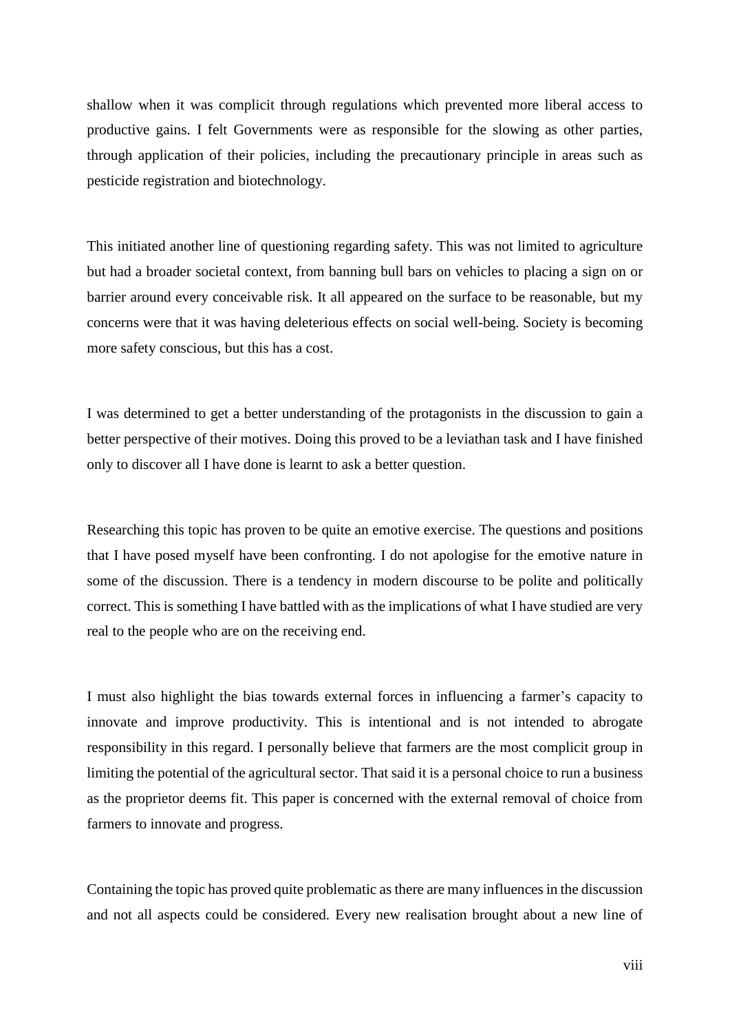shallow when it was complicit through regulations which prevented more liberal access to productive gains. I felt Governments were as responsible for the slowing as other parties, through application of their policies, including the precautionary principle in areas such as pesticide registration and biotechnology.

This initiated another line of questioning regarding safety. This was not limited to agriculture but had a broader societal context, from banning bull bars on vehicles to placing a sign on or barrier around every conceivable risk. It all appeared on the surface to be reasonable, but my concerns were that it was having deleterious effects on social well-being. Society is becoming more safety conscious, but this has a cost.

I was determined to get a better understanding of the protagonists in the discussion to gain a better perspective of their motives. Doing this proved to be a leviathan task and I have finished only to discover all I have done is learnt to ask a better question.

Researching this topic has proven to be quite an emotive exercise. The questions and positions that I have posed myself have been confronting. I do not apologise for the emotive nature in some of the discussion. There is a tendency in modern discourse to be polite and politically correct. This is something I have battled with as the implications of what I have studied are very real to the people who are on the receiving end.

I must also highlight the bias towards external forces in influencing a farmer's capacity to innovate and improve productivity. This is intentional and is not intended to abrogate responsibility in this regard. I personally believe that farmers are the most complicit group in limiting the potential of the agricultural sector. That said it is a personal choice to run a business as the proprietor deems fit. This paper is concerned with the external removal of choice from farmers to innovate and progress.

Containing the topic has proved quite problematic as there are many influences in the discussion and not all aspects could be considered. Every new realisation brought about a new line of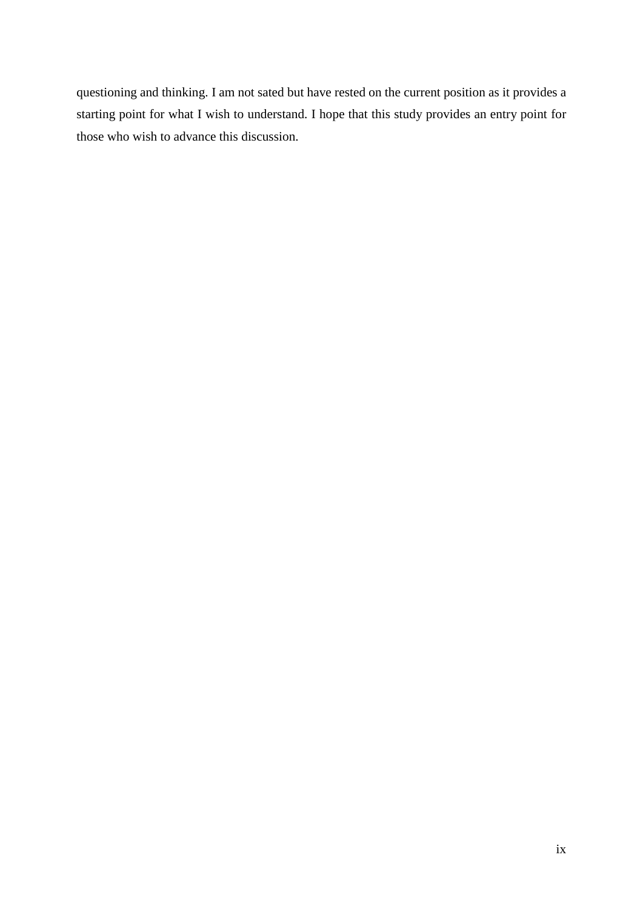questioning and thinking. I am not sated but have rested on the current position as it provides a starting point for what I wish to understand. I hope that this study provides an entry point for those who wish to advance this discussion.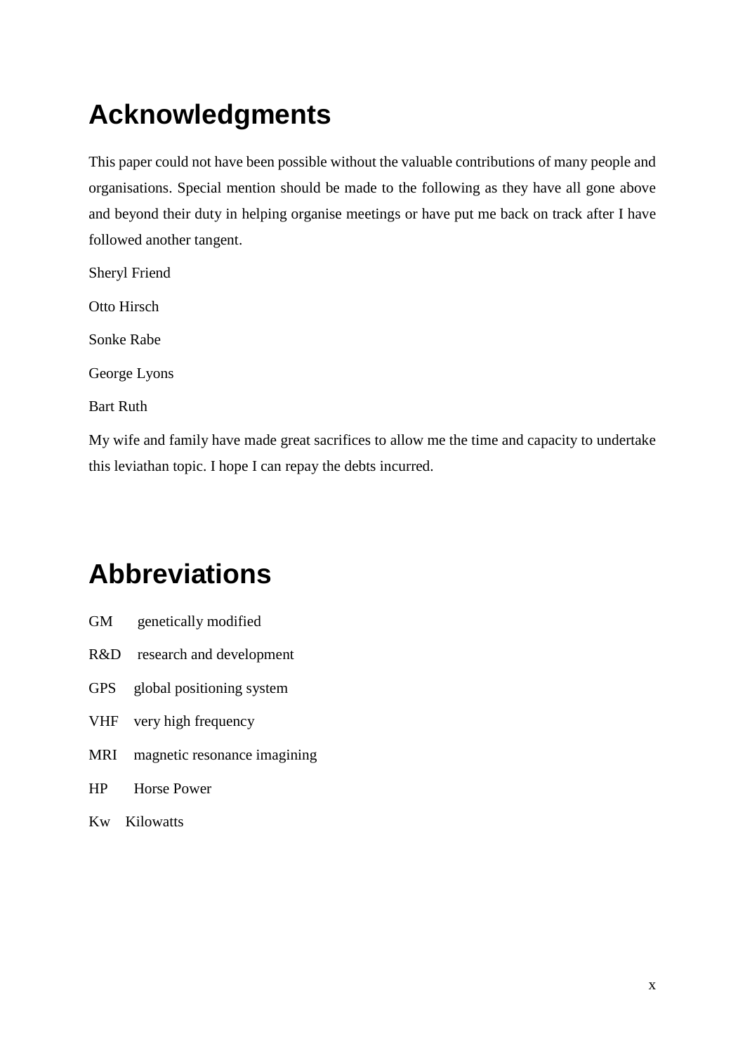# Acknowledgments

This paper could not have been possible without the valuable contributions of many people and organisations. Special mention should be made to the following as they have all gone above and beyond their duty in helping organise meetings or have put me back on track after I have followed another tangent.

Sheryl Friend

Otto Hirsch

Sonke Rabe

George Lyons

Bart Ruth

My wife and family have made great sacrifices to allow me the time and capacity to undertake this leviathan topic. I hope I can repay the debts incurred.

# Abbreviations

GM genetically modified

R&D research and development

GPS global positioning system

VHF very high frequency

MRI magnetic resonance imagining

HP Horse Power

Kw Kilowatts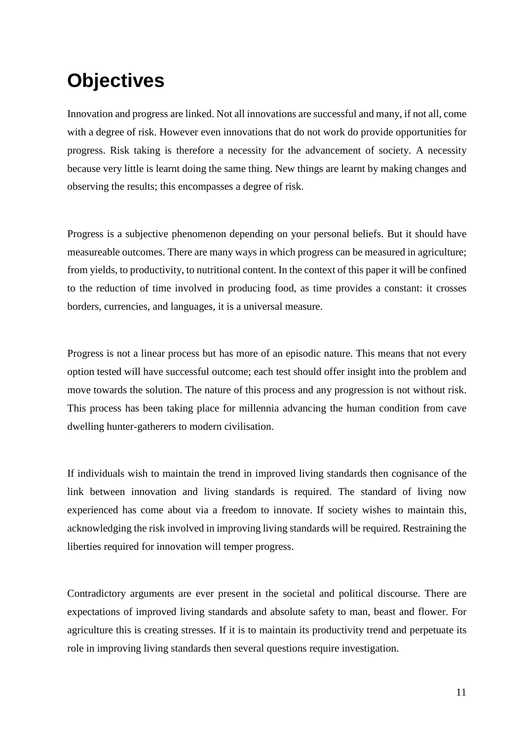# Objectives

Innovation and progress are linked. Not all innovations are successful and many, if not all, come with a degree of risk. However even innovations that do not work do provide opportunities for progress. Risk taking is therefore a necessity for the advancement of society. A necessity because very little is learnt doing the same thing. New things are learnt by making changes and observing the results; this encompasses a degree of risk.

Progress is a subjective phenomenon depending on your personal beliefs. But it should have measureable outcomes. There are many ways in which progress can be measured in agriculture; from yields, to productivity, to nutritional content. In the context of this paper it will be confined to the reduction of time involved in producing food, as time provides a constant: it crosses borders, currencies, and languages, it is a universal measure.

Progress is not a linear process but has more of an episodic nature. This means that not every option tested will have successful outcome; each test should offer insight into the problem and move towards the solution. The nature of this process and any progression is not without risk. This process has been taking place for millennia advancing the human condition from cave dwelling hunter-gatherers to modern civilisation.

If individuals wish to maintain the trend in improved living standards then cognisance of the link between innovation and living standards is required. The standard of living now experienced has come about via a freedom to innovate. If society wishes to maintain this, acknowledging the risk involved in improving living standards will be required. Restraining the liberties required for innovation will temper progress.

Contradictory arguments are ever present in the societal and political discourse. There are expectations of improved living standards and absolute safety to man, beast and flower. For agriculture this is creating stresses. If it is to maintain its productivity trend and perpetuate its role in improving living standards then several questions require investigation.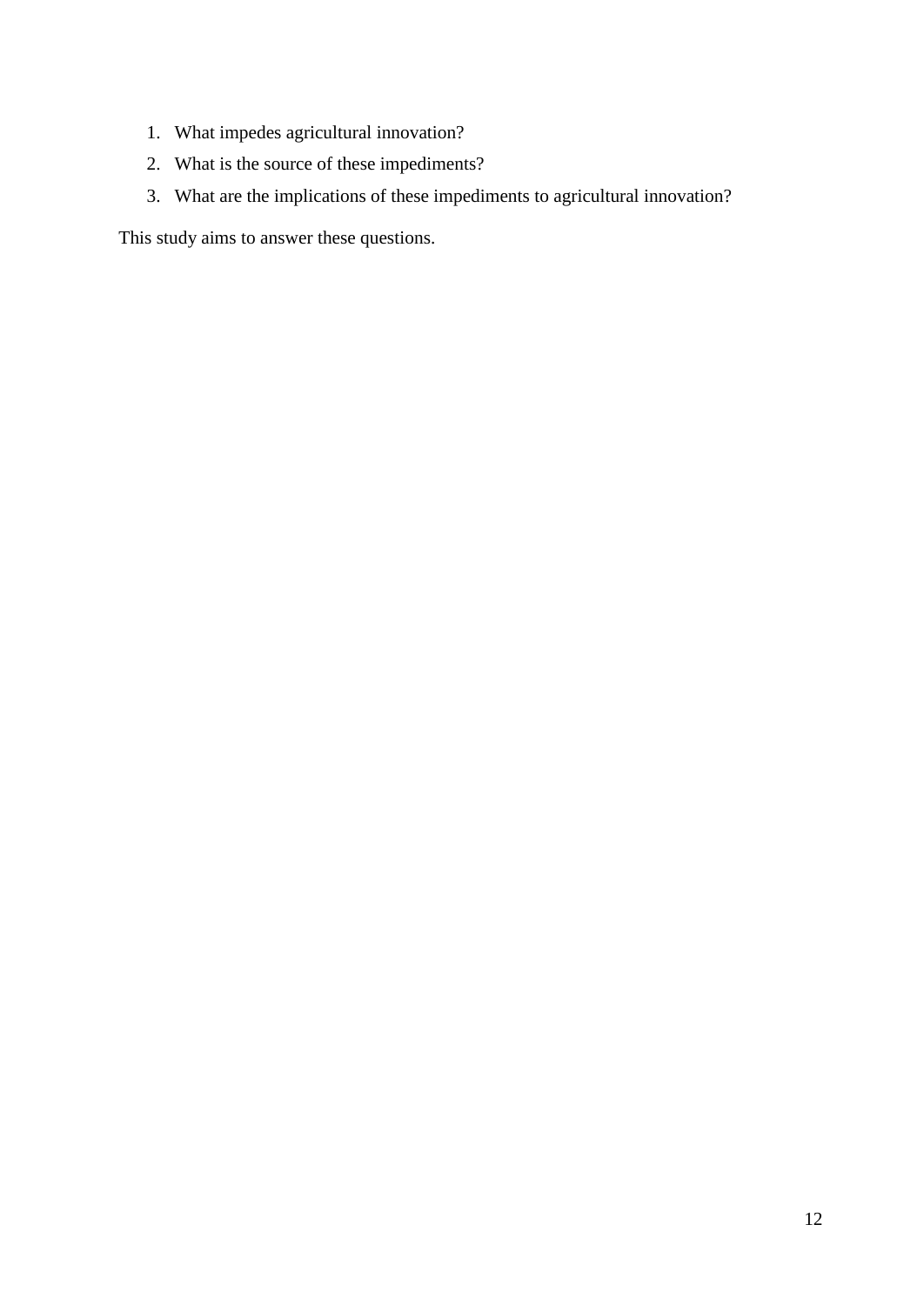1. What impedes agricultural innovation?
2. What is the source of these impediments?
3. What are the implications of these impediments to agricultural innovation?

This study aims to answer these questions.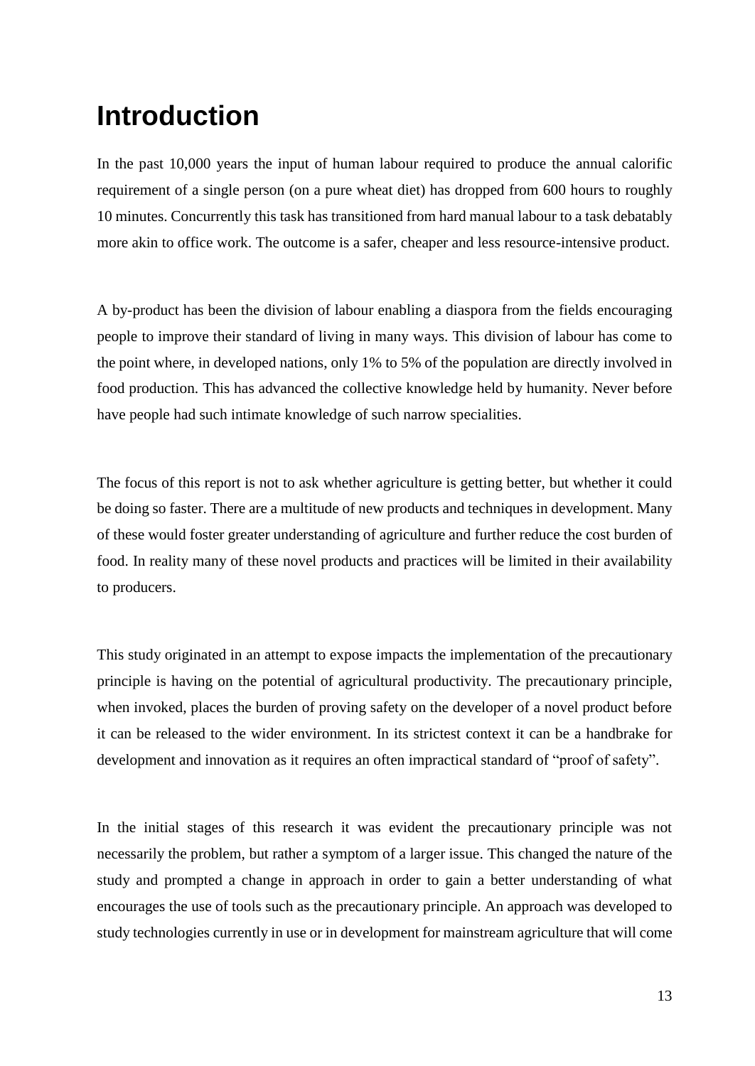# Introduction

In the past 10,000 years the input of human labour required to produce the annual calorific requirement of a single person (on a pure wheat diet) has dropped from 600 hours to roughly 10 minutes. Concurrently this task has transitioned from hard manual labour to a task debatably more akin to office work. The outcome is a safer, cheaper and less resource-intensive product.

A by-product has been the division of labour enabling a diaspora from the fields encouraging people to improve their standard of living in many ways. This division of labour has come to the point where, in developed nations, only 1% to 5% of the population are directly involved in food production. This has advanced the collective knowledge held by humanity. Never before have people had such intimate knowledge of such narrow specialities.

The focus of this report is not to ask whether agriculture is getting better, but whether it could be doing so faster. There are a multitude of new products and techniques in development. Many of these would foster greater understanding of agriculture and further reduce the cost burden of food. In reality many of these novel products and practices will be limited in their availability to producers.

This study originated in an attempt to expose impacts the implementation of the precautionary principle is having on the potential of agricultural productivity. The precautionary principle, when invoked, places the burden of proving safety on the developer of a novel product before it can be released to the wider environment. In its strictest context it can be a handbrake for development and innovation as it requires an often impractical standard of "proof of safety".

In the initial stages of this research it was evident the precautionary principle was not necessarily the problem, but rather a symptom of a larger issue. This changed the nature of the study and prompted a change in approach in order to gain a better understanding of what encourages the use of tools such as the precautionary principle. An approach was developed to study technologies currently in use or in development for mainstream agriculture that will come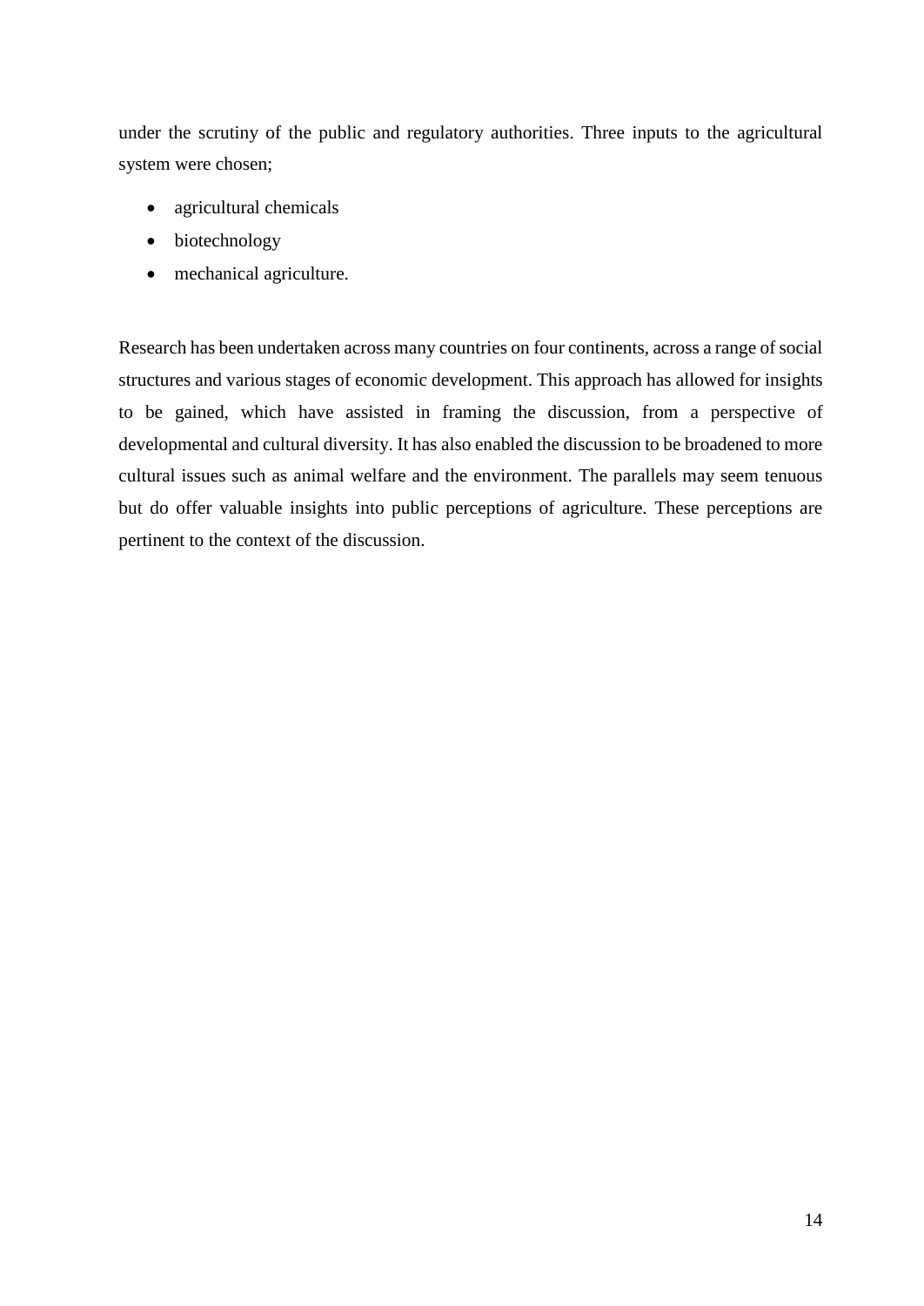under the scrutiny of the public and regulatory authorities. Three inputs to the agricultural system were chosen;

- agricultural chemicals
- biotechnology
- mechanical agriculture.

Research has been undertaken across many countries on four continents, across a range of social structures and various stages of economic development. This approach has allowed for insights to be gained, which have assisted in framing the discussion, from a perspective of developmental and cultural diversity. It has also enabled the discussion to be broadened to more cultural issues such as animal welfare and the environment. The parallels may seem tenuous but do offer valuable insights into public perceptions of agriculture. These perceptions are pertinent to the context of the discussion.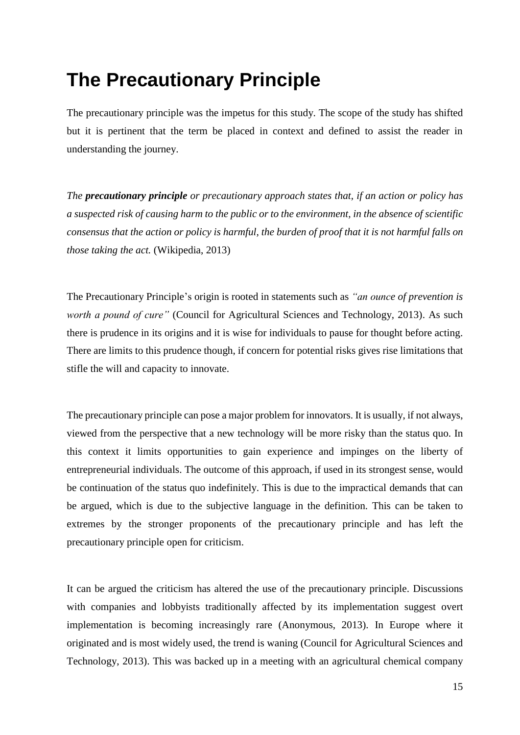# The Precautionary Principle

The precautionary principle was the impetus for this study. The scope of the study has shifted but it is pertinent that the term be placed in context and defined to assist the reader in understanding the journey.

*The **precautionary principle** or precautionary approach states that, if an action or policy has a suspected risk of causing harm to the public or to the environment, in the absence of scientific consensus that the action or policy is harmful, the burden of proof that it is not harmful falls on those taking the act.* (Wikipedia, 2013)

The Precautionary Principle's origin is rooted in statements such as *"an ounce of prevention is worth a pound of cure"* (Council for Agricultural Sciences and Technology, 2013). As such there is prudence in its origins and it is wise for individuals to pause for thought before acting. There are limits to this prudence though, if concern for potential risks gives rise limitations that stifle the will and capacity to innovate.

The precautionary principle can pose a major problem for innovators. It is usually, if not always, viewed from the perspective that a new technology will be more risky than the status quo. In this context it limits opportunities to gain experience and impinges on the liberty of entrepreneurial individuals. The outcome of this approach, if used in its strongest sense, would be continuation of the status quo indefinitely. This is due to the impractical demands that can be argued, which is due to the subjective language in the definition. This can be taken to extremes by the stronger proponents of the precautionary principle and has left the precautionary principle open for criticism.

It can be argued the criticism has altered the use of the precautionary principle. Discussions with companies and lobbyists traditionally affected by its implementation suggest overt implementation is becoming increasingly rare (Anonymous, 2013). In Europe where it originated and is most widely used, the trend is waning (Council for Agricultural Sciences and Technology, 2013). This was backed up in a meeting with an agricultural chemical company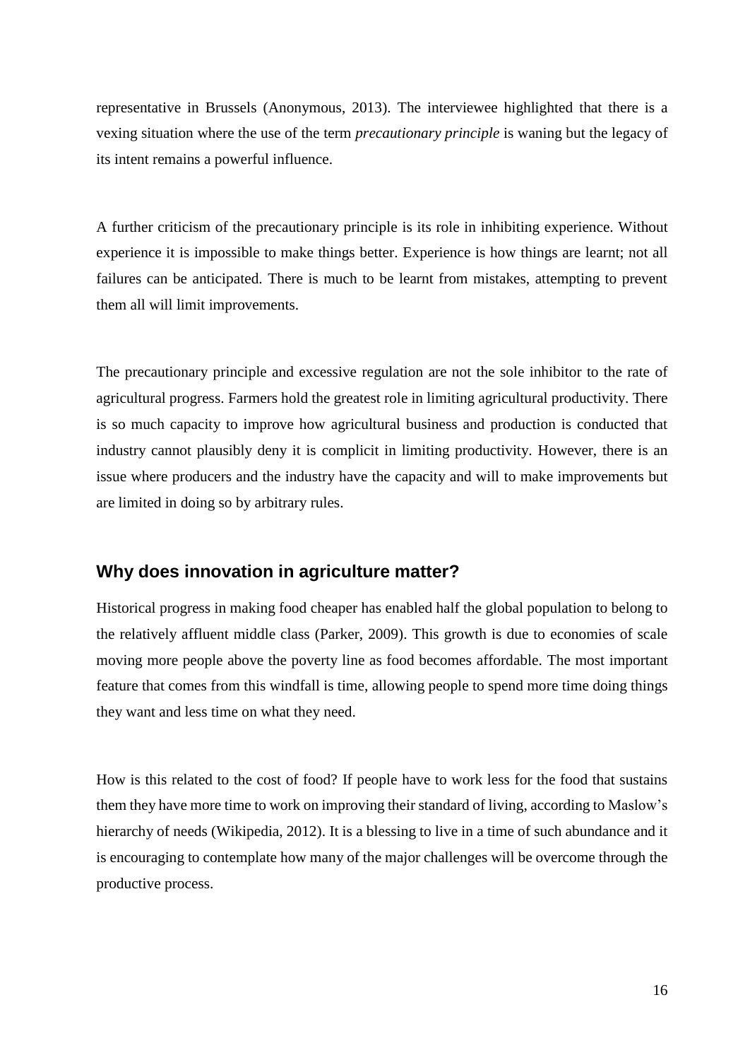representative in Brussels (Anonymous, 2013). The interviewee highlighted that there is a vexing situation where the use of the term *precautionary principle* is waning but the legacy of its intent remains a powerful influence.

A further criticism of the precautionary principle is its role in inhibiting experience. Without experience it is impossible to make things better. Experience is how things are learnt; not all failures can be anticipated. There is much to be learnt from mistakes, attempting to prevent them all will limit improvements.

The precautionary principle and excessive regulation are not the sole inhibitor to the rate of agricultural progress. Farmers hold the greatest role in limiting agricultural productivity. There is so much capacity to improve how agricultural business and production is conducted that industry cannot plausibly deny it is complicit in limiting productivity. However, there is an issue where producers and the industry have the capacity and will to make improvements but are limited in doing so by arbitrary rules.

## Why does innovation in agriculture matter?

Historical progress in making food cheaper has enabled half the global population to belong to the relatively affluent middle class (Parker, 2009). This growth is due to economies of scale moving more people above the poverty line as food becomes affordable. The most important feature that comes from this windfall is time, allowing people to spend more time doing things they want and less time on what they need.

How is this related to the cost of food? If people have to work less for the food that sustains them they have more time to work on improving their standard of living, according to Maslow's hierarchy of needs (Wikipedia, 2012). It is a blessing to live in a time of such abundance and it is encouraging to contemplate how many of the major challenges will be overcome through the productive process.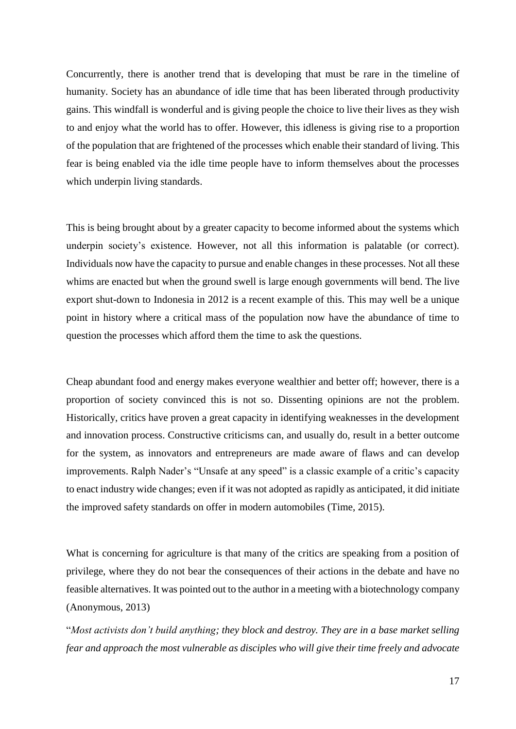Concurrently, there is another trend that is developing that must be rare in the timeline of humanity. Society has an abundance of idle time that has been liberated through productivity gains. This windfall is wonderful and is giving people the choice to live their lives as they wish to and enjoy what the world has to offer. However, this idleness is giving rise to a proportion of the population that are frightened of the processes which enable their standard of living. This fear is being enabled via the idle time people have to inform themselves about the processes which underpin living standards.

This is being brought about by a greater capacity to become informed about the systems which underpin society's existence. However, not all this information is palatable (or correct). Individuals now have the capacity to pursue and enable changes in these processes. Not all these whims are enacted but when the ground swell is large enough governments will bend. The live export shut-down to Indonesia in 2012 is a recent example of this. This may well be a unique point in history where a critical mass of the population now have the abundance of time to question the processes which afford them the time to ask the questions.

Cheap abundant food and energy makes everyone wealthier and better off; however, there is a proportion of society convinced this is not so. Dissenting opinions are not the problem. Historically, critics have proven a great capacity in identifying weaknesses in the development and innovation process. Constructive criticisms can, and usually do, result in a better outcome for the system, as innovators and entrepreneurs are made aware of flaws and can develop improvements. Ralph Nader's "Unsafe at any speed" is a classic example of a critic's capacity to enact industry wide changes; even if it was not adopted as rapidly as anticipated, it did initiate the improved safety standards on offer in modern automobiles (Time, 2015).

What is concerning for agriculture is that many of the critics are speaking from a position of privilege, where they do not bear the consequences of their actions in the debate and have no feasible alternatives. It was pointed out to the author in a meeting with a biotechnology company (Anonymous, 2013)

"*Most activists don't build anything; they block and destroy. They are in a base market selling fear and approach the most vulnerable as disciples who will give their time freely and advocate*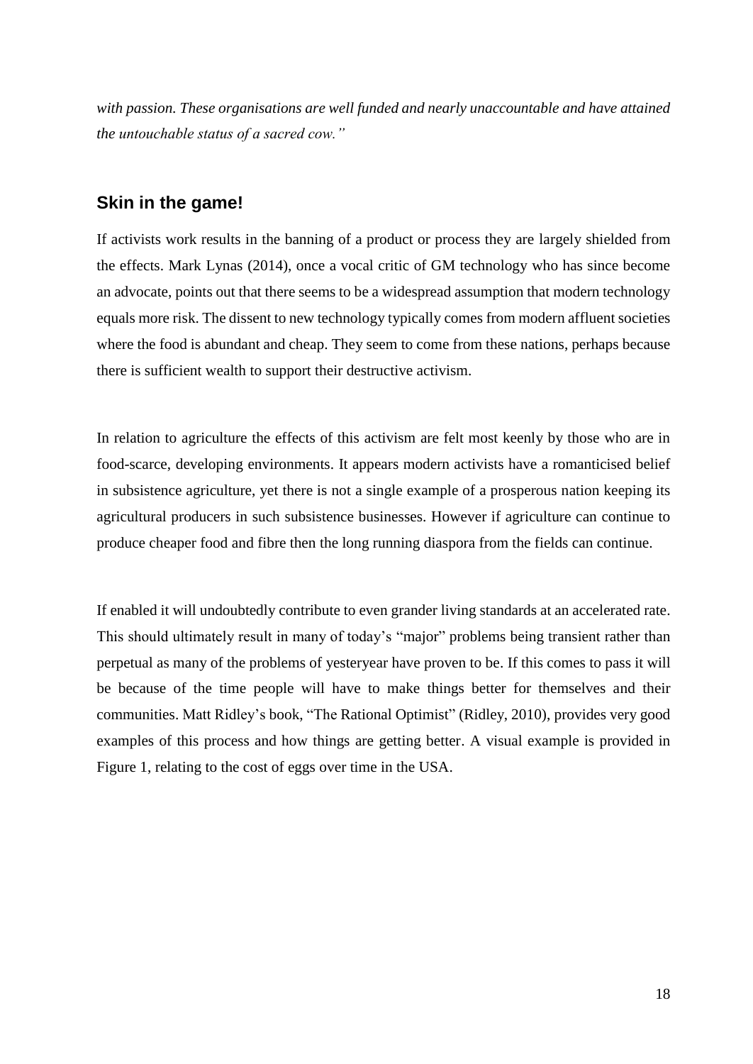*with passion. These organisations are well funded and nearly unaccountable and have attained the untouchable status of a sacred cow."*

## Skin in the game!

If activists work results in the banning of a product or process they are largely shielded from the effects. Mark Lynas (2014), once a vocal critic of GM technology who has since become an advocate, points out that there seems to be a widespread assumption that modern technology equals more risk. The dissent to new technology typically comes from modern affluent societies where the food is abundant and cheap. They seem to come from these nations, perhaps because there is sufficient wealth to support their destructive activism.

In relation to agriculture the effects of this activism are felt most keenly by those who are in food-scarce, developing environments. It appears modern activists have a romanticised belief in subsistence agriculture, yet there is not a single example of a prosperous nation keeping its agricultural producers in such subsistence businesses. However if agriculture can continue to produce cheaper food and fibre then the long running diaspora from the fields can continue.

If enabled it will undoubtedly contribute to even grander living standards at an accelerated rate. This should ultimately result in many of today's "major" problems being transient rather than perpetual as many of the problems of yesteryear have proven to be. If this comes to pass it will be because of the time people will have to make things better for themselves and their communities. Matt Ridley's book, "The Rational Optimist" (Ridley, 2010), provides very good examples of this process and how things are getting better. A visual example is provided in Figure 1, relating to the cost of eggs over time in the USA.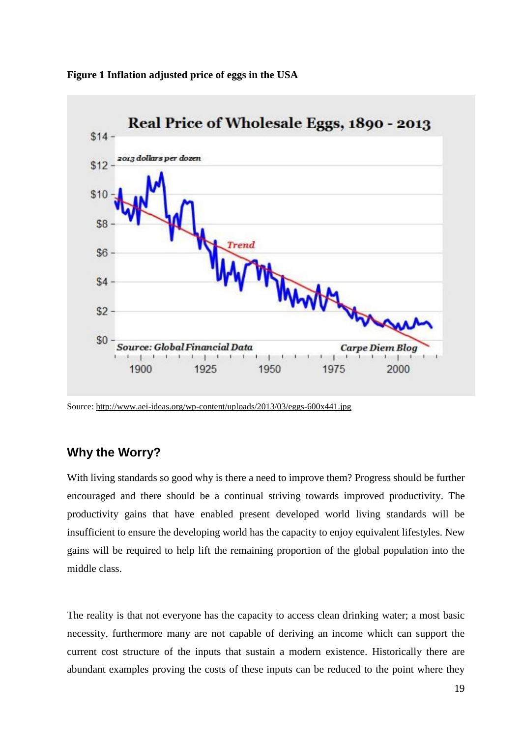**Figure 1 Inflation adjusted price of eggs in the USA**

Source: http://www.aei-ideas.org/wp-content/uploads/2013/03/eggs-600x441.jpg

## Why the Worry?

With living standards so good why is there a need to improve them? Progress should be further encouraged and there should be a continual striving towards improved productivity. The productivity gains that have enabled present developed world living standards will be insufficient to ensure the developing world has the capacity to enjoy equivalent lifestyles. New gains will be required to help lift the remaining proportion of the global population into the middle class.

The reality is that not everyone has the capacity to access clean drinking water; a most basic necessity, furthermore many are not capable of deriving an income which can support the current cost structure of the inputs that sustain a modern existence. Historically there are abundant examples proving the costs of these inputs can be reduced to the point where they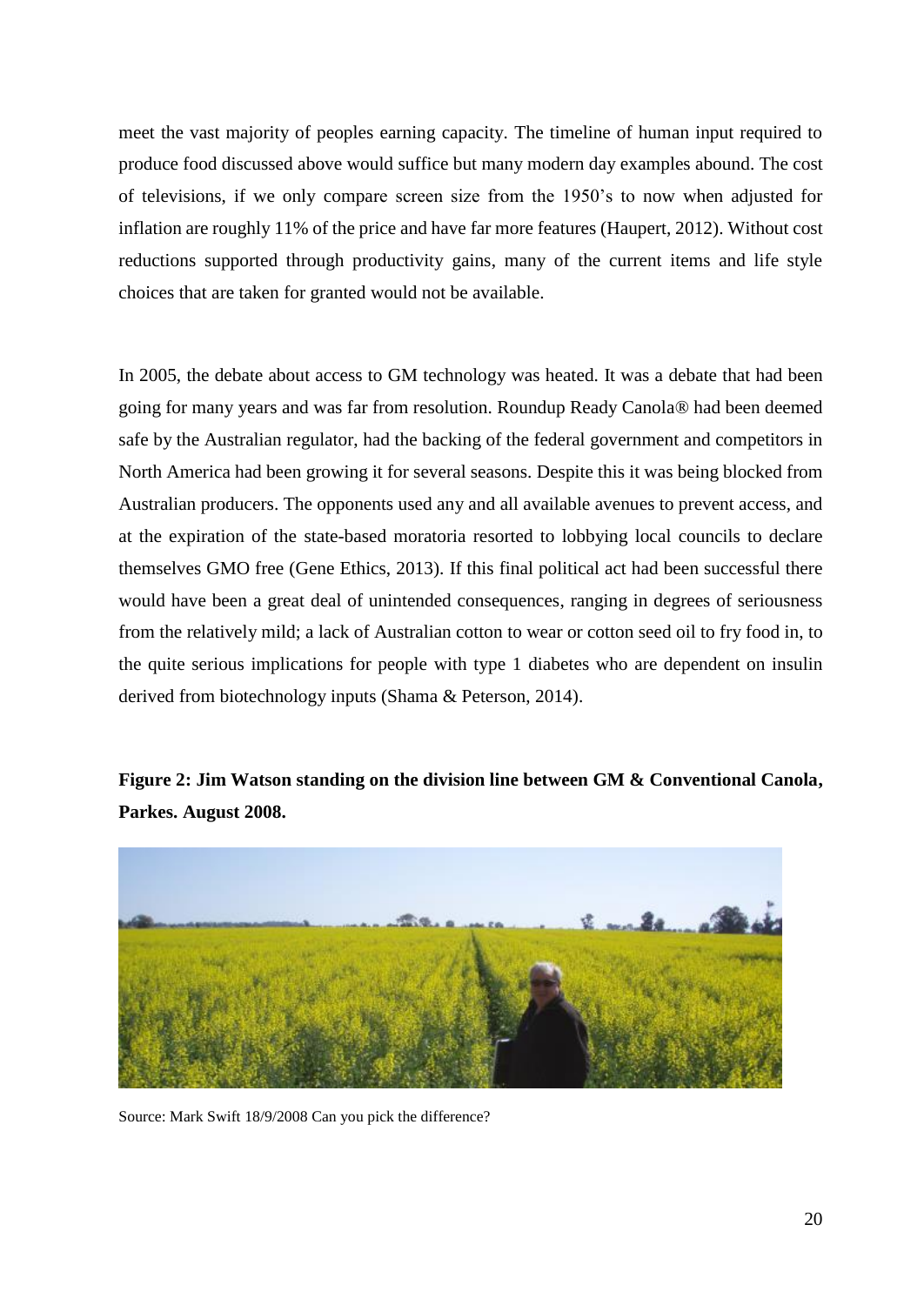meet the vast majority of peoples earning capacity. The timeline of human input required to produce food discussed above would suffice but many modern day examples abound. The cost of televisions, if we only compare screen size from the 1950's to now when adjusted for inflation are roughly 11% of the price and have far more features (Haupert, 2012). Without cost reductions supported through productivity gains, many of the current items and life style choices that are taken for granted would not be available.

In 2005, the debate about access to GM technology was heated. It was a debate that had been going for many years and was far from resolution. Roundup Ready Canola® had been deemed safe by the Australian regulator, had the backing of the federal government and competitors in North America had been growing it for several seasons. Despite this it was being blocked from Australian producers. The opponents used any and all available avenues to prevent access, and at the expiration of the state-based moratoria resorted to lobbying local councils to declare themselves GMO free (Gene Ethics, 2013). If this final political act had been successful there would have been a great deal of unintended consequences, ranging in degrees of seriousness from the relatively mild; a lack of Australian cotton to wear or cotton seed oil to fry food in, to the quite serious implications for people with type 1 diabetes who are dependent on insulin derived from biotechnology inputs (Shama & Peterson, 2014).

**Figure 2: Jim Watson standing on the division line between GM & Conventional Canola, Parkes. August 2008.**

Source: Mark Swift 18/9/2008 Can you pick the difference?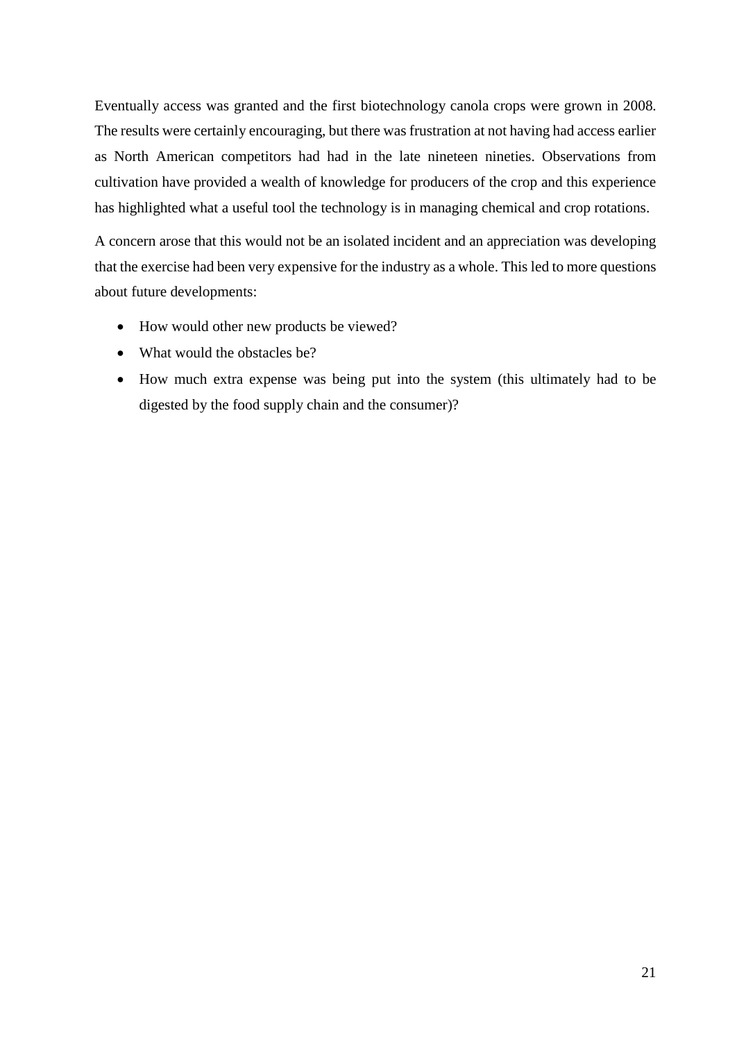Eventually access was granted and the first biotechnology canola crops were grown in 2008. The results were certainly encouraging, but there was frustration at not having had access earlier as North American competitors had had in the late nineteen nineties. Observations from cultivation have provided a wealth of knowledge for producers of the crop and this experience has highlighted what a useful tool the technology is in managing chemical and crop rotations.

A concern arose that this would not be an isolated incident and an appreciation was developing that the exercise had been very expensive for the industry as a whole. This led to more questions about future developments:

- How would other new products be viewed?
- What would the obstacles be?
- How much extra expense was being put into the system (this ultimately had to be digested by the food supply chain and the consumer)?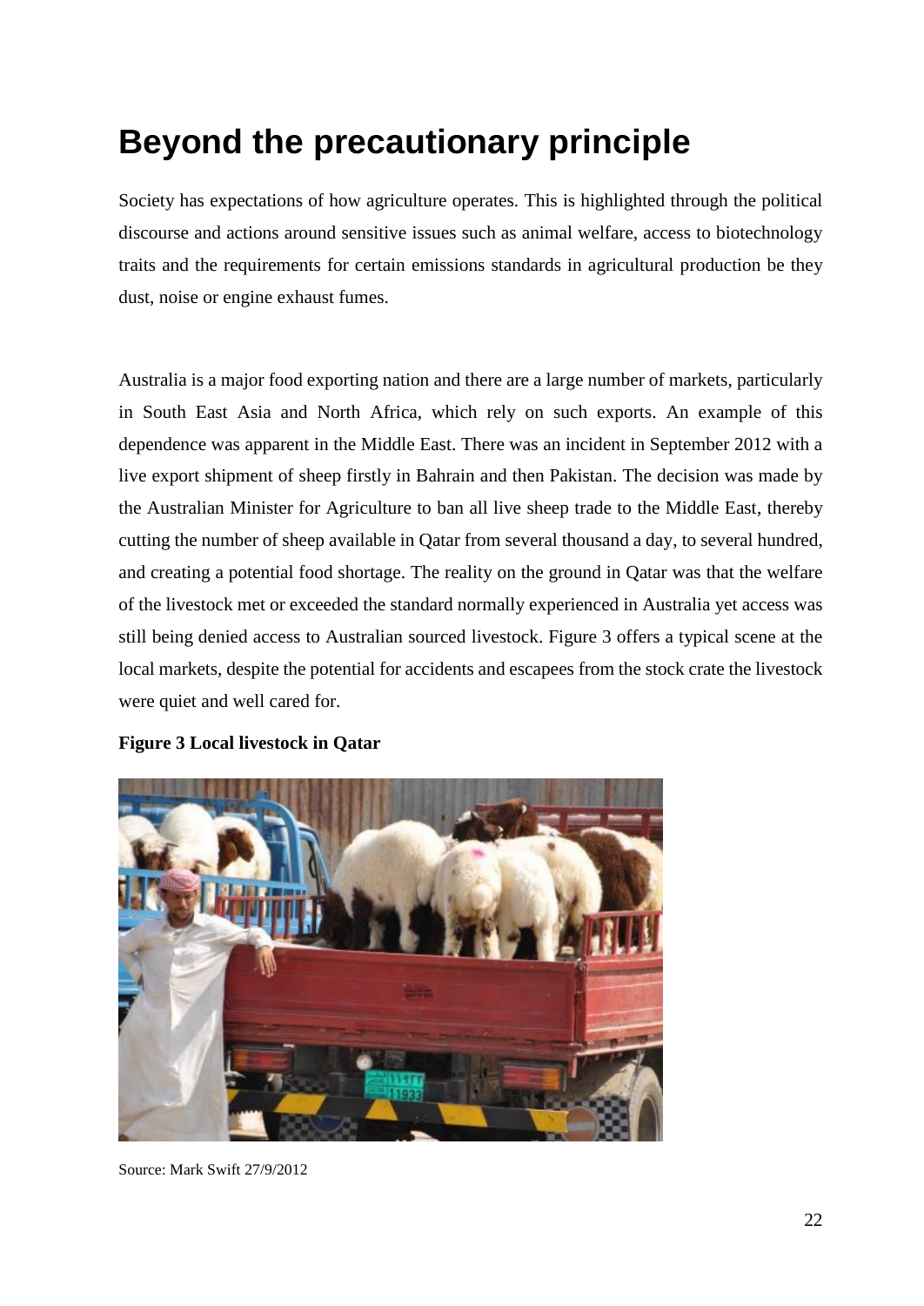# Beyond the precautionary principle

Society has expectations of how agriculture operates. This is highlighted through the political discourse and actions around sensitive issues such as animal welfare, access to biotechnology traits and the requirements for certain emissions standards in agricultural production be they dust, noise or engine exhaust fumes.

Australia is a major food exporting nation and there are a large number of markets, particularly in South East Asia and North Africa, which rely on such exports. An example of this dependence was apparent in the Middle East. There was an incident in September 2012 with a live export shipment of sheep firstly in Bahrain and then Pakistan. The decision was made by the Australian Minister for Agriculture to ban all live sheep trade to the Middle East, thereby cutting the number of sheep available in Qatar from several thousand a day, to several hundred, and creating a potential food shortage. The reality on the ground in Qatar was that the welfare of the livestock met or exceeded the standard normally experienced in Australia yet access was still being denied access to Australian sourced livestock. Figure 3 offers a typical scene at the local markets, despite the potential for accidents and escapees from the stock crate the livestock were quiet and well cared for.

**Figure 3 Local livestock in Qatar**

Source: Mark Swift 27/9/2012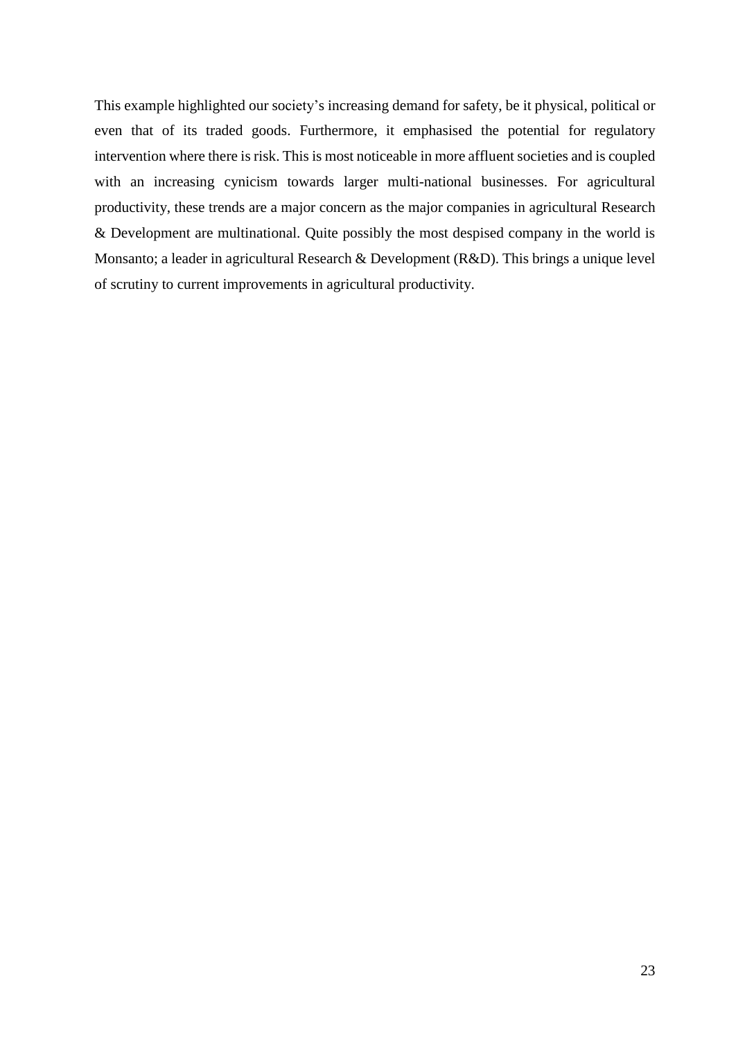This example highlighted our society's increasing demand for safety, be it physical, political or even that of its traded goods. Furthermore, it emphasised the potential for regulatory intervention where there is risk. This is most noticeable in more affluent societies and is coupled with an increasing cynicism towards larger multi-national businesses. For agricultural productivity, these trends are a major concern as the major companies in agricultural Research & Development are multinational. Quite possibly the most despised company in the world is Monsanto; a leader in agricultural Research & Development (R&D). This brings a unique level of scrutiny to current improvements in agricultural productivity.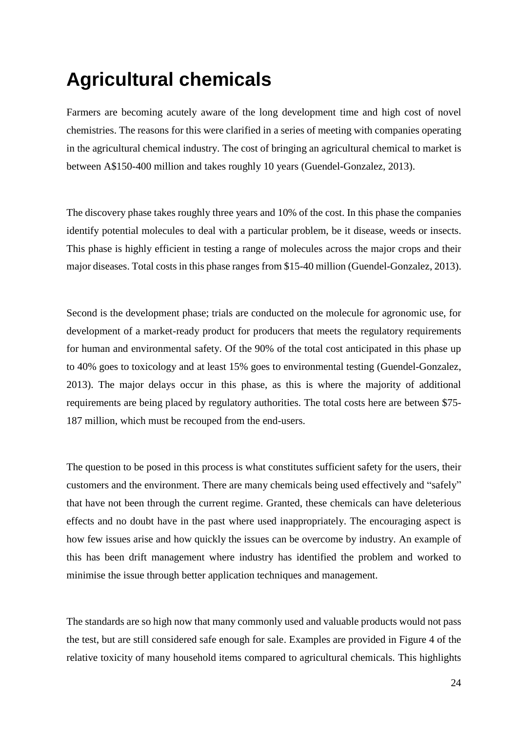# Agricultural chemicals

Farmers are becoming acutely aware of the long development time and high cost of novel chemistries. The reasons for this were clarified in a series of meeting with companies operating in the agricultural chemical industry. The cost of bringing an agricultural chemical to market is between A$150-400 million and takes roughly 10 years (Guendel-Gonzalez, 2013).

The discovery phase takes roughly three years and 10% of the cost. In this phase the companies identify potential molecules to deal with a particular problem, be it disease, weeds or insects. This phase is highly efficient in testing a range of molecules across the major crops and their major diseases. Total costs in this phase ranges from $15-40 million (Guendel-Gonzalez, 2013).

Second is the development phase; trials are conducted on the molecule for agronomic use, for development of a market-ready product for producers that meets the regulatory requirements for human and environmental safety. Of the 90% of the total cost anticipated in this phase up to 40% goes to toxicology and at least 15% goes to environmental testing (Guendel-Gonzalez, 2013). The major delays occur in this phase, as this is where the majority of additional requirements are being placed by regulatory authorities. The total costs here are between $75-187 million, which must be recouped from the end-users.

The question to be posed in this process is what constitutes sufficient safety for the users, their customers and the environment. There are many chemicals being used effectively and "safely" that have not been through the current regime. Granted, these chemicals can have deleterious effects and no doubt have in the past where used inappropriately. The encouraging aspect is how few issues arise and how quickly the issues can be overcome by industry. An example of this has been drift management where industry has identified the problem and worked to minimise the issue through better application techniques and management.

The standards are so high now that many commonly used and valuable products would not pass the test, but are still considered safe enough for sale. Examples are provided in Figure 4 of the relative toxicity of many household items compared to agricultural chemicals. This highlights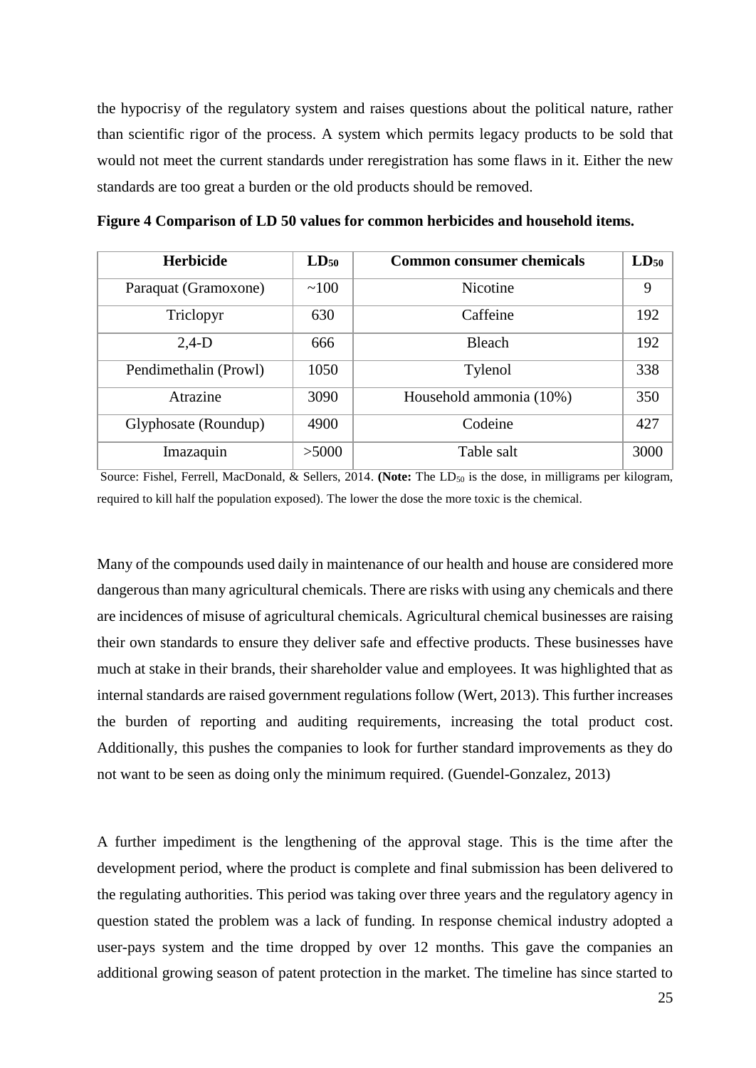the hypocrisy of the regulatory system and raises questions about the political nature, rather than scientific rigor of the process. A system which permits legacy products to be sold that would not meet the current standards under reregistration has some flaws in it. Either the new standards are too great a burden or the old products should be removed.

**Figure 4 Comparison of LD 50 values for common herbicides and household items.**

| Herbicide | $LD_{50}$ | Common consumer chemicals | $LD_{50}$ |
|---|---|---|---|
| Paraquat (Gramoxone) | ~100 | Nicotine | 9 |
| Triclopyr | 630 | Caffeine | 192 |
| 2,4-D | 666 | Bleach | 192 |
| Pendimethalin (Prowl) | 1050 | Tylenol | 338 |
| Atrazine | 3090 | Household ammonia (10%) | 350 |
| Glyphosate (Roundup) | 4900 | Codeine | 427 |
| Imazaquin | >5000 | Table salt | 3000 |

Source: Fishel, Ferrell, MacDonald, & Sellers, 2014. **(Note:** The $LD_{50}$ is the dose, in milligrams per kilogram, required to kill half the population exposed). The lower the dose the more toxic is the chemical.

Many of the compounds used daily in maintenance of our health and house are considered more dangerous than many agricultural chemicals. There are risks with using any chemicals and there are incidences of misuse of agricultural chemicals. Agricultural chemical businesses are raising their own standards to ensure they deliver safe and effective products. These businesses have much at stake in their brands, their shareholder value and employees. It was highlighted that as internal standards are raised government regulations follow (Wert, 2013). This further increases the burden of reporting and auditing requirements, increasing the total product cost. Additionally, this pushes the companies to look for further standard improvements as they do not want to be seen as doing only the minimum required. (Guendel-Gonzalez, 2013)

A further impediment is the lengthening of the approval stage. This is the time after the development period, where the product is complete and final submission has been delivered to the regulating authorities. This period was taking over three years and the regulatory agency in question stated the problem was a lack of funding. In response chemical industry adopted a user-pays system and the time dropped by over 12 months. This gave the companies an additional growing season of patent protection in the market. The timeline has since started to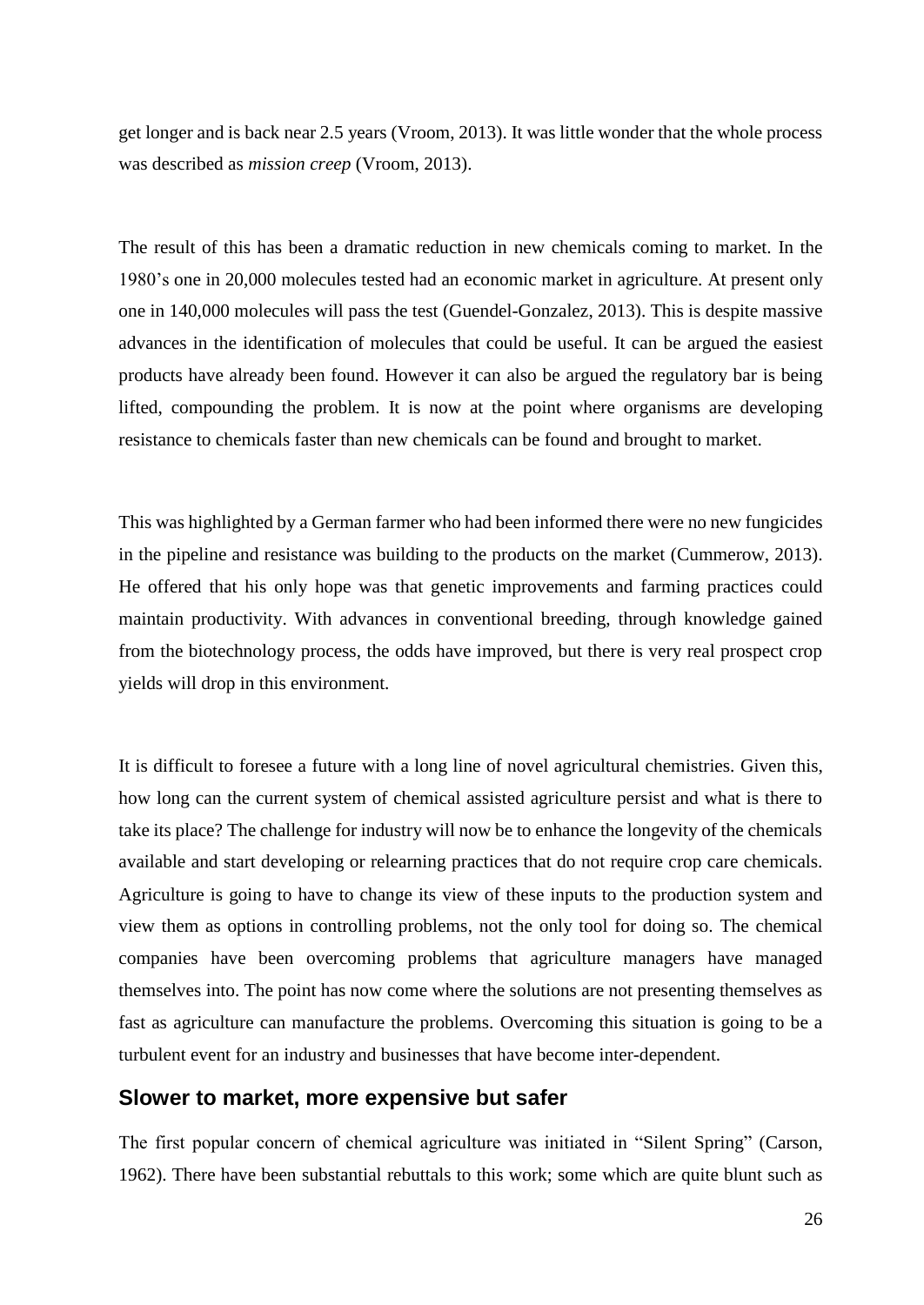get longer and is back near 2.5 years (Vroom, 2013). It was little wonder that the whole process was described as *mission creep* (Vroom, 2013).

The result of this has been a dramatic reduction in new chemicals coming to market. In the 1980's one in 20,000 molecules tested had an economic market in agriculture. At present only one in 140,000 molecules will pass the test (Guendel-Gonzalez, 2013). This is despite massive advances in the identification of molecules that could be useful. It can be argued the easiest products have already been found. However it can also be argued the regulatory bar is being lifted, compounding the problem. It is now at the point where organisms are developing resistance to chemicals faster than new chemicals can be found and brought to market.

This was highlighted by a German farmer who had been informed there were no new fungicides in the pipeline and resistance was building to the products on the market (Cummerow, 2013). He offered that his only hope was that genetic improvements and farming practices could maintain productivity. With advances in conventional breeding, through knowledge gained from the biotechnology process, the odds have improved, but there is very real prospect crop yields will drop in this environment.

It is difficult to foresee a future with a long line of novel agricultural chemistries. Given this, how long can the current system of chemical assisted agriculture persist and what is there to take its place? The challenge for industry will now be to enhance the longevity of the chemicals available and start developing or relearning practices that do not require crop care chemicals. Agriculture is going to have to change its view of these inputs to the production system and view them as options in controlling problems, not the only tool for doing so. The chemical companies have been overcoming problems that agriculture managers have managed themselves into. The point has now come where the solutions are not presenting themselves as fast as agriculture can manufacture the problems. Overcoming this situation is going to be a turbulent event for an industry and businesses that have become inter-dependent.

## Slower to market, more expensive but safer

The first popular concern of chemical agriculture was initiated in "Silent Spring" (Carson, 1962). There have been substantial rebuttals to this work; some which are quite blunt such as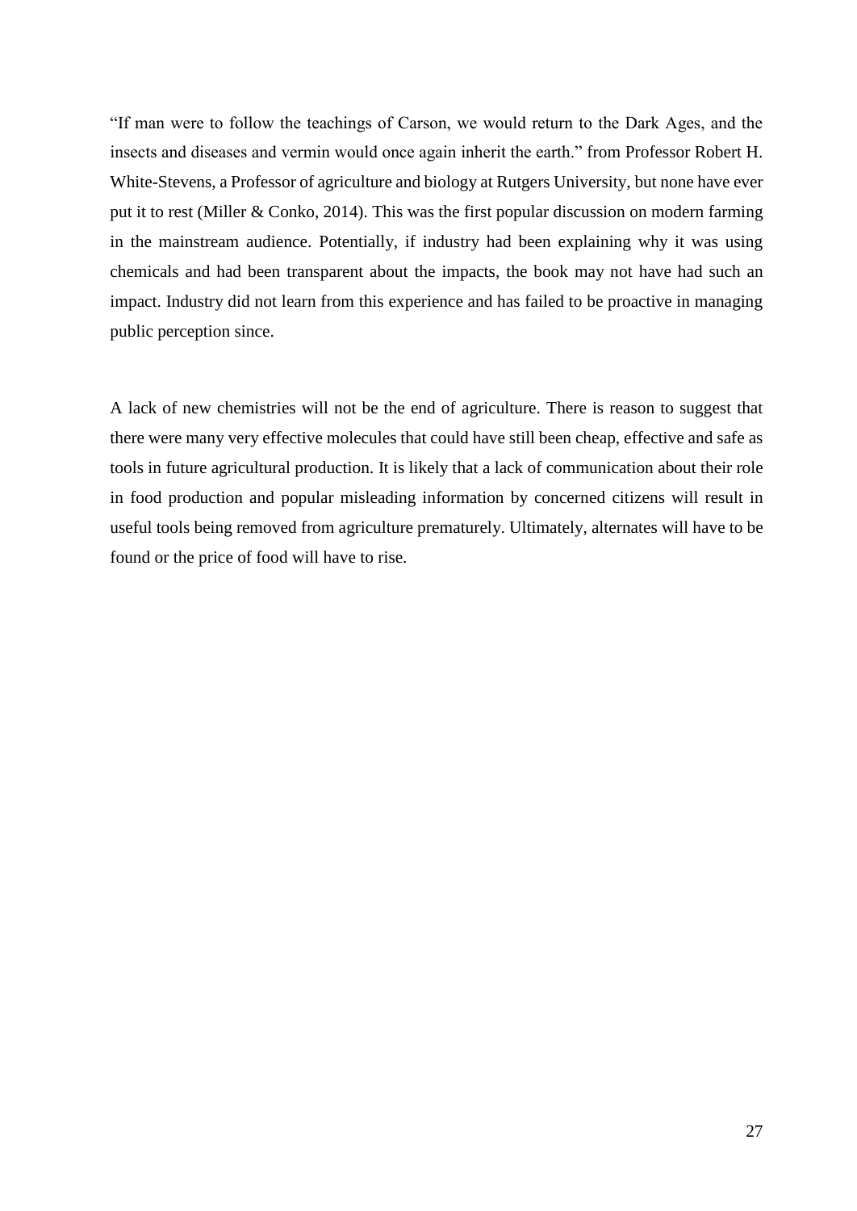"If man were to follow the teachings of Carson, we would return to the Dark Ages, and the insects and diseases and vermin would once again inherit the earth." from Professor Robert H. White-Stevens, a Professor of agriculture and biology at Rutgers University, but none have ever put it to rest (Miller & Conko, 2014). This was the first popular discussion on modern farming in the mainstream audience. Potentially, if industry had been explaining why it was using chemicals and had been transparent about the impacts, the book may not have had such an impact. Industry did not learn from this experience and has failed to be proactive in managing public perception since.

A lack of new chemistries will not be the end of agriculture. There is reason to suggest that there were many very effective molecules that could have still been cheap, effective and safe as tools in future agricultural production. It is likely that a lack of communication about their role in food production and popular misleading information by concerned citizens will result in useful tools being removed from agriculture prematurely. Ultimately, alternates will have to be found or the price of food will have to rise.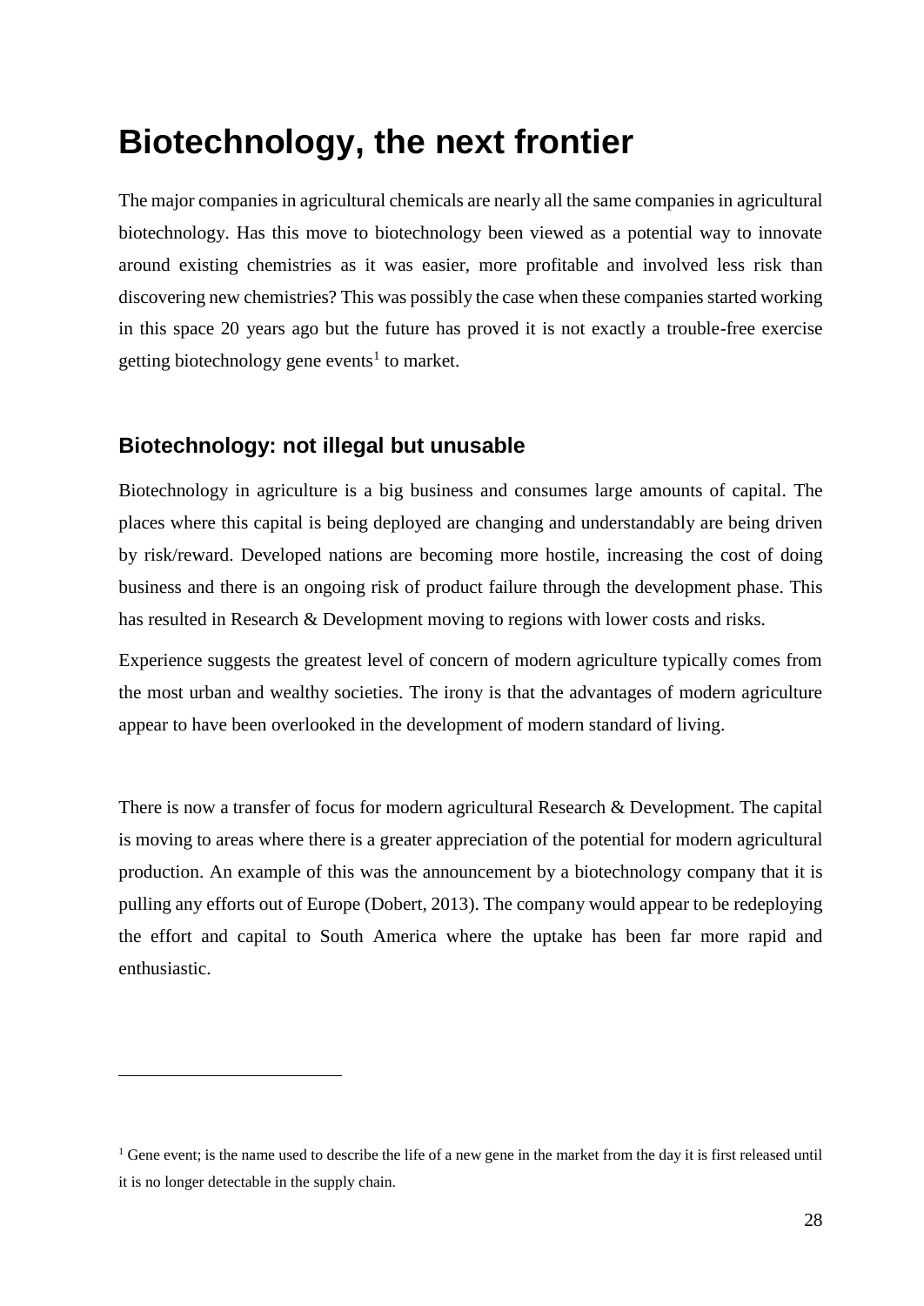# Biotechnology, the next frontier

The major companies in agricultural chemicals are nearly all the same companies in agricultural biotechnology. Has this move to biotechnology been viewed as a potential way to innovate around existing chemistries as it was easier, more profitable and involved less risk than discovering new chemistries? This was possibly the case when these companies started working in this space 20 years ago but the future has proved it is not exactly a trouble-free exercise getting biotechnology gene events[1] to market.

## Biotechnology: not illegal but unusable

Biotechnology in agriculture is a big business and consumes large amounts of capital. The places where this capital is being deployed are changing and understandably are being driven by risk/reward. Developed nations are becoming more hostile, increasing the cost of doing business and there is an ongoing risk of product failure through the development phase. This has resulted in Research & Development moving to regions with lower costs and risks.

Experience suggests the greatest level of concern of modern agriculture typically comes from the most urban and wealthy societies. The irony is that the advantages of modern agriculture appear to have been overlooked in the development of modern standard of living.

There is now a transfer of focus for modern agricultural Research & Development. The capital is moving to areas where there is a greater appreciation of the potential for modern agricultural production. An example of this was the announcement by a biotechnology company that it is pulling any efforts out of Europe (Dobert, 2013). The company would appear to be redeploying the effort and capital to South America where the uptake has been far more rapid and enthusiastic.

[1] Gene event; is the name used to describe the life of a new gene in the market from the day it is first released until it is no longer detectable in the supply chain.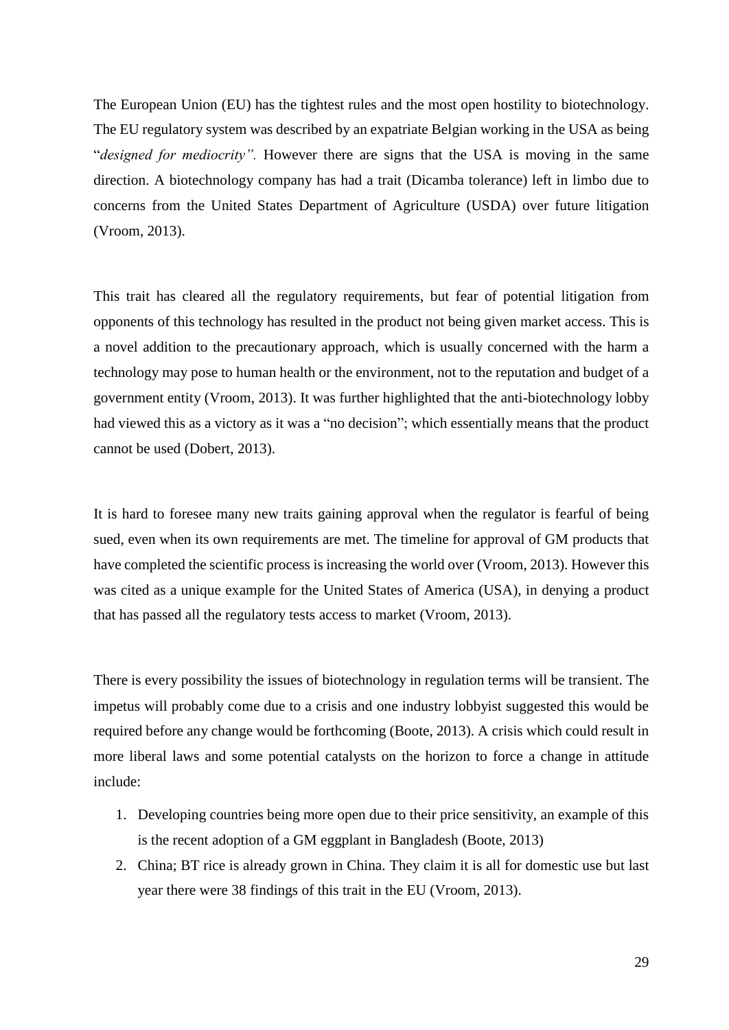The European Union (EU) has the tightest rules and the most open hostility to biotechnology. The EU regulatory system was described by an expatriate Belgian working in the USA as being "*designed for mediocrity".* However there are signs that the USA is moving in the same direction. A biotechnology company has had a trait (Dicamba tolerance) left in limbo due to concerns from the United States Department of Agriculture (USDA) over future litigation (Vroom, 2013).

This trait has cleared all the regulatory requirements, but fear of potential litigation from opponents of this technology has resulted in the product not being given market access. This is a novel addition to the precautionary approach, which is usually concerned with the harm a technology may pose to human health or the environment, not to the reputation and budget of a government entity (Vroom, 2013). It was further highlighted that the anti-biotechnology lobby had viewed this as a victory as it was a "no decision"; which essentially means that the product cannot be used (Dobert, 2013).

It is hard to foresee many new traits gaining approval when the regulator is fearful of being sued, even when its own requirements are met. The timeline for approval of GM products that have completed the scientific process is increasing the world over (Vroom, 2013). However this was cited as a unique example for the United States of America (USA), in denying a product that has passed all the regulatory tests access to market (Vroom, 2013).

There is every possibility the issues of biotechnology in regulation terms will be transient. The impetus will probably come due to a crisis and one industry lobbyist suggested this would be required before any change would be forthcoming (Boote, 2013). A crisis which could result in more liberal laws and some potential catalysts on the horizon to force a change in attitude include:

1. Developing countries being more open due to their price sensitivity, an example of this is the recent adoption of a GM eggplant in Bangladesh (Boote, 2013)
2. China; BT rice is already grown in China. They claim it is all for domestic use but last year there were 38 findings of this trait in the EU (Vroom, 2013).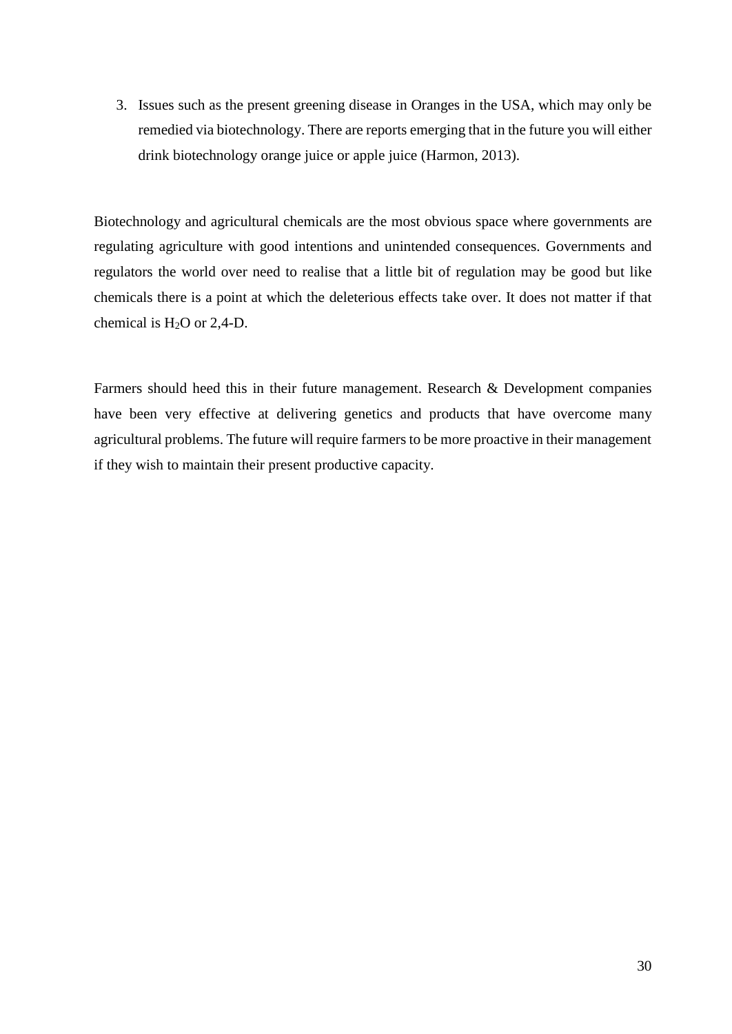3. Issues such as the present greening disease in Oranges in the USA, which may only be remedied via biotechnology. There are reports emerging that in the future you will either drink biotechnology orange juice or apple juice (Harmon, 2013).

Biotechnology and agricultural chemicals are the most obvious space where governments are regulating agriculture with good intentions and unintended consequences. Governments and regulators the world over need to realise that a little bit of regulation may be good but like chemicals there is a point at which the deleterious effects take over. It does not matter if that chemical is $H_2O$ or 2,4-D.

Farmers should heed this in their future management. Research & Development companies have been very effective at delivering genetics and products that have overcome many agricultural problems. The future will require farmers to be more proactive in their management if they wish to maintain their present productive capacity.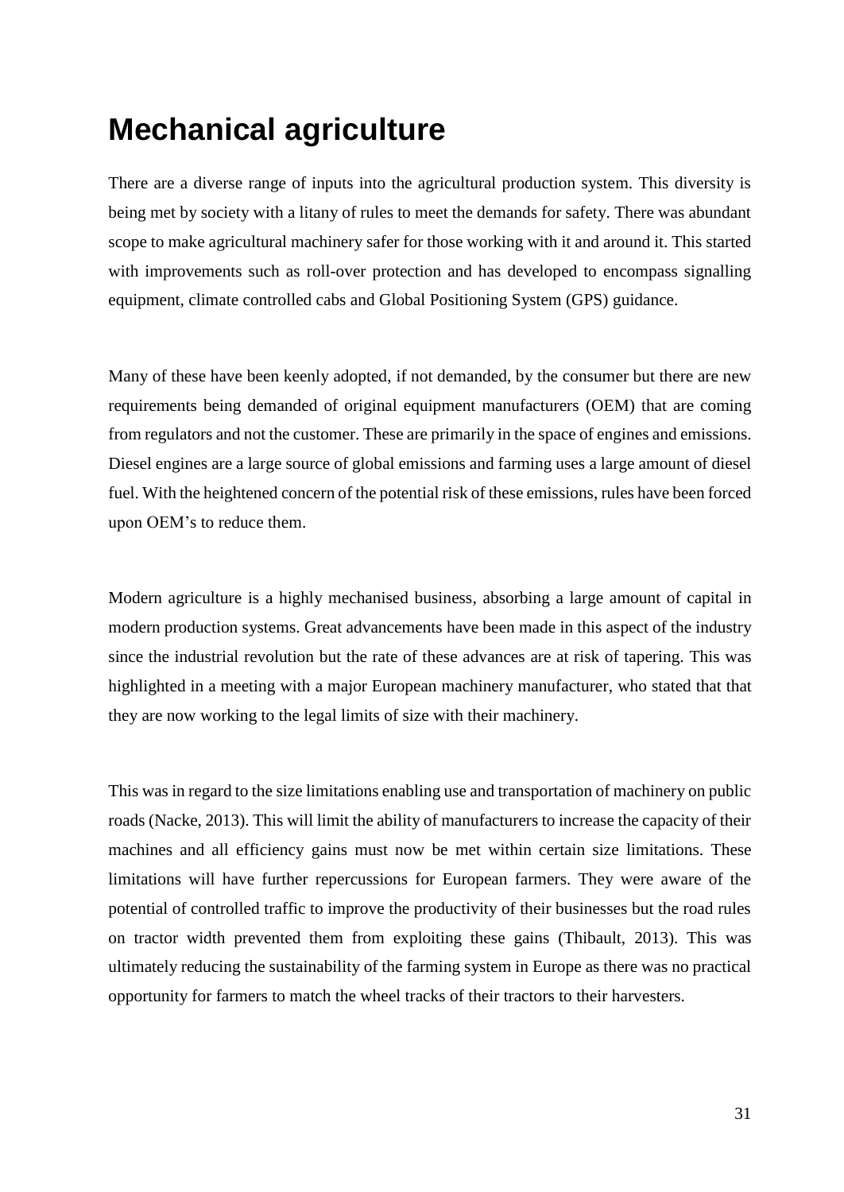# Mechanical agriculture

There are a diverse range of inputs into the agricultural production system. This diversity is being met by society with a litany of rules to meet the demands for safety. There was abundant scope to make agricultural machinery safer for those working with it and around it. This started with improvements such as roll-over protection and has developed to encompass signalling equipment, climate controlled cabs and Global Positioning System (GPS) guidance.

Many of these have been keenly adopted, if not demanded, by the consumer but there are new requirements being demanded of original equipment manufacturers (OEM) that are coming from regulators and not the customer. These are primarily in the space of engines and emissions. Diesel engines are a large source of global emissions and farming uses a large amount of diesel fuel. With the heightened concern of the potential risk of these emissions, rules have been forced upon OEM's to reduce them.

Modern agriculture is a highly mechanised business, absorbing a large amount of capital in modern production systems. Great advancements have been made in this aspect of the industry since the industrial revolution but the rate of these advances are at risk of tapering. This was highlighted in a meeting with a major European machinery manufacturer, who stated that that they are now working to the legal limits of size with their machinery.

This was in regard to the size limitations enabling use and transportation of machinery on public roads (Nacke, 2013). This will limit the ability of manufacturers to increase the capacity of their machines and all efficiency gains must now be met within certain size limitations. These limitations will have further repercussions for European farmers. They were aware of the potential of controlled traffic to improve the productivity of their businesses but the road rules on tractor width prevented them from exploiting these gains (Thibault, 2013). This was ultimately reducing the sustainability of the farming system in Europe as there was no practical opportunity for farmers to match the wheel tracks of their tractors to their harvesters.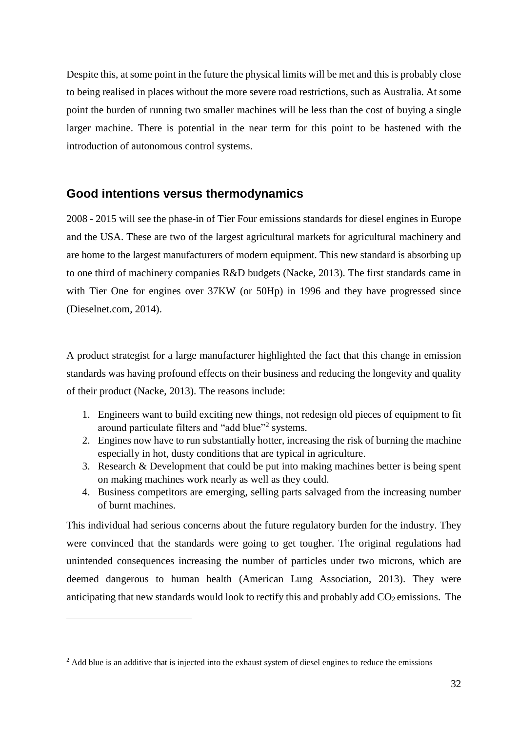Despite this, at some point in the future the physical limits will be met and this is probably close to being realised in places without the more severe road restrictions, such as Australia. At some point the burden of running two smaller machines will be less than the cost of buying a single larger machine. There is potential in the near term for this point to be hastened with the introduction of autonomous control systems.

## Good intentions versus thermodynamics

2008 - 2015 will see the phase-in of Tier Four emissions standards for diesel engines in Europe and the USA. These are two of the largest agricultural markets for agricultural machinery and are home to the largest manufacturers of modern equipment. This new standard is absorbing up to one third of machinery companies R&D budgets (Nacke, 2013). The first standards came in with Tier One for engines over 37KW (or 50Hp) in 1996 and they have progressed since (Dieselnet.com, 2014).

A product strategist for a large manufacturer highlighted the fact that this change in emission standards was having profound effects on their business and reducing the longevity and quality of their product (Nacke, 2013). The reasons include:

1. Engineers want to build exciting new things, not redesign old pieces of equipment to fit around particulate filters and "add blue"[2] systems.
2. Engines now have to run substantially hotter, increasing the risk of burning the machine especially in hot, dusty conditions that are typical in agriculture.
3. Research & Development that could be put into making machines better is being spent on making machines work nearly as well as they could.
4. Business competitors are emerging, selling parts salvaged from the increasing number of burnt machines.

This individual had serious concerns about the future regulatory burden for the industry. They were convinced that the standards were going to get tougher. The original regulations had unintended consequences increasing the number of particles under two microns, which are deemed dangerous to human health (American Lung Association, 2013). They were anticipating that new standards would look to rectify this and probably add $CO_2$ emissions. The

[2] Add blue is an additive that is injected into the exhaust system of diesel engines to reduce the emissions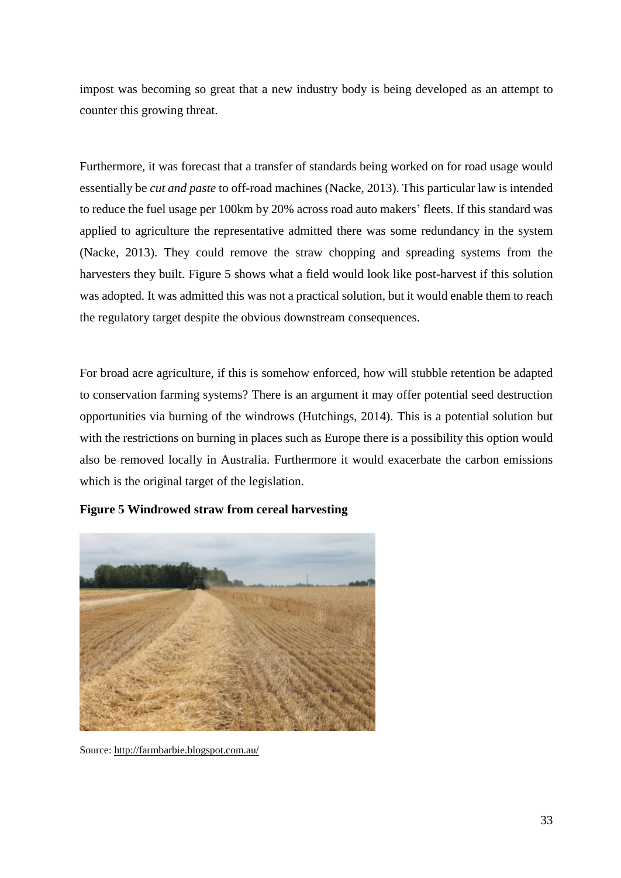impost was becoming so great that a new industry body is being developed as an attempt to counter this growing threat.

Furthermore, it was forecast that a transfer of standards being worked on for road usage would essentially be *cut and paste* to off-road machines (Nacke, 2013). This particular law is intended to reduce the fuel usage per 100km by 20% across road auto makers' fleets. If this standard was applied to agriculture the representative admitted there was some redundancy in the system (Nacke, 2013). They could remove the straw chopping and spreading systems from the harvesters they built. Figure 5 shows what a field would look like post-harvest if this solution was adopted. It was admitted this was not a practical solution, but it would enable them to reach the regulatory target despite the obvious downstream consequences.

For broad acre agriculture, if this is somehow enforced, how will stubble retention be adapted to conservation farming systems? There is an argument it may offer potential seed destruction opportunities via burning of the windrows (Hutchings, 2014). This is a potential solution but with the restrictions on burning in places such as Europe there is a possibility this option would also be removed locally in Australia. Furthermore it would exacerbate the carbon emissions which is the original target of the legislation.

**Figure 5 Windrowed straw from cereal harvesting**

Source: http://farmbarbie.blogspot.com.au/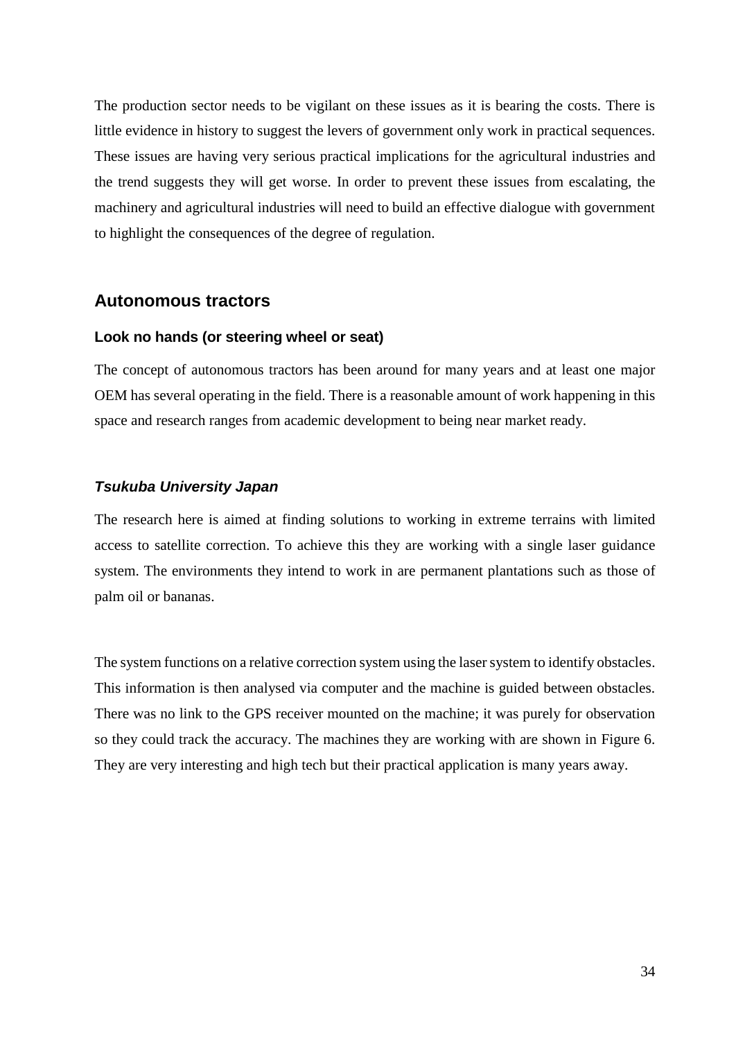The production sector needs to be vigilant on these issues as it is bearing the costs. There is little evidence in history to suggest the levers of government only work in practical sequences. These issues are having very serious practical implications for the agricultural industries and the trend suggests they will get worse. In order to prevent these issues from escalating, the machinery and agricultural industries will need to build an effective dialogue with government to highlight the consequences of the degree of regulation.

## Autonomous tractors

### Look no hands (or steering wheel or seat)

The concept of autonomous tractors has been around for many years and at least one major OEM has several operating in the field. There is a reasonable amount of work happening in this space and research ranges from academic development to being near market ready.

#### *Tsukuba University Japan*

The research here is aimed at finding solutions to working in extreme terrains with limited access to satellite correction. To achieve this they are working with a single laser guidance system. The environments they intend to work in are permanent plantations such as those of palm oil or bananas.

The system functions on a relative correction system using the laser system to identify obstacles. This information is then analysed via computer and the machine is guided between obstacles. There was no link to the GPS receiver mounted on the machine; it was purely for observation so they could track the accuracy. The machines they are working with are shown in Figure 6. They are very interesting and high tech but their practical application is many years away.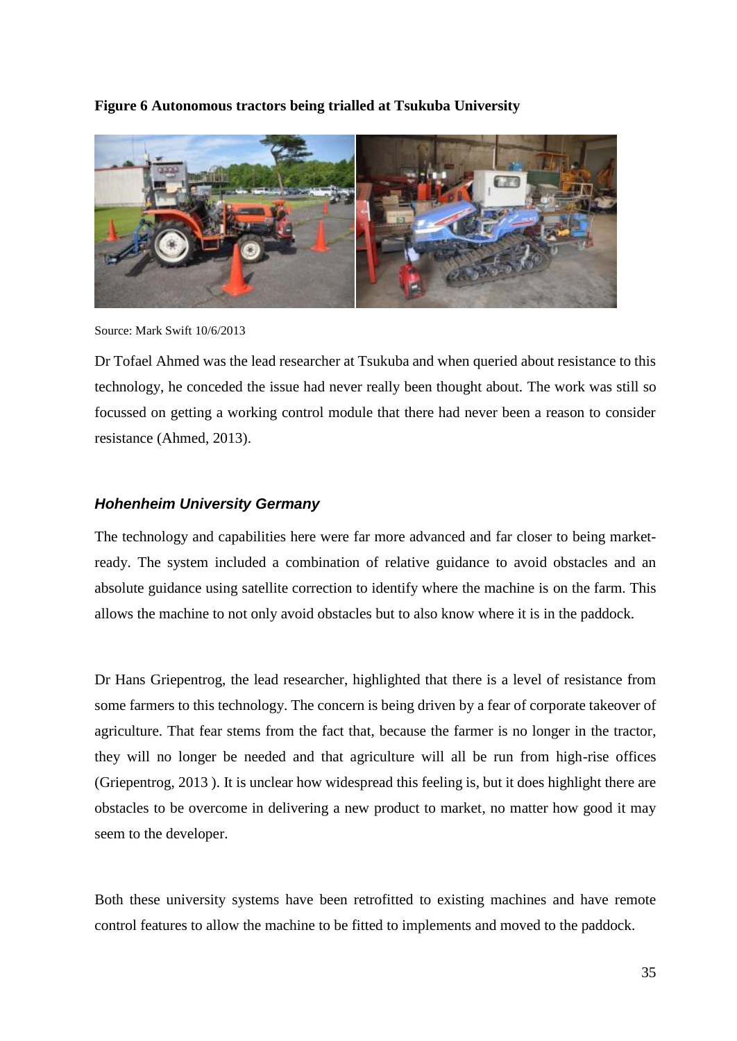**Figure 6 Autonomous tractors being trialled at Tsukuba University**

Source: Mark Swift 10/6/2013

Dr Tofael Ahmed was the lead researcher at Tsukuba and when queried about resistance to this technology, he conceded the issue had never really been thought about. The work was still so focussed on getting a working control module that there had never been a reason to consider resistance (Ahmed, 2013).

### *Hohenheim University Germany*

The technology and capabilities here were far more advanced and far closer to being market-ready. The system included a combination of relative guidance to avoid obstacles and an absolute guidance using satellite correction to identify where the machine is on the farm. This allows the machine to not only avoid obstacles but to also know where it is in the paddock.

Dr Hans Griepentrog, the lead researcher, highlighted that there is a level of resistance from some farmers to this technology. The concern is being driven by a fear of corporate takeover of agriculture. That fear stems from the fact that, because the farmer is no longer in the tractor, they will no longer be needed and that agriculture will all be run from high-rise offices (Griepentrog, 2013 ). It is unclear how widespread this feeling is, but it does highlight there are obstacles to be overcome in delivering a new product to market, no matter how good it may seem to the developer.

Both these university systems have been retrofitted to existing machines and have remote control features to allow the machine to be fitted to implements and moved to the paddock.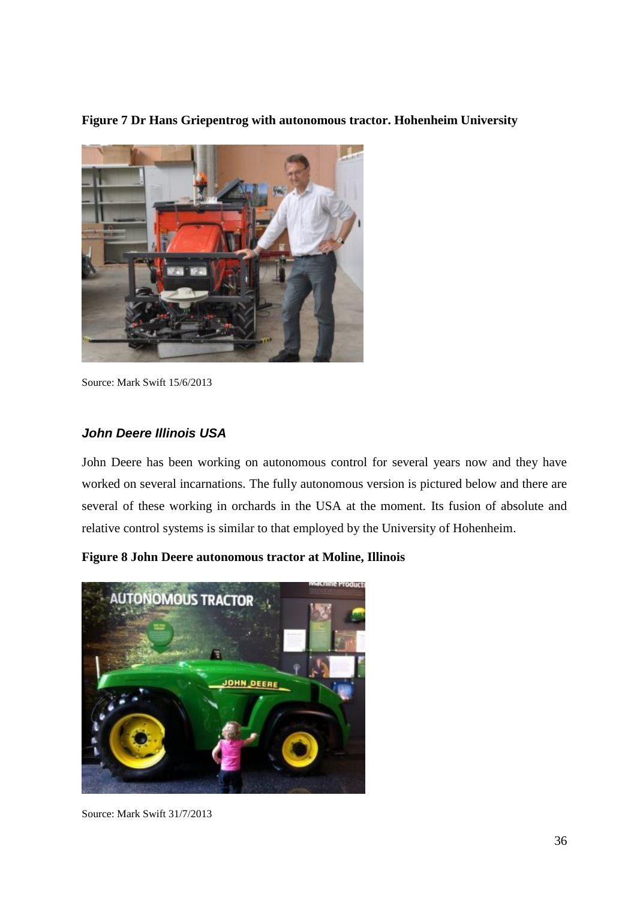**Figure 7 Dr Hans Griepentrog with autonomous tractor. Hohenheim University**

Source: Mark Swift 15/6/2013

### *John Deere Illinois USA*

John Deere has been working on autonomous control for several years now and they have worked on several incarnations. The fully autonomous version is pictured below and there are several of these working in orchards in the USA at the moment. Its fusion of absolute and relative control systems is similar to that employed by the University of Hohenheim.

**Figure 8 John Deere autonomous tractor at Moline, Illinois**

Source: Mark Swift 31/7/2013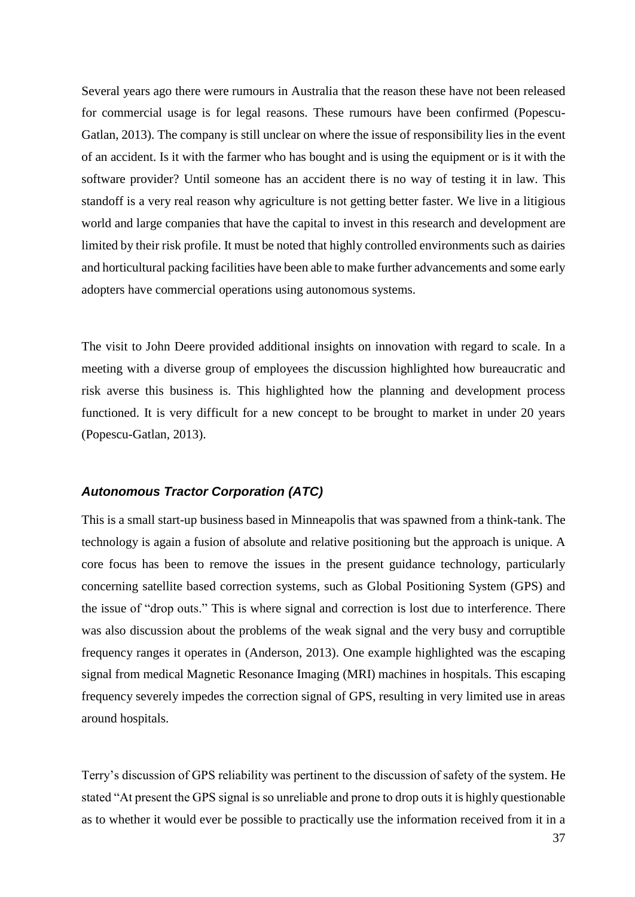Several years ago there were rumours in Australia that the reason these have not been released for commercial usage is for legal reasons. These rumours have been confirmed (Popescu-Gatlan, 2013). The company is still unclear on where the issue of responsibility lies in the event of an accident. Is it with the farmer who has bought and is using the equipment or is it with the software provider? Until someone has an accident there is no way of testing it in law. This standoff is a very real reason why agriculture is not getting better faster. We live in a litigious world and large companies that have the capital to invest in this research and development are limited by their risk profile. It must be noted that highly controlled environments such as dairies and horticultural packing facilities have been able to make further advancements and some early adopters have commercial operations using autonomous systems.

The visit to John Deere provided additional insights on innovation with regard to scale. In a meeting with a diverse group of employees the discussion highlighted how bureaucratic and risk averse this business is. This highlighted how the planning and development process functioned. It is very difficult for a new concept to be brought to market in under 20 years (Popescu-Gatlan, 2013).

### *Autonomous Tractor Corporation (ATC)*

This is a small start-up business based in Minneapolis that was spawned from a think-tank. The technology is again a fusion of absolute and relative positioning but the approach is unique. A core focus has been to remove the issues in the present guidance technology, particularly concerning satellite based correction systems, such as Global Positioning System (GPS) and the issue of "drop outs." This is where signal and correction is lost due to interference. There was also discussion about the problems of the weak signal and the very busy and corruptible frequency ranges it operates in (Anderson, 2013). One example highlighted was the escaping signal from medical Magnetic Resonance Imaging (MRI) machines in hospitals. This escaping frequency severely impedes the correction signal of GPS, resulting in very limited use in areas around hospitals.

Terry's discussion of GPS reliability was pertinent to the discussion of safety of the system. He stated "At present the GPS signal is so unreliable and prone to drop outs it is highly questionable as to whether it would ever be possible to practically use the information received from it in a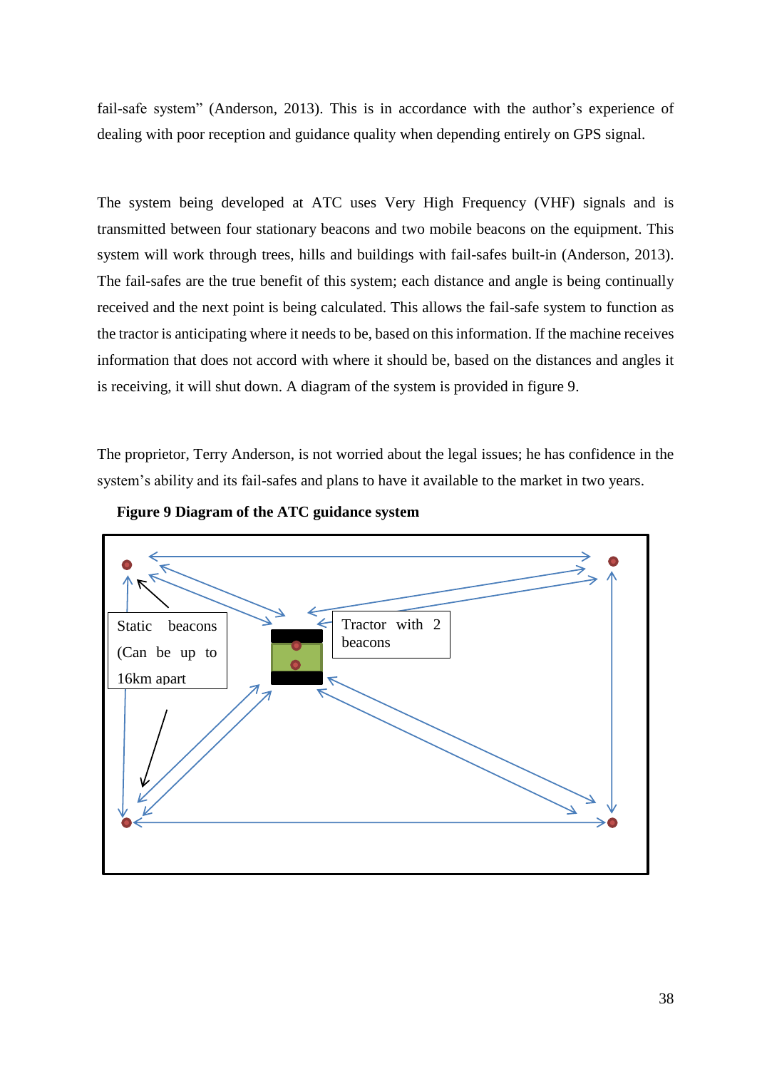fail-safe system" (Anderson, 2013). This is in accordance with the author's experience of dealing with poor reception and guidance quality when depending entirely on GPS signal.

The system being developed at ATC uses Very High Frequency (VHF) signals and is transmitted between four stationary beacons and two mobile beacons on the equipment. This system will work through trees, hills and buildings with fail-safes built-in (Anderson, 2013). The fail-safes are the true benefit of this system; each distance and angle is being continually received and the next point is being calculated. This allows the fail-safe system to function as the tractor is anticipating where it needs to be, based on this information. If the machine receives information that does not accord with where it should be, based on the distances and angles it is receiving, it will shut down. A diagram of the system is provided in figure 9.

The proprietor, Terry Anderson, is not worried about the legal issues; he has confidence in the system's ability and its fail-safes and plans to have it available to the market in two years.

**Figure 9 Diagram of the ATC guidance system**

Static beacons (Can be up to 16km apart

Tractor with 2 beacons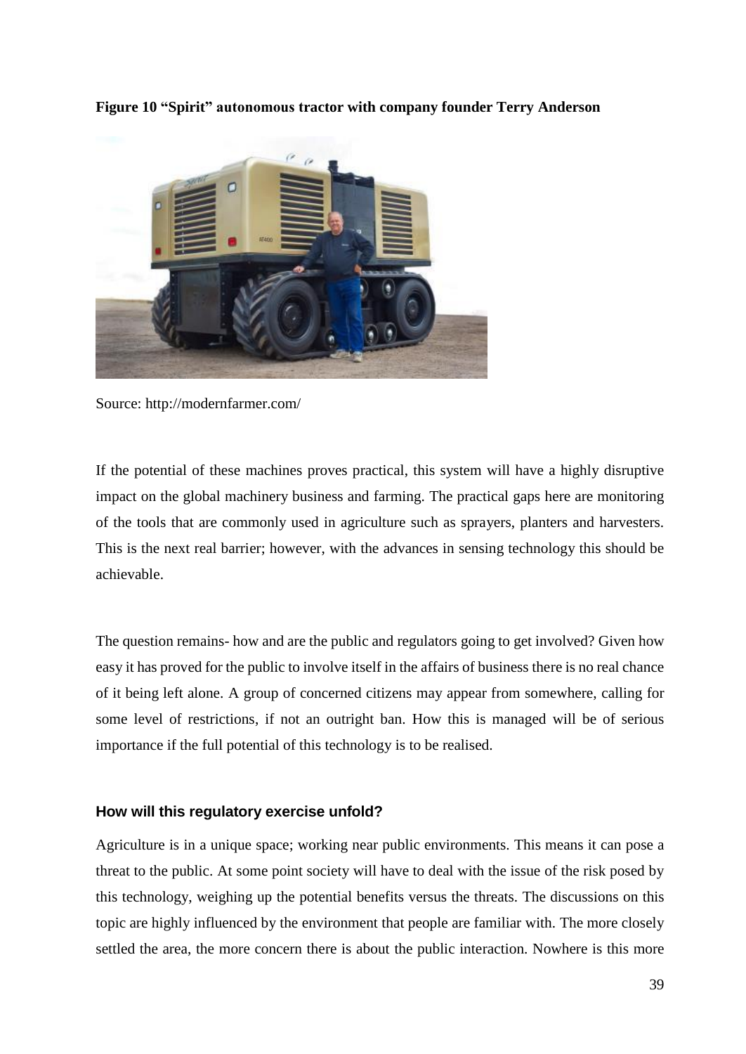**Figure 10 "Spirit" autonomous tractor with company founder Terry Anderson**

Source: http://modernfarmer.com/

If the potential of these machines proves practical, this system will have a highly disruptive impact on the global machinery business and farming. The practical gaps here are monitoring of the tools that are commonly used in agriculture such as sprayers, planters and harvesters. This is the next real barrier; however, with the advances in sensing technology this should be achievable.

The question remains- how and are the public and regulators going to get involved? Given how easy it has proved for the public to involve itself in the affairs of business there is no real chance of it being left alone. A group of concerned citizens may appear from somewhere, calling for some level of restrictions, if not an outright ban. How this is managed will be of serious importance if the full potential of this technology is to be realised.

### How will this regulatory exercise unfold?

Agriculture is in a unique space; working near public environments. This means it can pose a threat to the public. At some point society will have to deal with the issue of the risk posed by this technology, weighing up the potential benefits versus the threats. The discussions on this topic are highly influenced by the environment that people are familiar with. The more closely settled the area, the more concern there is about the public interaction. Nowhere is this more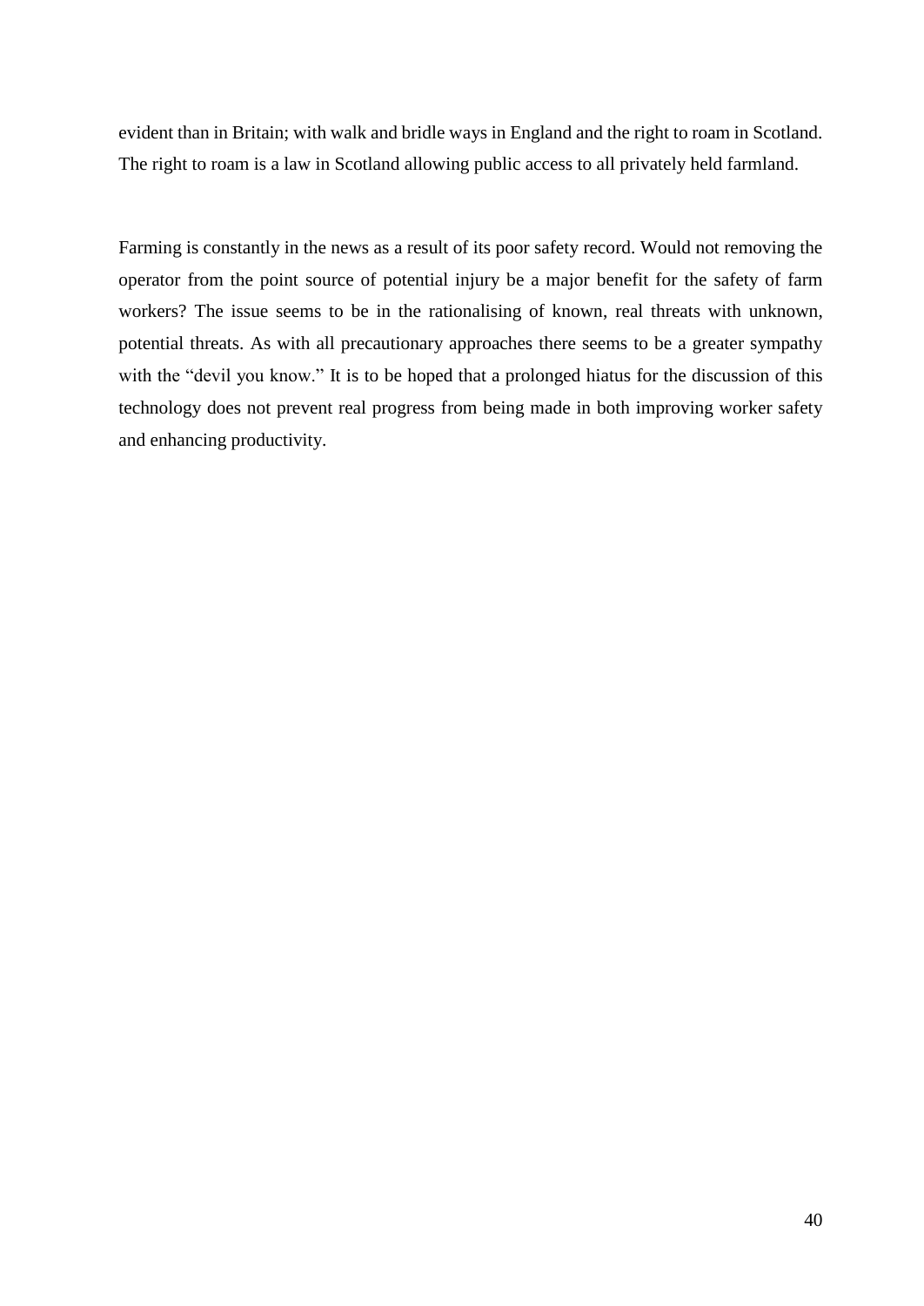evident than in Britain; with walk and bridle ways in England and the right to roam in Scotland. The right to roam is a law in Scotland allowing public access to all privately held farmland.

Farming is constantly in the news as a result of its poor safety record. Would not removing the operator from the point source of potential injury be a major benefit for the safety of farm workers? The issue seems to be in the rationalising of known, real threats with unknown, potential threats. As with all precautionary approaches there seems to be a greater sympathy with the "devil you know." It is to be hoped that a prolonged hiatus for the discussion of this technology does not prevent real progress from being made in both improving worker safety and enhancing productivity.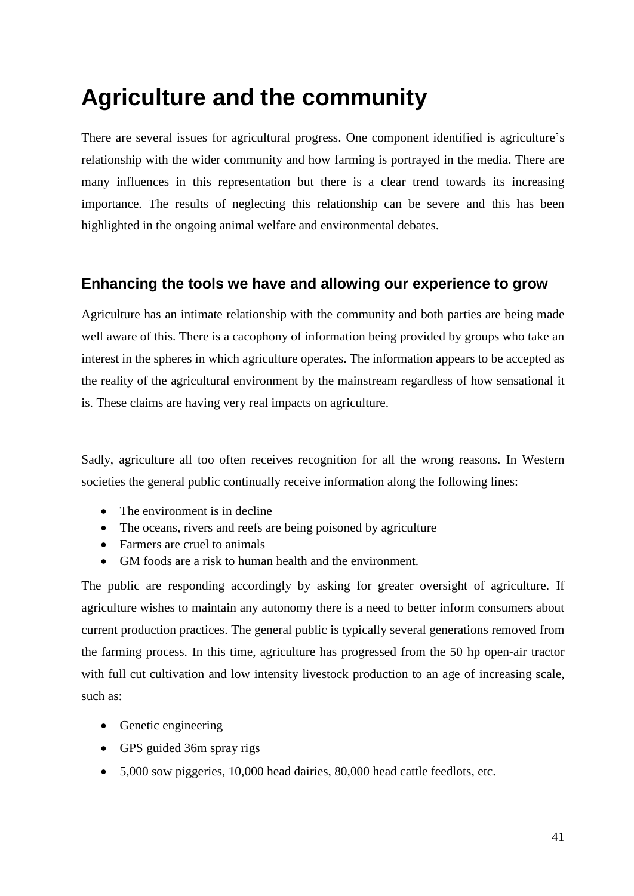# Agriculture and the community

There are several issues for agricultural progress. One component identified is agriculture's relationship with the wider community and how farming is portrayed in the media. There are many influences in this representation but there is a clear trend towards its increasing importance. The results of neglecting this relationship can be severe and this has been highlighted in the ongoing animal welfare and environmental debates.

## Enhancing the tools we have and allowing our experience to grow

Agriculture has an intimate relationship with the community and both parties are being made well aware of this. There is a cacophony of information being provided by groups who take an interest in the spheres in which agriculture operates. The information appears to be accepted as the reality of the agricultural environment by the mainstream regardless of how sensational it is. These claims are having very real impacts on agriculture.

Sadly, agriculture all too often receives recognition for all the wrong reasons. In Western societies the general public continually receive information along the following lines:

- The environment is in decline
- The oceans, rivers and reefs are being poisoned by agriculture
- Farmers are cruel to animals
- GM foods are a risk to human health and the environment.

The public are responding accordingly by asking for greater oversight of agriculture. If agriculture wishes to maintain any autonomy there is a need to better inform consumers about current production practices. The general public is typically several generations removed from the farming process. In this time, agriculture has progressed from the 50 hp open-air tractor with full cut cultivation and low intensity livestock production to an age of increasing scale, such as:

- Genetic engineering
- GPS guided 36m spray rigs
- 5,000 sow piggeries, 10,000 head dairies, 80,000 head cattle feedlots, etc.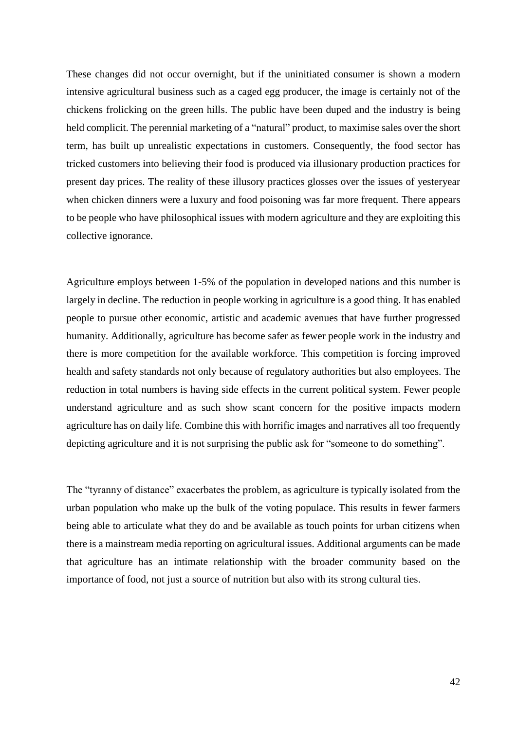These changes did not occur overnight, but if the uninitiated consumer is shown a modern intensive agricultural business such as a caged egg producer, the image is certainly not of the chickens frolicking on the green hills. The public have been duped and the industry is being held complicit. The perennial marketing of a "natural" product, to maximise sales over the short term, has built up unrealistic expectations in customers. Consequently, the food sector has tricked customers into believing their food is produced via illusionary production practices for present day prices. The reality of these illusory practices glosses over the issues of yesteryear when chicken dinners were a luxury and food poisoning was far more frequent. There appears to be people who have philosophical issues with modern agriculture and they are exploiting this collective ignorance.

Agriculture employs between 1-5% of the population in developed nations and this number is largely in decline. The reduction in people working in agriculture is a good thing. It has enabled people to pursue other economic, artistic and academic avenues that have further progressed humanity. Additionally, agriculture has become safer as fewer people work in the industry and there is more competition for the available workforce. This competition is forcing improved health and safety standards not only because of regulatory authorities but also employees. The reduction in total numbers is having side effects in the current political system. Fewer people understand agriculture and as such show scant concern for the positive impacts modern agriculture has on daily life. Combine this with horrific images and narratives all too frequently depicting agriculture and it is not surprising the public ask for "someone to do something".

The "tyranny of distance" exacerbates the problem, as agriculture is typically isolated from the urban population who make up the bulk of the voting populace. This results in fewer farmers being able to articulate what they do and be available as touch points for urban citizens when there is a mainstream media reporting on agricultural issues. Additional arguments can be made that agriculture has an intimate relationship with the broader community based on the importance of food, not just a source of nutrition but also with its strong cultural ties.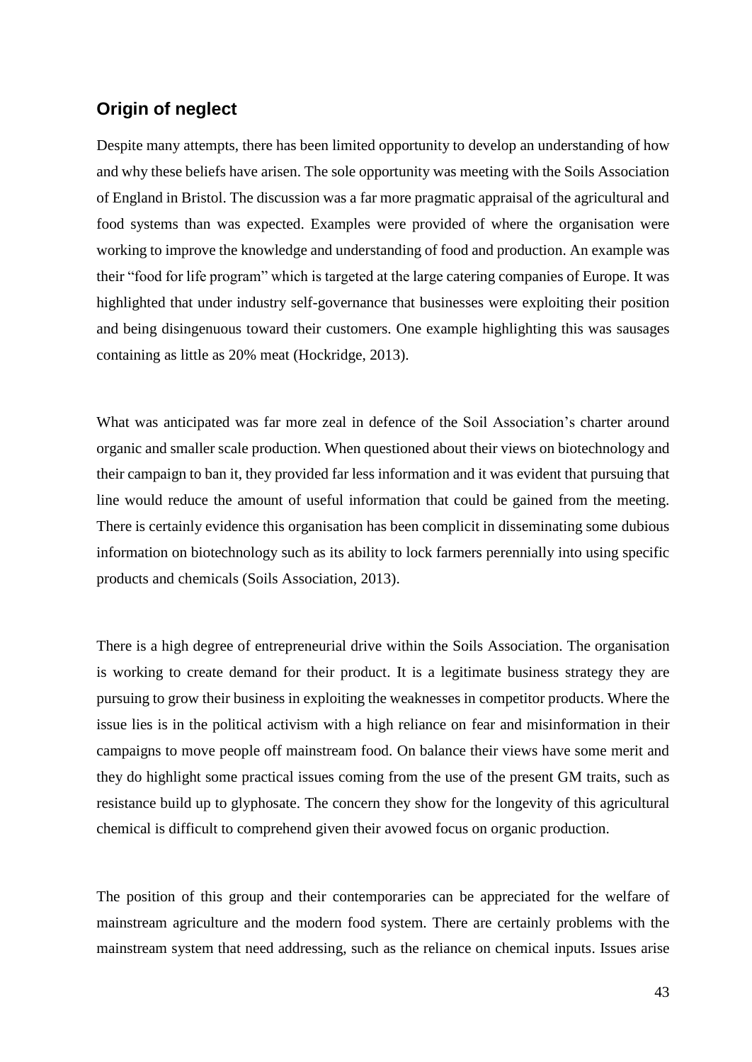## Origin of neglect

Despite many attempts, there has been limited opportunity to develop an understanding of how and why these beliefs have arisen. The sole opportunity was meeting with the Soils Association of England in Bristol. The discussion was a far more pragmatic appraisal of the agricultural and food systems than was expected. Examples were provided of where the organisation were working to improve the knowledge and understanding of food and production. An example was their "food for life program" which is targeted at the large catering companies of Europe. It was highlighted that under industry self-governance that businesses were exploiting their position and being disingenuous toward their customers. One example highlighting this was sausages containing as little as 20% meat (Hockridge, 2013).

What was anticipated was far more zeal in defence of the Soil Association's charter around organic and smaller scale production. When questioned about their views on biotechnology and their campaign to ban it, they provided far less information and it was evident that pursuing that line would reduce the amount of useful information that could be gained from the meeting. There is certainly evidence this organisation has been complicit in disseminating some dubious information on biotechnology such as its ability to lock farmers perennially into using specific products and chemicals (Soils Association, 2013).

There is a high degree of entrepreneurial drive within the Soils Association. The organisation is working to create demand for their product. It is a legitimate business strategy they are pursuing to grow their business in exploiting the weaknesses in competitor products. Where the issue lies is in the political activism with a high reliance on fear and misinformation in their campaigns to move people off mainstream food. On balance their views have some merit and they do highlight some practical issues coming from the use of the present GM traits, such as resistance build up to glyphosate. The concern they show for the longevity of this agricultural chemical is difficult to comprehend given their avowed focus on organic production.

The position of this group and their contemporaries can be appreciated for the welfare of mainstream agriculture and the modern food system. There are certainly problems with the mainstream system that need addressing, such as the reliance on chemical inputs. Issues arise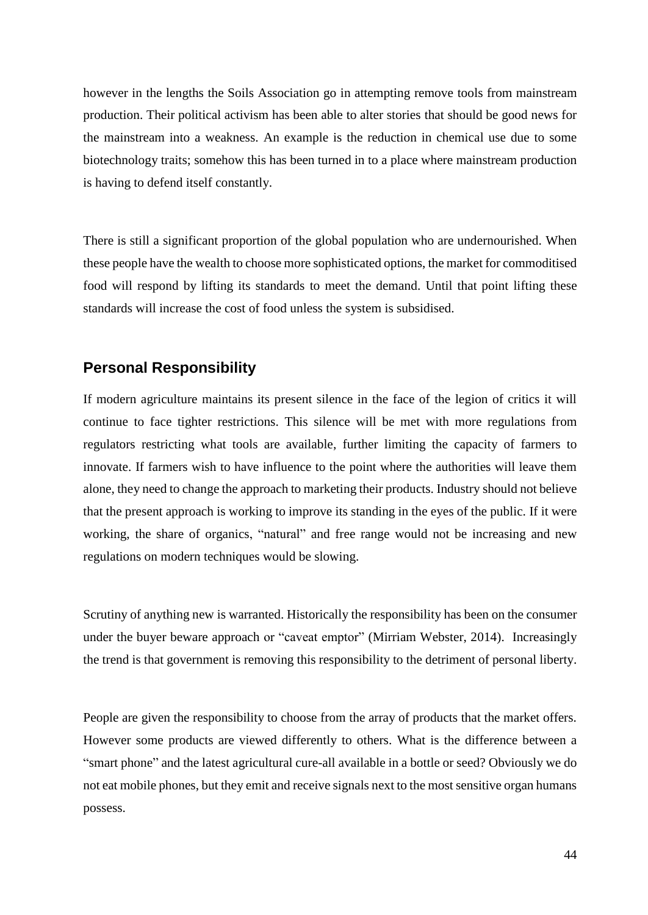however in the lengths the Soils Association go in attempting remove tools from mainstream production. Their political activism has been able to alter stories that should be good news for the mainstream into a weakness. An example is the reduction in chemical use due to some biotechnology traits; somehow this has been turned in to a place where mainstream production is having to defend itself constantly.

There is still a significant proportion of the global population who are undernourished. When these people have the wealth to choose more sophisticated options, the market for commoditised food will respond by lifting its standards to meet the demand. Until that point lifting these standards will increase the cost of food unless the system is subsidised.

## Personal Responsibility

If modern agriculture maintains its present silence in the face of the legion of critics it will continue to face tighter restrictions. This silence will be met with more regulations from regulators restricting what tools are available, further limiting the capacity of farmers to innovate. If farmers wish to have influence to the point where the authorities will leave them alone, they need to change the approach to marketing their products. Industry should not believe that the present approach is working to improve its standing in the eyes of the public. If it were working, the share of organics, "natural" and free range would not be increasing and new regulations on modern techniques would be slowing.

Scrutiny of anything new is warranted. Historically the responsibility has been on the consumer under the buyer beware approach or "caveat emptor" (Mirriam Webster, 2014). Increasingly the trend is that government is removing this responsibility to the detriment of personal liberty.

People are given the responsibility to choose from the array of products that the market offers. However some products are viewed differently to others. What is the difference between a "smart phone" and the latest agricultural cure-all available in a bottle or seed? Obviously we do not eat mobile phones, but they emit and receive signals next to the most sensitive organ humans possess.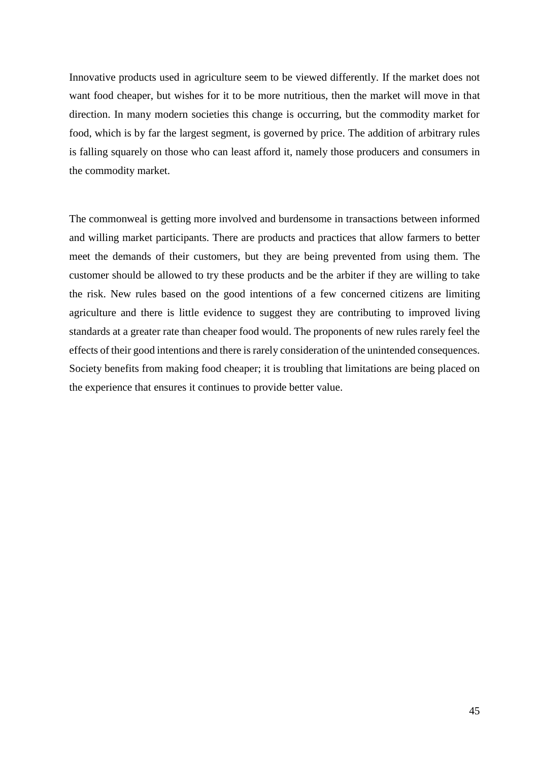Innovative products used in agriculture seem to be viewed differently. If the market does not want food cheaper, but wishes for it to be more nutritious, then the market will move in that direction. In many modern societies this change is occurring, but the commodity market for food, which is by far the largest segment, is governed by price. The addition of arbitrary rules is falling squarely on those who can least afford it, namely those producers and consumers in the commodity market.

The commonweal is getting more involved and burdensome in transactions between informed and willing market participants. There are products and practices that allow farmers to better meet the demands of their customers, but they are being prevented from using them. The customer should be allowed to try these products and be the arbiter if they are willing to take the risk. New rules based on the good intentions of a few concerned citizens are limiting agriculture and there is little evidence to suggest they are contributing to improved living standards at a greater rate than cheaper food would. The proponents of new rules rarely feel the effects of their good intentions and there is rarely consideration of the unintended consequences. Society benefits from making food cheaper; it is troubling that limitations are being placed on the experience that ensures it continues to provide better value.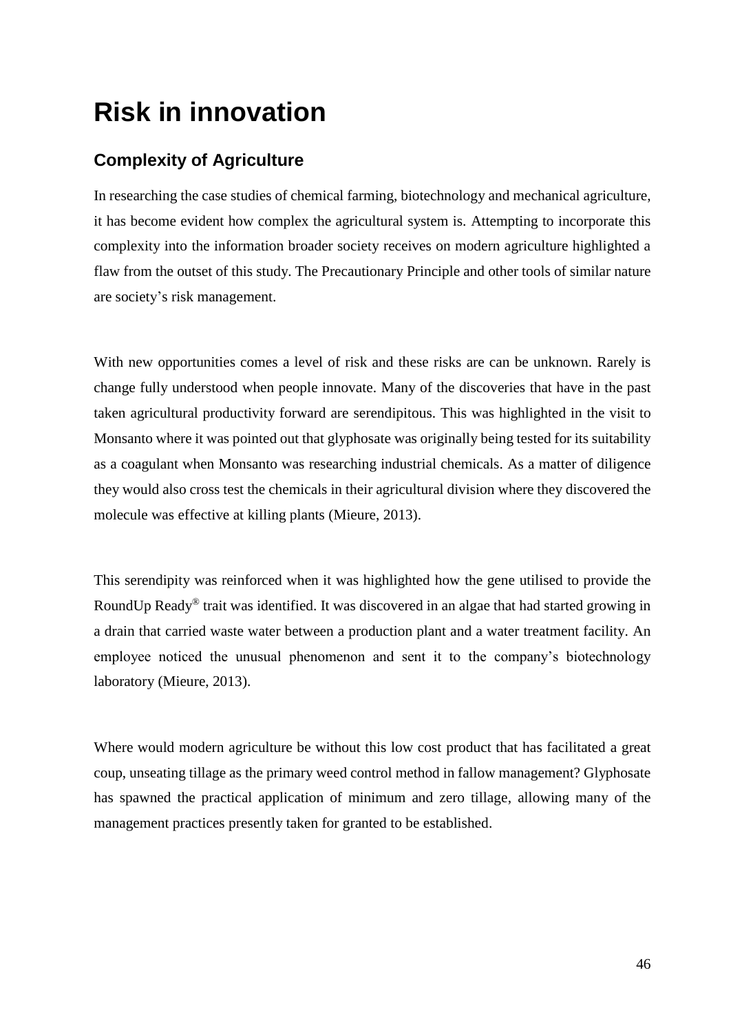# Risk in innovation

## Complexity of Agriculture

In researching the case studies of chemical farming, biotechnology and mechanical agriculture, it has become evident how complex the agricultural system is. Attempting to incorporate this complexity into the information broader society receives on modern agriculture highlighted a flaw from the outset of this study. The Precautionary Principle and other tools of similar nature are society's risk management.

With new opportunities comes a level of risk and these risks are can be unknown. Rarely is change fully understood when people innovate. Many of the discoveries that have in the past taken agricultural productivity forward are serendipitous. This was highlighted in the visit to Monsanto where it was pointed out that glyphosate was originally being tested for its suitability as a coagulant when Monsanto was researching industrial chemicals. As a matter of diligence they would also cross test the chemicals in their agricultural division where they discovered the molecule was effective at killing plants (Mieure, 2013).

This serendipity was reinforced when it was highlighted how the gene utilised to provide the RoundUp Ready® trait was identified. It was discovered in an algae that had started growing in a drain that carried waste water between a production plant and a water treatment facility. An employee noticed the unusual phenomenon and sent it to the company's biotechnology laboratory (Mieure, 2013).

Where would modern agriculture be without this low cost product that has facilitated a great coup, unseating tillage as the primary weed control method in fallow management? Glyphosate has spawned the practical application of minimum and zero tillage, allowing many of the management practices presently taken for granted to be established.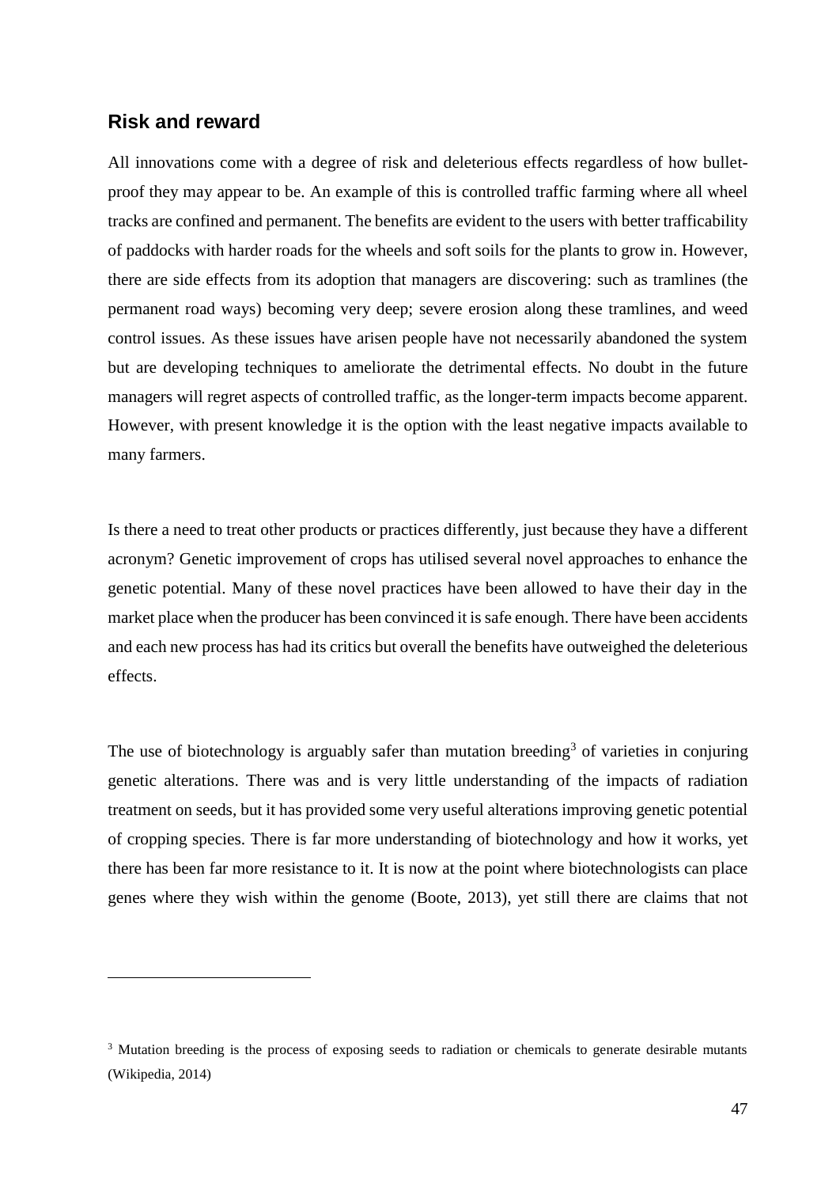## Risk and reward

All innovations come with a degree of risk and deleterious effects regardless of how bullet-proof they may appear to be. An example of this is controlled traffic farming where all wheel tracks are confined and permanent. The benefits are evident to the users with better trafficability of paddocks with harder roads for the wheels and soft soils for the plants to grow in. However, there are side effects from its adoption that managers are discovering: such as tramlines (the permanent road ways) becoming very deep; severe erosion along these tramlines, and weed control issues. As these issues have arisen people have not necessarily abandoned the system but are developing techniques to ameliorate the detrimental effects. No doubt in the future managers will regret aspects of controlled traffic, as the longer-term impacts become apparent. However, with present knowledge it is the option with the least negative impacts available to many farmers.

Is there a need to treat other products or practices differently, just because they have a different acronym? Genetic improvement of crops has utilised several novel approaches to enhance the genetic potential. Many of these novel practices have been allowed to have their day in the market place when the producer has been convinced it is safe enough. There have been accidents and each new process has had its critics but overall the benefits have outweighed the deleterious effects.

The use of biotechnology is arguably safer than mutation breeding[3] of varieties in conjuring genetic alterations. There was and is very little understanding of the impacts of radiation treatment on seeds, but it has provided some very useful alterations improving genetic potential of cropping species. There is far more understanding of biotechnology and how it works, yet there has been far more resistance to it. It is now at the point where biotechnologists can place genes where they wish within the genome (Boote, 2013), yet still there are claims that not

[3] Mutation breeding is the process of exposing seeds to radiation or chemicals to generate desirable mutants (Wikipedia, 2014)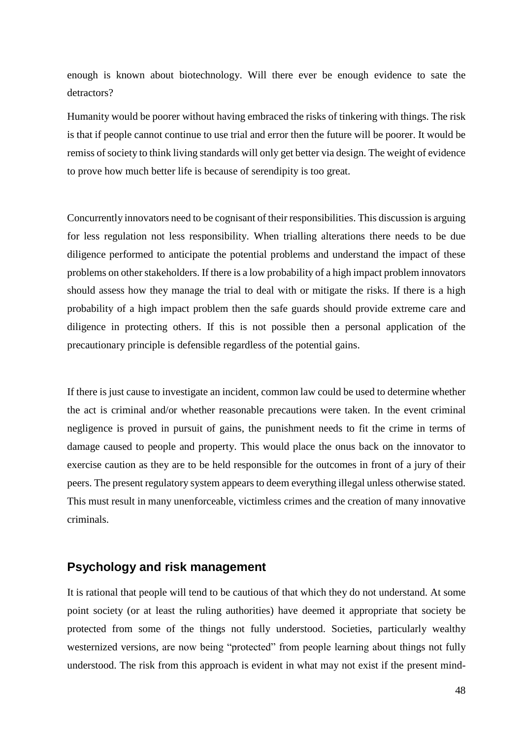enough is known about biotechnology. Will there ever be enough evidence to sate the detractors?

Humanity would be poorer without having embraced the risks of tinkering with things. The risk is that if people cannot continue to use trial and error then the future will be poorer. It would be remiss of society to think living standards will only get better via design. The weight of evidence to prove how much better life is because of serendipity is too great.

Concurrently innovators need to be cognisant of their responsibilities. This discussion is arguing for less regulation not less responsibility. When trialling alterations there needs to be due diligence performed to anticipate the potential problems and understand the impact of these problems on other stakeholders. If there is a low probability of a high impact problem innovators should assess how they manage the trial to deal with or mitigate the risks. If there is a high probability of a high impact problem then the safe guards should provide extreme care and diligence in protecting others. If this is not possible then a personal application of the precautionary principle is defensible regardless of the potential gains.

If there is just cause to investigate an incident, common law could be used to determine whether the act is criminal and/or whether reasonable precautions were taken. In the event criminal negligence is proved in pursuit of gains, the punishment needs to fit the crime in terms of damage caused to people and property. This would place the onus back on the innovator to exercise caution as they are to be held responsible for the outcomes in front of a jury of their peers. The present regulatory system appears to deem everything illegal unless otherwise stated. This must result in many unenforceable, victimless crimes and the creation of many innovative criminals.

## Psychology and risk management

It is rational that people will tend to be cautious of that which they do not understand. At some point society (or at least the ruling authorities) have deemed it appropriate that society be protected from some of the things not fully understood. Societies, particularly wealthy westernized versions, are now being "protected" from people learning about things not fully understood. The risk from this approach is evident in what may not exist if the present mind-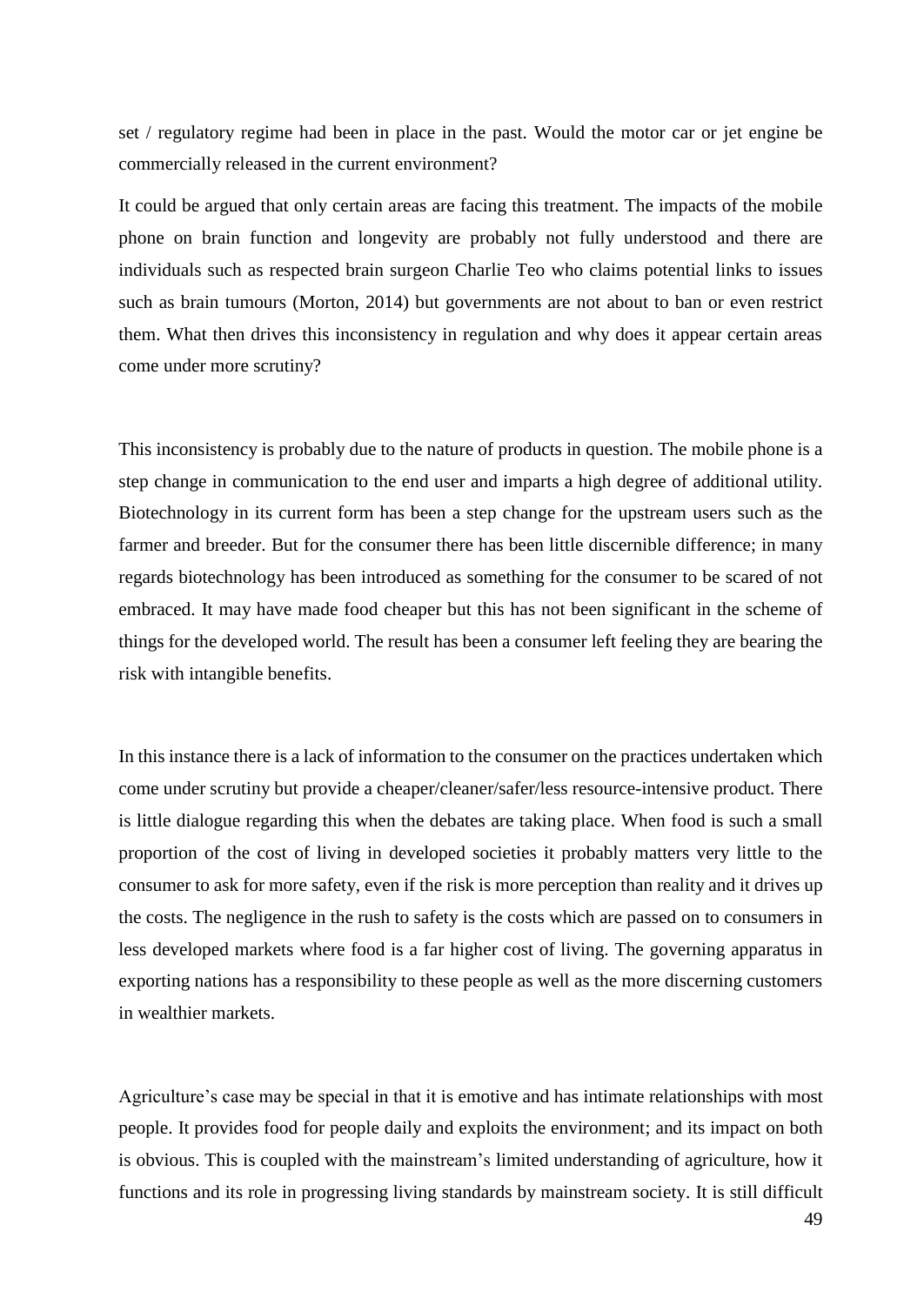set / regulatory regime had been in place in the past. Would the motor car or jet engine be commercially released in the current environment?

It could be argued that only certain areas are facing this treatment. The impacts of the mobile phone on brain function and longevity are probably not fully understood and there are individuals such as respected brain surgeon Charlie Teo who claims potential links to issues such as brain tumours (Morton, 2014) but governments are not about to ban or even restrict them. What then drives this inconsistency in regulation and why does it appear certain areas come under more scrutiny?

This inconsistency is probably due to the nature of products in question. The mobile phone is a step change in communication to the end user and imparts a high degree of additional utility. Biotechnology in its current form has been a step change for the upstream users such as the farmer and breeder. But for the consumer there has been little discernible difference; in many regards biotechnology has been introduced as something for the consumer to be scared of not embraced. It may have made food cheaper but this has not been significant in the scheme of things for the developed world. The result has been a consumer left feeling they are bearing the risk with intangible benefits.

In this instance there is a lack of information to the consumer on the practices undertaken which come under scrutiny but provide a cheaper/cleaner/safer/less resource-intensive product. There is little dialogue regarding this when the debates are taking place. When food is such a small proportion of the cost of living in developed societies it probably matters very little to the consumer to ask for more safety, even if the risk is more perception than reality and it drives up the costs. The negligence in the rush to safety is the costs which are passed on to consumers in less developed markets where food is a far higher cost of living. The governing apparatus in exporting nations has a responsibility to these people as well as the more discerning customers in wealthier markets.

Agriculture's case may be special in that it is emotive and has intimate relationships with most people. It provides food for people daily and exploits the environment; and its impact on both is obvious. This is coupled with the mainstream's limited understanding of agriculture, how it functions and its role in progressing living standards by mainstream society. It is still difficult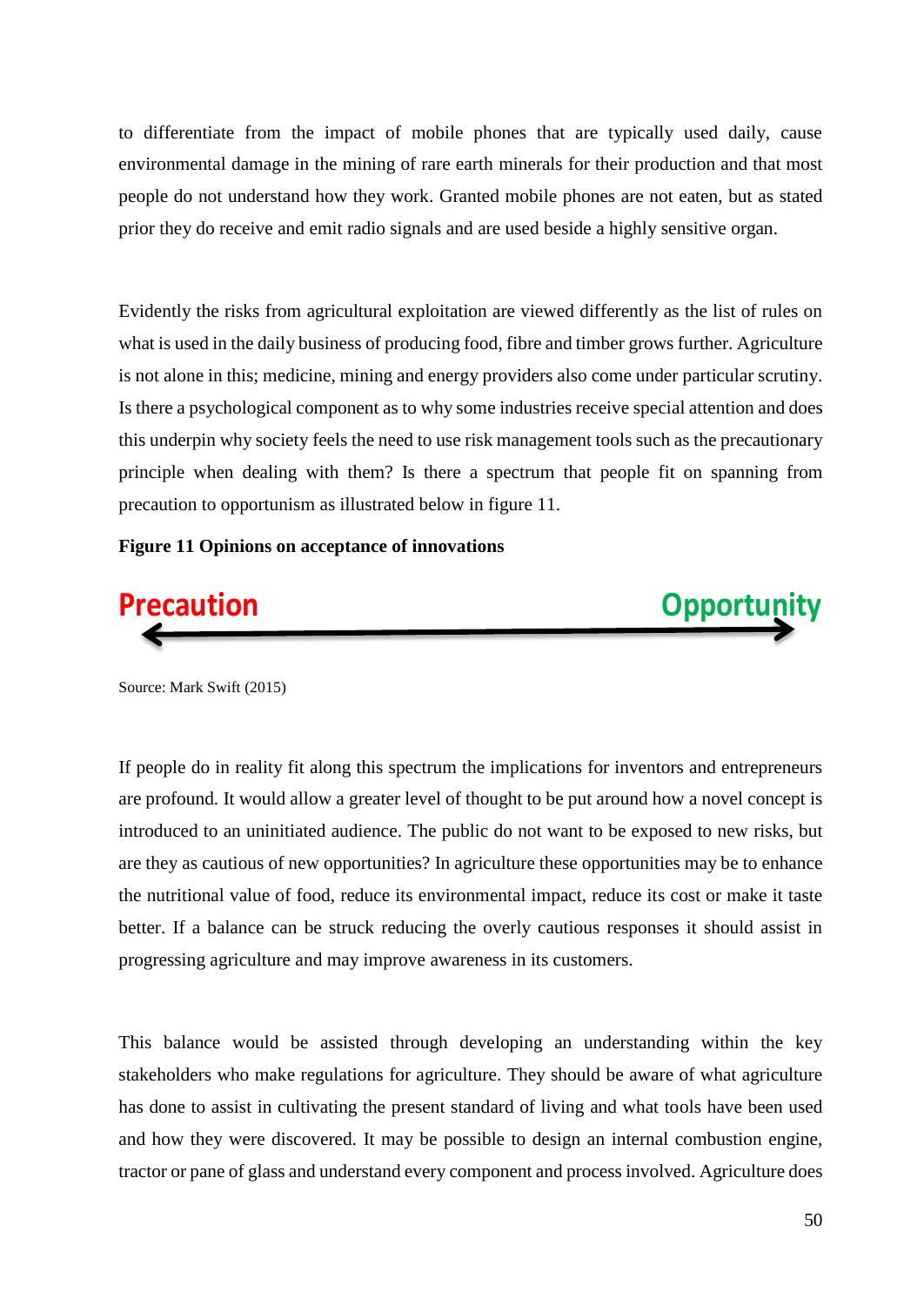to differentiate from the impact of mobile phones that are typically used daily, cause environmental damage in the mining of rare earth minerals for their production and that most people do not understand how they work. Granted mobile phones are not eaten, but as stated prior they do receive and emit radio signals and are used beside a highly sensitive organ.

Evidently the risks from agricultural exploitation are viewed differently as the list of rules on what is used in the daily business of producing food, fibre and timber grows further. Agriculture is not alone in this; medicine, mining and energy providers also come under particular scrutiny. Is there a psychological component as to why some industries receive special attention and does this underpin why society feels the need to use risk management tools such as the precautionary principle when dealing with them? Is there a spectrum that people fit on spanning from precaution to opportunism as illustrated below in figure 11.

**Figure 11 Opinions on acceptance of innovations**

**Precaution** ⟵——————————————⟶ **Opportunity**

Source: Mark Swift (2015)

If people do in reality fit along this spectrum the implications for inventors and entrepreneurs are profound. It would allow a greater level of thought to be put around how a novel concept is introduced to an uninitiated audience. The public do not want to be exposed to new risks, but are they as cautious of new opportunities? In agriculture these opportunities may be to enhance the nutritional value of food, reduce its environmental impact, reduce its cost or make it taste better. If a balance can be struck reducing the overly cautious responses it should assist in progressing agriculture and may improve awareness in its customers.

This balance would be assisted through developing an understanding within the key stakeholders who make regulations for agriculture. They should be aware of what agriculture has done to assist in cultivating the present standard of living and what tools have been used and how they were discovered. It may be possible to design an internal combustion engine, tractor or pane of glass and understand every component and process involved. Agriculture does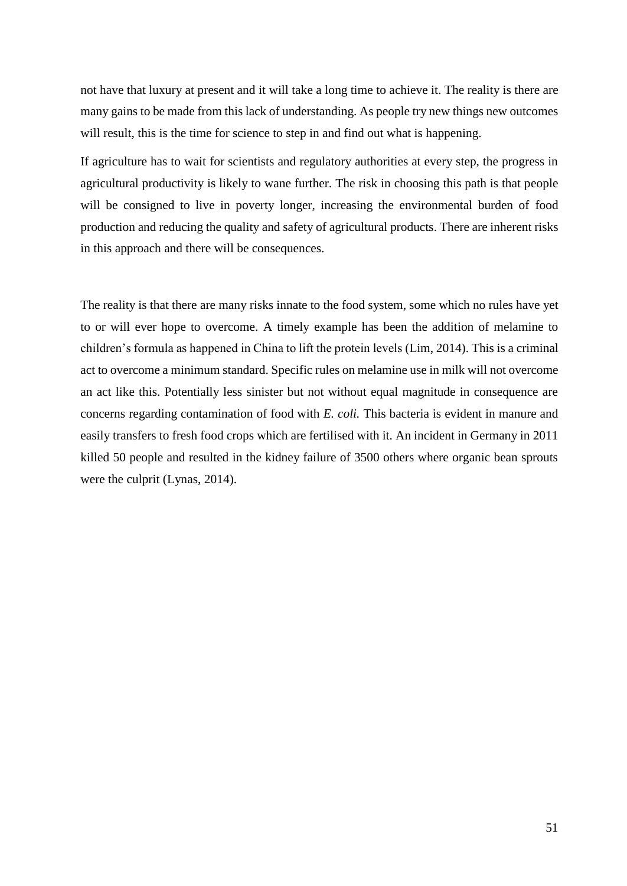not have that luxury at present and it will take a long time to achieve it. The reality is there are many gains to be made from this lack of understanding. As people try new things new outcomes will result, this is the time for science to step in and find out what is happening.

If agriculture has to wait for scientists and regulatory authorities at every step, the progress in agricultural productivity is likely to wane further. The risk in choosing this path is that people will be consigned to live in poverty longer, increasing the environmental burden of food production and reducing the quality and safety of agricultural products. There are inherent risks in this approach and there will be consequences.

The reality is that there are many risks innate to the food system, some which no rules have yet to or will ever hope to overcome. A timely example has been the addition of melamine to children's formula as happened in China to lift the protein levels (Lim, 2014). This is a criminal act to overcome a minimum standard. Specific rules on melamine use in milk will not overcome an act like this. Potentially less sinister but not without equal magnitude in consequence are concerns regarding contamination of food with *E. coli.* This bacteria is evident in manure and easily transfers to fresh food crops which are fertilised with it. An incident in Germany in 2011 killed 50 people and resulted in the kidney failure of 3500 others where organic bean sprouts were the culprit (Lynas, 2014).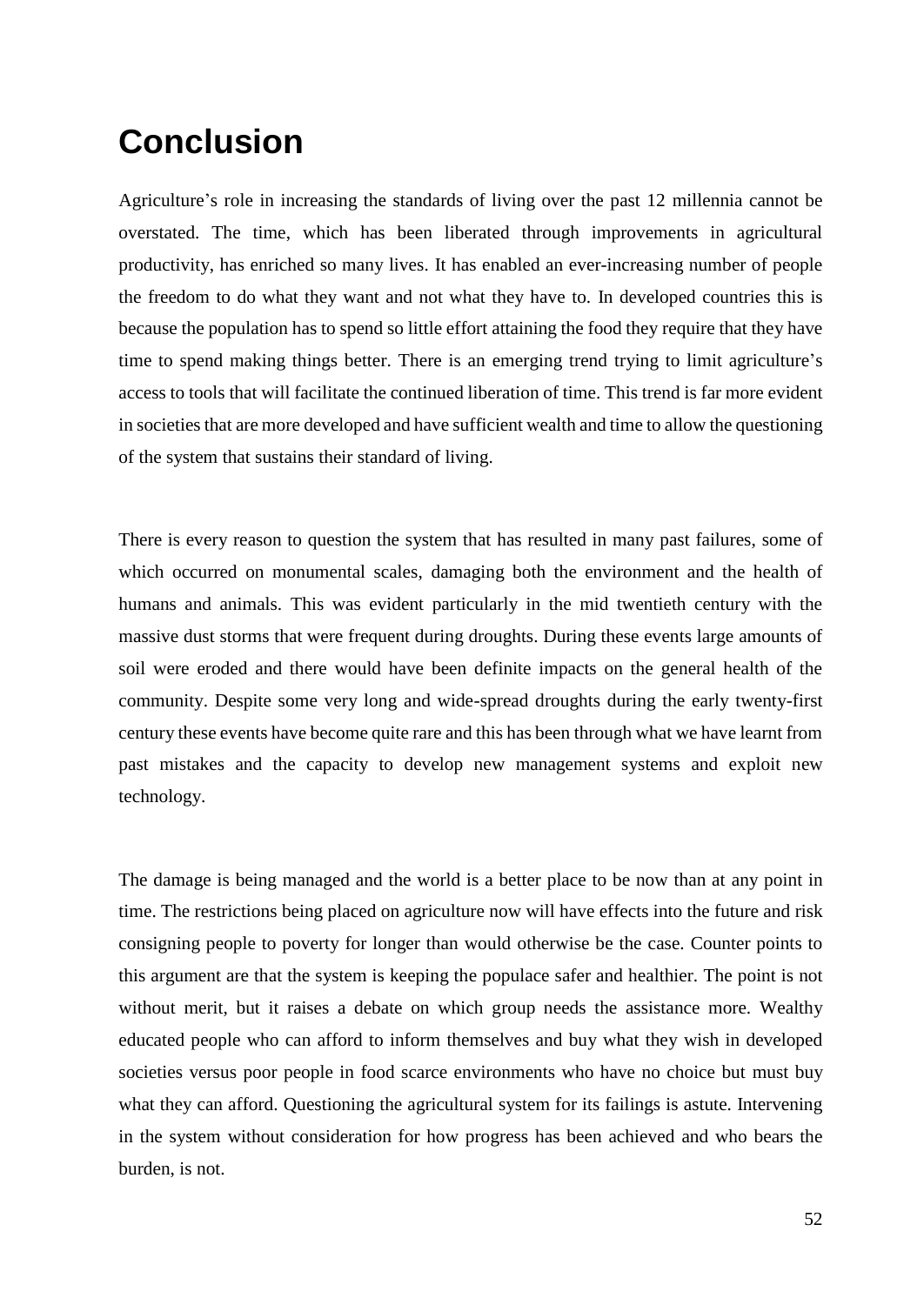# Conclusion

Agriculture's role in increasing the standards of living over the past 12 millennia cannot be overstated. The time, which has been liberated through improvements in agricultural productivity, has enriched so many lives. It has enabled an ever-increasing number of people the freedom to do what they want and not what they have to. In developed countries this is because the population has to spend so little effort attaining the food they require that they have time to spend making things better. There is an emerging trend trying to limit agriculture's access to tools that will facilitate the continued liberation of time. This trend is far more evident in societies that are more developed and have sufficient wealth and time to allow the questioning of the system that sustains their standard of living.

There is every reason to question the system that has resulted in many past failures, some of which occurred on monumental scales, damaging both the environment and the health of humans and animals. This was evident particularly in the mid twentieth century with the massive dust storms that were frequent during droughts. During these events large amounts of soil were eroded and there would have been definite impacts on the general health of the community. Despite some very long and wide-spread droughts during the early twenty-first century these events have become quite rare and this has been through what we have learnt from past mistakes and the capacity to develop new management systems and exploit new technology.

The damage is being managed and the world is a better place to be now than at any point in time. The restrictions being placed on agriculture now will have effects into the future and risk consigning people to poverty for longer than would otherwise be the case. Counter points to this argument are that the system is keeping the populace safer and healthier. The point is not without merit, but it raises a debate on which group needs the assistance more. Wealthy educated people who can afford to inform themselves and buy what they wish in developed societies versus poor people in food scarce environments who have no choice but must buy what they can afford. Questioning the agricultural system for its failings is astute. Intervening in the system without consideration for how progress has been achieved and who bears the burden, is not.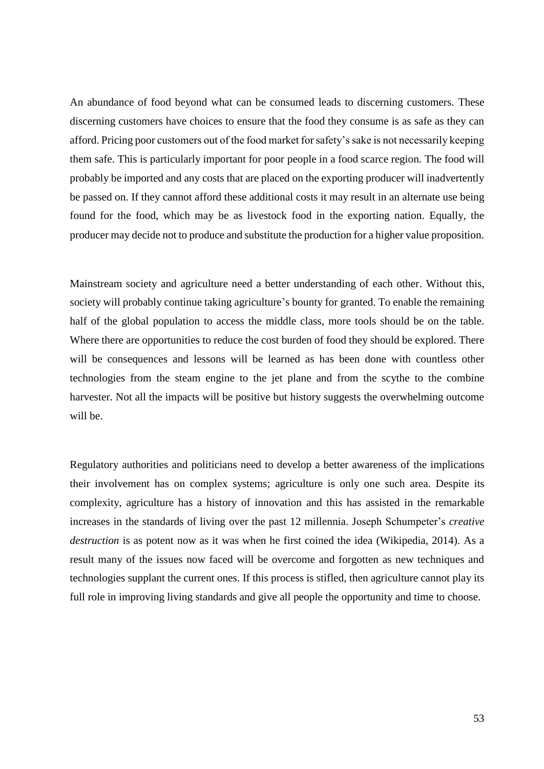An abundance of food beyond what can be consumed leads to discerning customers. These discerning customers have choices to ensure that the food they consume is as safe as they can afford. Pricing poor customers out of the food market for safety's sake is not necessarily keeping them safe. This is particularly important for poor people in a food scarce region. The food will probably be imported and any costs that are placed on the exporting producer will inadvertently be passed on. If they cannot afford these additional costs it may result in an alternate use being found for the food, which may be as livestock food in the exporting nation. Equally, the producer may decide not to produce and substitute the production for a higher value proposition.

Mainstream society and agriculture need a better understanding of each other. Without this, society will probably continue taking agriculture's bounty for granted. To enable the remaining half of the global population to access the middle class, more tools should be on the table. Where there are opportunities to reduce the cost burden of food they should be explored. There will be consequences and lessons will be learned as has been done with countless other technologies from the steam engine to the jet plane and from the scythe to the combine harvester. Not all the impacts will be positive but history suggests the overwhelming outcome will be.

Regulatory authorities and politicians need to develop a better awareness of the implications their involvement has on complex systems; agriculture is only one such area. Despite its complexity, agriculture has a history of innovation and this has assisted in the remarkable increases in the standards of living over the past 12 millennia. Joseph Schumpeter's *creative destruction* is as potent now as it was when he first coined the idea (Wikipedia, 2014). As a result many of the issues now faced will be overcome and forgotten as new techniques and technologies supplant the current ones. If this process is stifled, then agriculture cannot play its full role in improving living standards and give all people the opportunity and time to choose.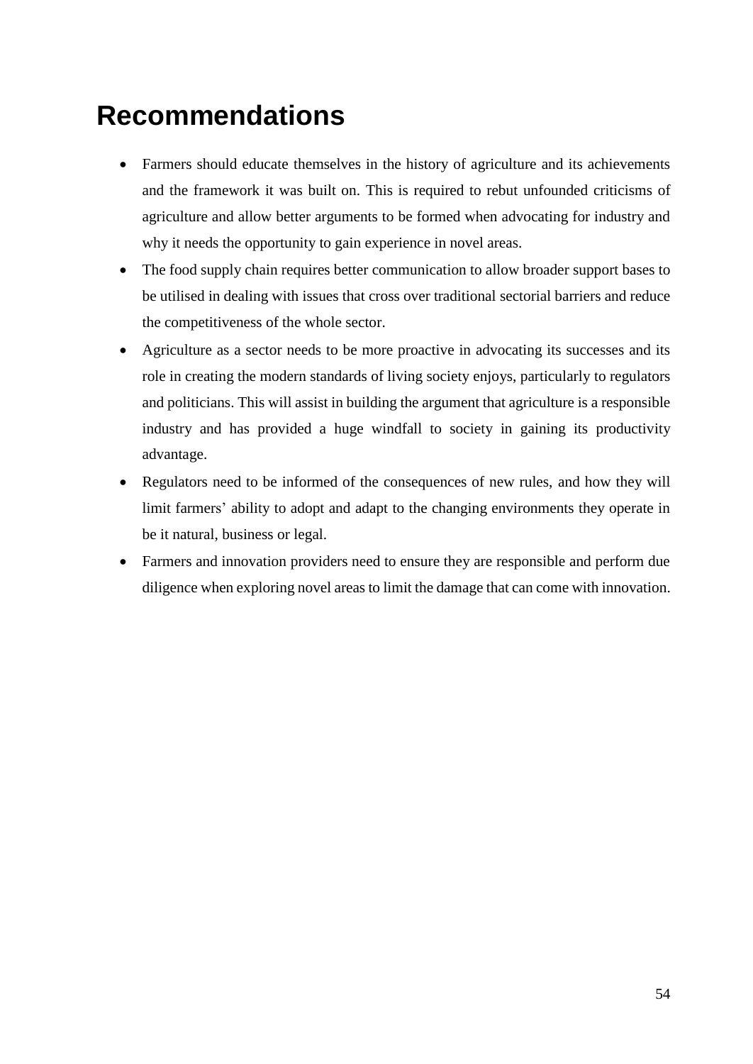# Recommendations

- Farmers should educate themselves in the history of agriculture and its achievements and the framework it was built on. This is required to rebut unfounded criticisms of agriculture and allow better arguments to be formed when advocating for industry and why it needs the opportunity to gain experience in novel areas.
- The food supply chain requires better communication to allow broader support bases to be utilised in dealing with issues that cross over traditional sectorial barriers and reduce the competitiveness of the whole sector.
- Agriculture as a sector needs to be more proactive in advocating its successes and its role in creating the modern standards of living society enjoys, particularly to regulators and politicians. This will assist in building the argument that agriculture is a responsible industry and has provided a huge windfall to society in gaining its productivity advantage.
- Regulators need to be informed of the consequences of new rules, and how they will limit farmers' ability to adopt and adapt to the changing environments they operate in be it natural, business or legal.
- Farmers and innovation providers need to ensure they are responsible and perform due diligence when exploring novel areas to limit the damage that can come with innovation.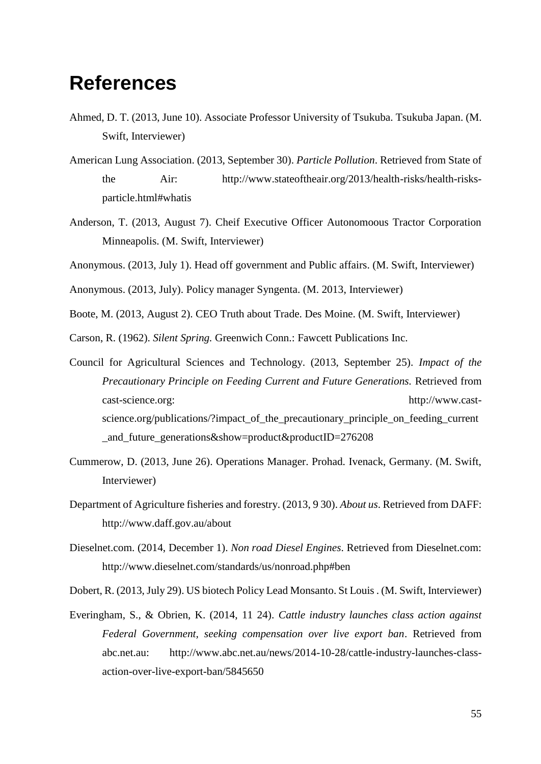# References

Ahmed, D. T. (2013, June 10). Associate Professor University of Tsukuba. Tsukuba Japan. (M. Swift, Interviewer)

American Lung Association. (2013, September 30). *Particle Pollution*. Retrieved from State of the Air: http://www.stateoftheair.org/2013/health-risks/health-risks-particle.html#whatis

Anderson, T. (2013, August 7). Cheif Executive Officer Autonomoous Tractor Corporation Minneapolis. (M. Swift, Interviewer)

Anonymous. (2013, July 1). Head off government and Public affairs. (M. Swift, Interviewer)

Anonymous. (2013, July). Policy manager Syngenta. (M. 2013, Interviewer)

Boote, M. (2013, August 2). CEO Truth about Trade. Des Moine. (M. Swift, Interviewer)

Carson, R. (1962). *Silent Spring.* Greenwich Conn.: Fawcett Publications Inc.

Council for Agricultural Sciences and Technology. (2013, September 25). *Impact of the Precautionary Principle on Feeding Current and Future Generations.* Retrieved from cast-science.org: http://www.cast-science.org/publications/?impact_of_the_precautionary_principle_on_feeding_current_and_future_generations&show=product&productID=276208

Cummerow, D. (2013, June 26). Operations Manager. Prohad. Ivenack, Germany. (M. Swift, Interviewer)

Department of Agriculture fisheries and forestry. (2013, 9 30). *About us*. Retrieved from DAFF: http://www.daff.gov.au/about

Dieselnet.com. (2014, December 1). *Non road Diesel Engines*. Retrieved from Dieselnet.com: http://www.dieselnet.com/standards/us/nonroad.php#ben

Dobert, R. (2013, July 29). US biotech Policy Lead Monsanto. St Louis . (M. Swift, Interviewer)

Everingham, S., & Obrien, K. (2014, 11 24). *Cattle industry launches class action against Federal Government, seeking compensation over live export ban*. Retrieved from abc.net.au: http://www.abc.net.au/news/2014-10-28/cattle-industry-launches-class-action-over-live-export-ban/5845650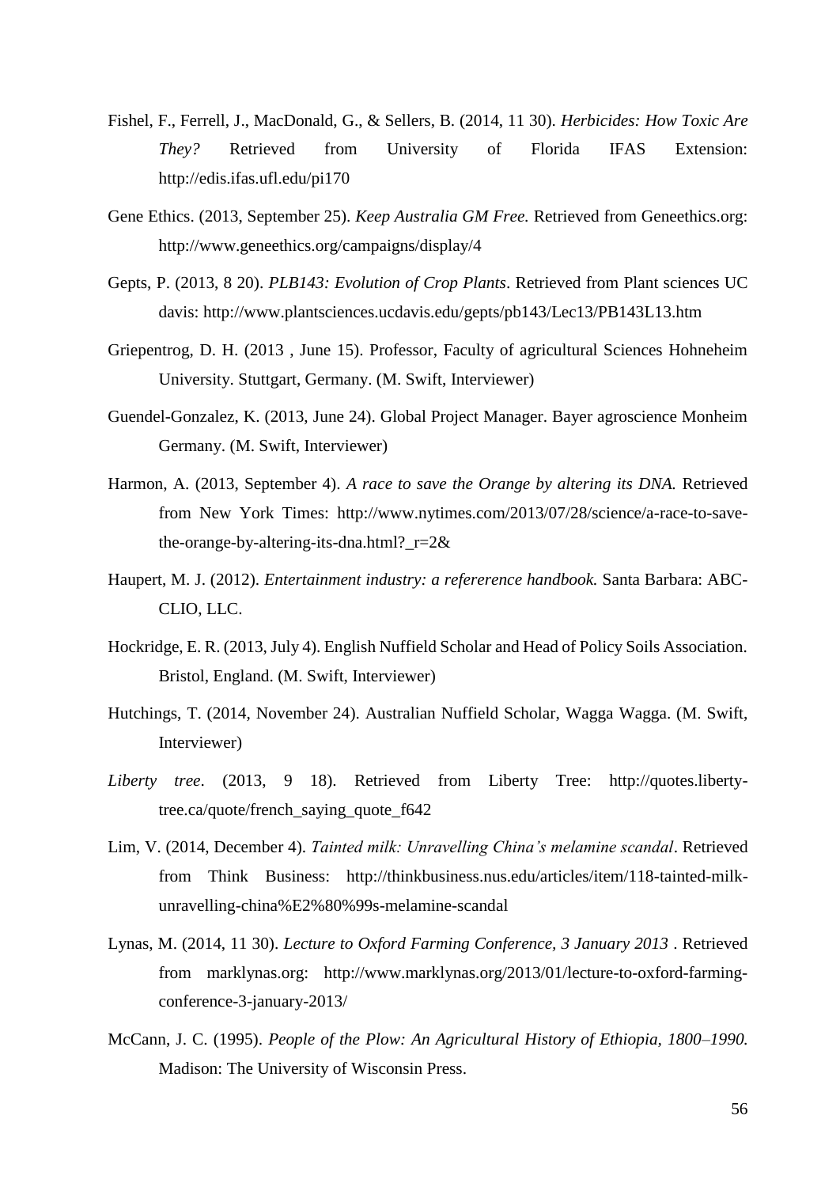Fishel, F., Ferrell, J., MacDonald, G., & Sellers, B. (2014, 11 30). *Herbicides: How Toxic Are They?* Retrieved from University of Florida IFAS Extension: http://edis.ifas.ufl.edu/pi170

Gene Ethics. (2013, September 25). *Keep Australia GM Free.* Retrieved from Geneethics.org: http://www.geneethics.org/campaigns/display/4

Gepts, P. (2013, 8 20). *PLB143: Evolution of Crop Plants*. Retrieved from Plant sciences UC davis: http://www.plantsciences.ucdavis.edu/gepts/pb143/Lec13/PB143L13.htm

Griepentrog, D. H. (2013 , June 15). Professor, Faculty of agricultural Sciences Hohneheim University. Stuttgart, Germany. (M. Swift, Interviewer)

Guendel-Gonzalez, K. (2013, June 24). Global Project Manager. Bayer agroscience Monheim Germany. (M. Swift, Interviewer)

Harmon, A. (2013, September 4). *A race to save the Orange by altering its DNA.* Retrieved from New York Times: http://www.nytimes.com/2013/07/28/science/a-race-to-save-the-orange-by-altering-its-dna.html?_r=2&

Haupert, M. J. (2012). *Entertainment industry: a refererence handbook.* Santa Barbara: ABC-CLIO, LLC.

Hockridge, E. R. (2013, July 4). English Nuffield Scholar and Head of Policy Soils Association. Bristol, England. (M. Swift, Interviewer)

Hutchings, T. (2014, November 24). Australian Nuffield Scholar, Wagga Wagga. (M. Swift, Interviewer)

*Liberty tree*. (2013, 9 18). Retrieved from Liberty Tree: http://quotes.liberty-tree.ca/quote/french_saying_quote_f642

Lim, V. (2014, December 4). *Tainted milk: Unravelling China's melamine scandal*. Retrieved from Think Business: http://thinkbusiness.nus.edu/articles/item/118-tainted-milk-unravelling-china%E2%80%99s-melamine-scandal

Lynas, M. (2014, 11 30). *Lecture to Oxford Farming Conference, 3 January 2013* . Retrieved from marklynas.org: http://www.marklynas.org/2013/01/lecture-to-oxford-farming-conference-3-january-2013/

McCann, J. C. (1995). *People of the Plow: An Agricultural History of Ethiopia, 1800–1990.* Madison: The University of Wisconsin Press.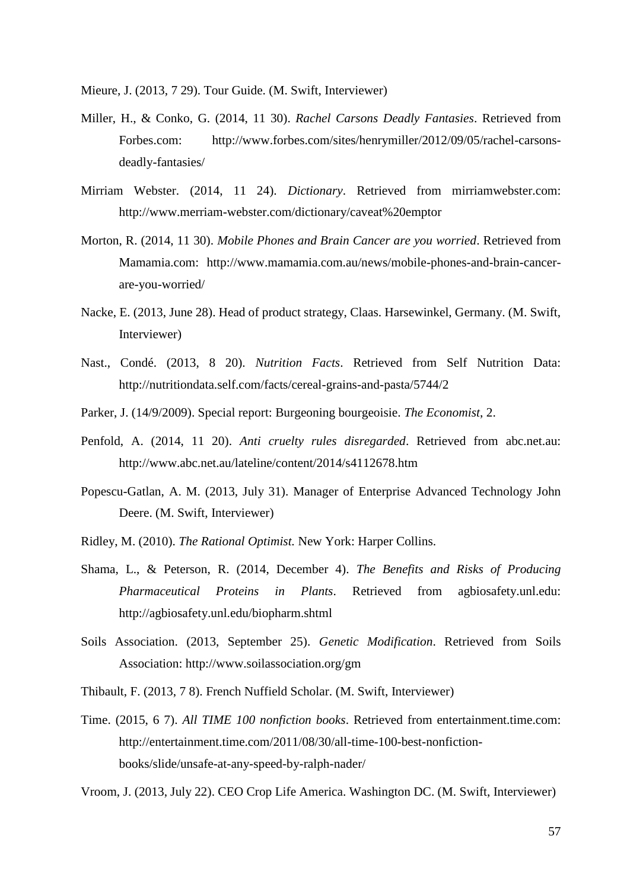Mieure, J. (2013, 7 29). Tour Guide. (M. Swift, Interviewer)

Miller, H., & Conko, G. (2014, 11 30). *Rachel Carsons Deadly Fantasies*. Retrieved from Forbes.com: http://www.forbes.com/sites/henrymiller/2012/09/05/rachel-carsons-deadly-fantasies/

Mirriam Webster. (2014, 11 24). *Dictionary*. Retrieved from mirriamwebster.com: http://www.merriam-webster.com/dictionary/caveat%20emptor

Morton, R. (2014, 11 30). *Mobile Phones and Brain Cancer are you worried*. Retrieved from Mamamia.com: http://www.mamamia.com.au/news/mobile-phones-and-brain-cancer-are-you-worried/

Nacke, E. (2013, June 28). Head of product strategy, Claas. Harsewinkel, Germany. (M. Swift, Interviewer)

Nast., Condé. (2013, 8 20). *Nutrition Facts*. Retrieved from Self Nutrition Data: http://nutritiondata.self.com/facts/cereal-grains-and-pasta/5744/2

Parker, J. (14/9/2009). Special report: Burgeoning bourgeoisie. *The Economist*, 2.

Penfold, A. (2014, 11 20). *Anti cruelty rules disregarded*. Retrieved from abc.net.au: http://www.abc.net.au/lateline/content/2014/s4112678.htm

Popescu-Gatlan, A. M. (2013, July 31). Manager of Enterprise Advanced Technology John Deere. (M. Swift, Interviewer)

Ridley, M. (2010). *The Rational Optimist.* New York: Harper Collins.

Shama, L., & Peterson, R. (2014, December 4). *The Benefits and Risks of Producing Pharmaceutical Proteins in Plants*. Retrieved from agbiosafety.unl.edu: http://agbiosafety.unl.edu/biopharm.shtml

Soils Association. (2013, September 25). *Genetic Modification*. Retrieved from Soils Association: http://www.soilassociation.org/gm

Thibault, F. (2013, 7 8). French Nuffield Scholar. (M. Swift, Interviewer)

Time. (2015, 6 7). *All TIME 100 nonfiction books*. Retrieved from entertainment.time.com: http://entertainment.time.com/2011/08/30/all-time-100-best-nonfiction-books/slide/unsafe-at-any-speed-by-ralph-nader/

Vroom, J. (2013, July 22). CEO Crop Life America. Washington DC. (M. Swift, Interviewer)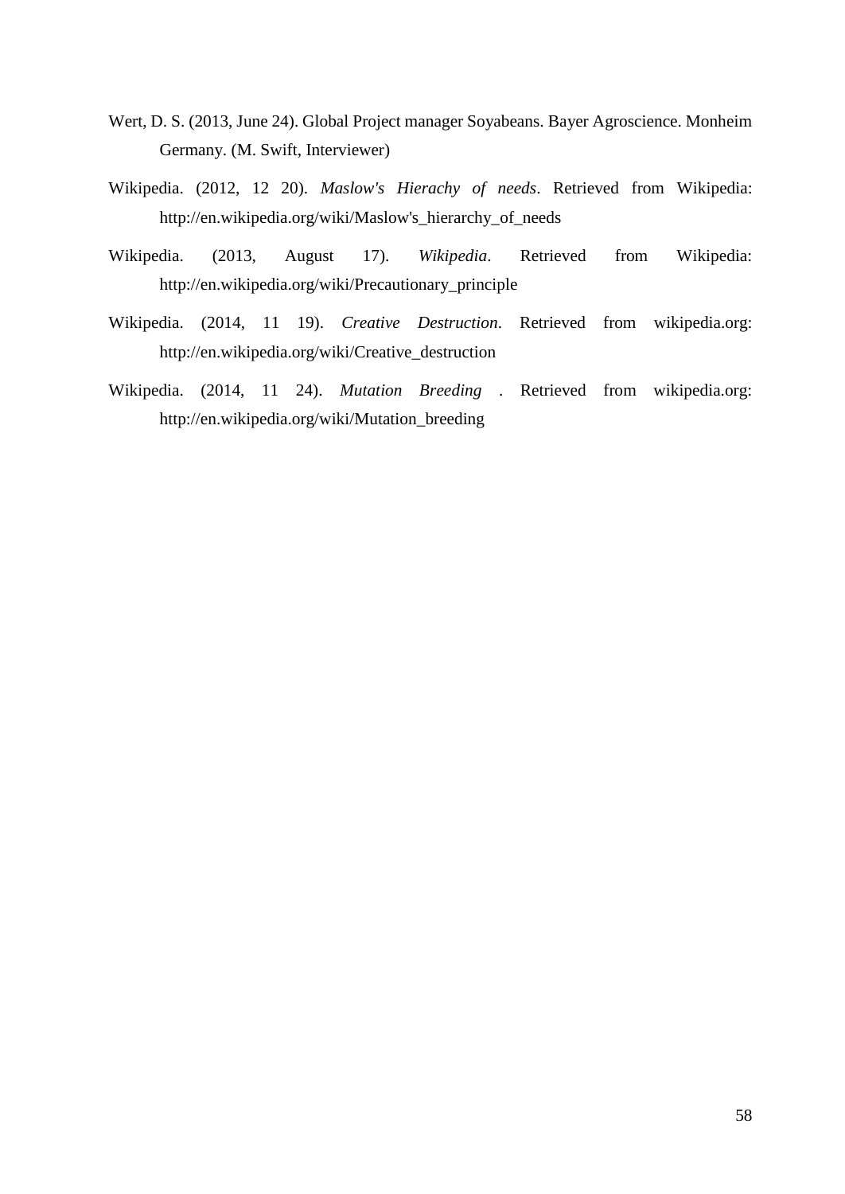Wert, D. S. (2013, June 24). Global Project manager Soyabeans. Bayer Agroscience. Monheim Germany. (M. Swift, Interviewer)

Wikipedia. (2012, 12 20). *Maslow's Hierachy of needs*. Retrieved from Wikipedia: http://en.wikipedia.org/wiki/Maslow's_hierarchy_of_needs

Wikipedia. (2013, August 17). *Wikipedia*. Retrieved from Wikipedia: http://en.wikipedia.org/wiki/Precautionary_principle

Wikipedia. (2014, 11 19). *Creative Destruction*. Retrieved from wikipedia.org: http://en.wikipedia.org/wiki/Creative_destruction

Wikipedia. (2014, 11 24). *Mutation Breeding* . Retrieved from wikipedia.org: http://en.wikipedia.org/wiki/Mutation_breeding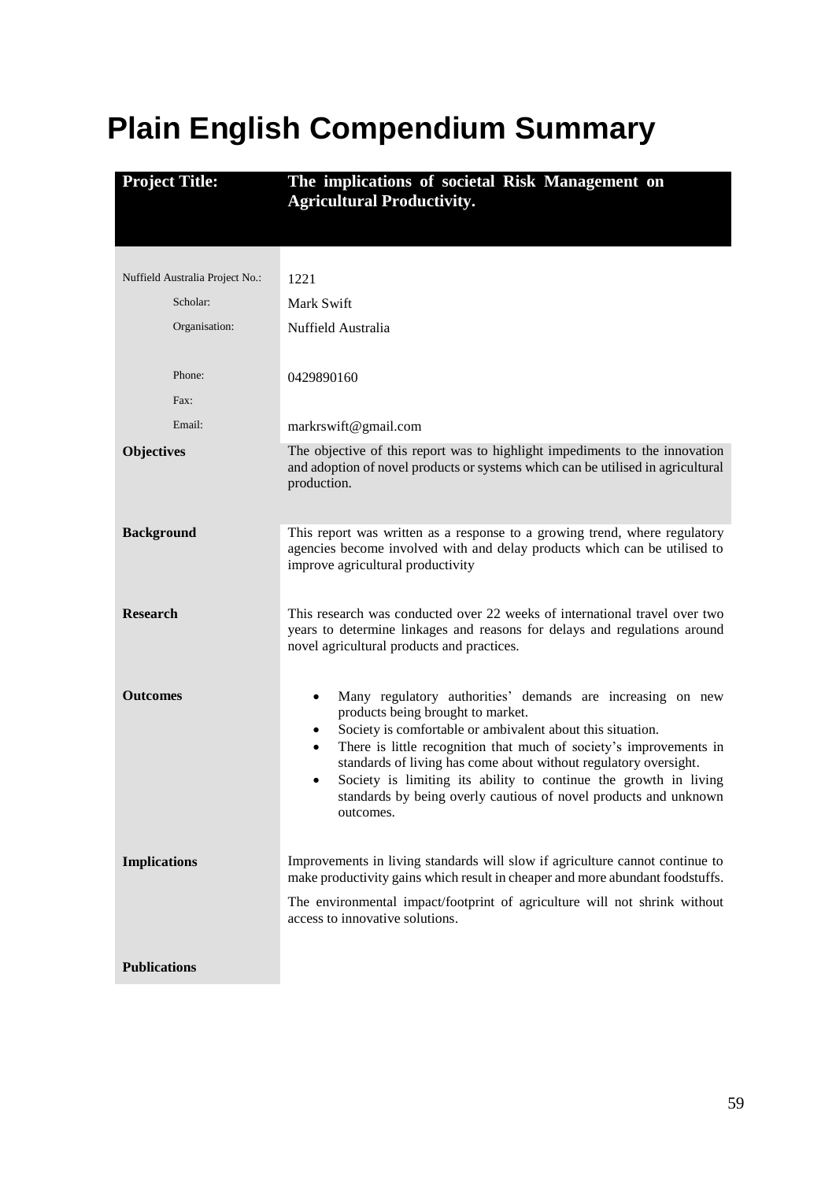# Plain English Compendium Summary

| Project Title: | The implications of societal Risk Management on Agricultural Productivity. |
|---|---|
| Nuffield Australia Project No.: | 1221 |
| Scholar: | Mark Swift |
| Organisation: | Nuffield Australia |
| Phone: | 0429890160 |
| Fax: | |
| Email: | markrswift@gmail.com |
| **Objectives** | The objective of this report was to highlight impediments to the innovation and adoption of novel products or systems which can be utilised in agricultural production. |
| **Background** | This report was written as a response to a growing trend, where regulatory agencies become involved with and delay products which can be utilised to improve agricultural productivity |
| **Research** | This research was conducted over 22 weeks of international travel over two years to determine linkages and reasons for delays and regulations around novel agricultural products and practices. |
| **Outcomes** | • Many regulatory authorities' demands are increasing on new products being brought to market. <br> • Society is comfortable or ambivalent about this situation. <br> • There is little recognition that much of society's improvements in standards of living has come about without regulatory oversight. <br> • Society is limiting its ability to continue the growth in living standards by being overly cautious of novel products and unknown outcomes. |
| **Implications** | Improvements in living standards will slow if agriculture cannot continue to make productivity gains which result in cheaper and more abundant foodstuffs. <br> The environmental impact/footprint of agriculture will not shrink without access to innovative solutions. |
| **Publications** | |